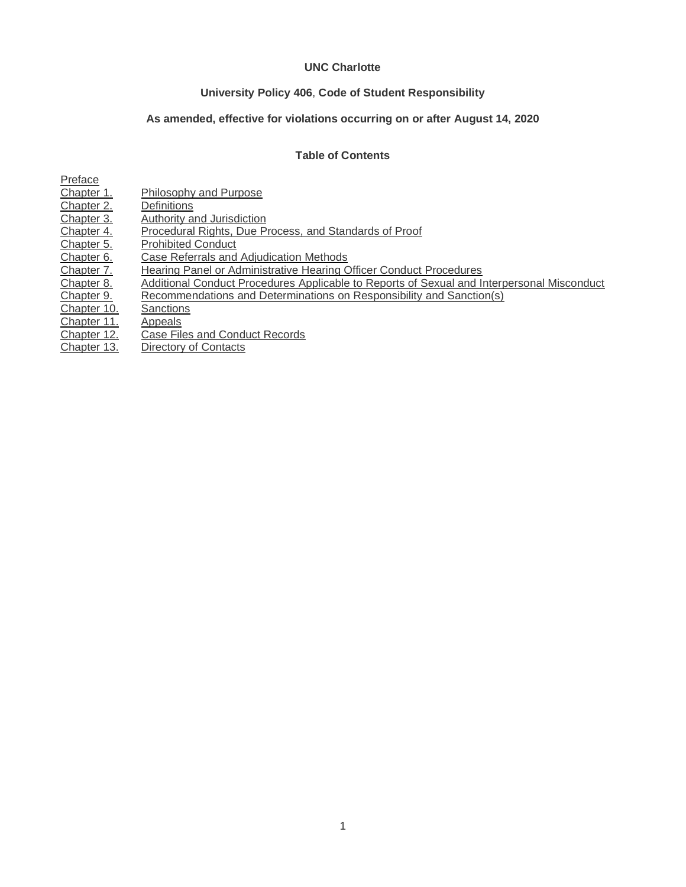**UNC Charlotte**

**University Policy 406, Code of Student Responsibility**

**As amended, effective for violations occurring on or after August 14, 2020**

**Table of Contents**

| | |
|---|---|
| Preface | |
| Chapter 1. | Philosophy and Purpose |
| Chapter 2. | Definitions |
| Chapter 3. | Authority and Jurisdiction |
| Chapter 4. | Procedural Rights, Due Process, and Standards of Proof |
| Chapter 5. | Prohibited Conduct |
| Chapter 6. | Case Referrals and Adjudication Methods |
| Chapter 7. | Hearing Panel or Administrative Hearing Officer Conduct Procedures |
| Chapter 8. | Additional Conduct Procedures Applicable to Reports of Sexual and Interpersonal Misconduct |
| Chapter 9. | Recommendations and Determinations on Responsibility and Sanction(s) |
| Chapter 10. | Sanctions |
| Chapter 11. | Appeals |
| Chapter 12. | Case Files and Conduct Records |
| Chapter 13. | Directory of Contacts |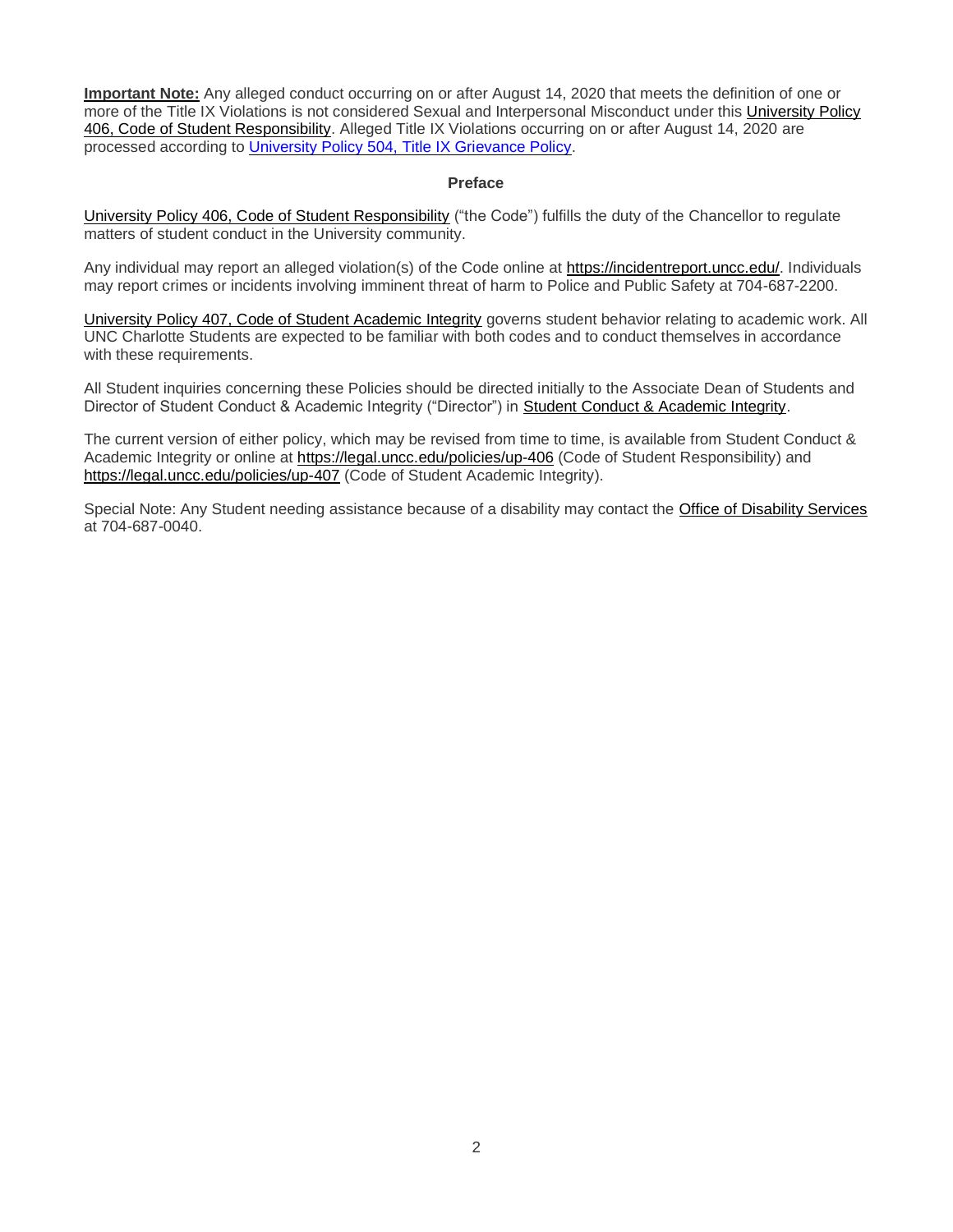**Important Note:** Any alleged conduct occurring on or after August 14, 2020 that meets the definition of one or more of the Title IX Violations is not considered Sexual and Interpersonal Misconduct under this University Policy 406, Code of Student Responsibility. Alleged Title IX Violations occurring on or after August 14, 2020 are processed according to University Policy 504, Title IX Grievance Policy.

## Preface

University Policy 406, Code of Student Responsibility ("the Code") fulfills the duty of the Chancellor to regulate matters of student conduct in the University community.

Any individual may report an alleged violation(s) of the Code online at https://incidentreport.uncc.edu/. Individuals may report crimes or incidents involving imminent threat of harm to Police and Public Safety at 704-687-2200.

University Policy 407, Code of Student Academic Integrity governs student behavior relating to academic work. All UNC Charlotte Students are expected to be familiar with both codes and to conduct themselves in accordance with these requirements.

All Student inquiries concerning these Policies should be directed initially to the Associate Dean of Students and Director of Student Conduct & Academic Integrity ("Director") in Student Conduct & Academic Integrity.

The current version of either policy, which may be revised from time to time, is available from Student Conduct & Academic Integrity or online at https://legal.uncc.edu/policies/up-406 (Code of Student Responsibility) and https://legal.uncc.edu/policies/up-407 (Code of Student Academic Integrity).

Special Note: Any Student needing assistance because of a disability may contact the Office of Disability Services at 704-687-0040.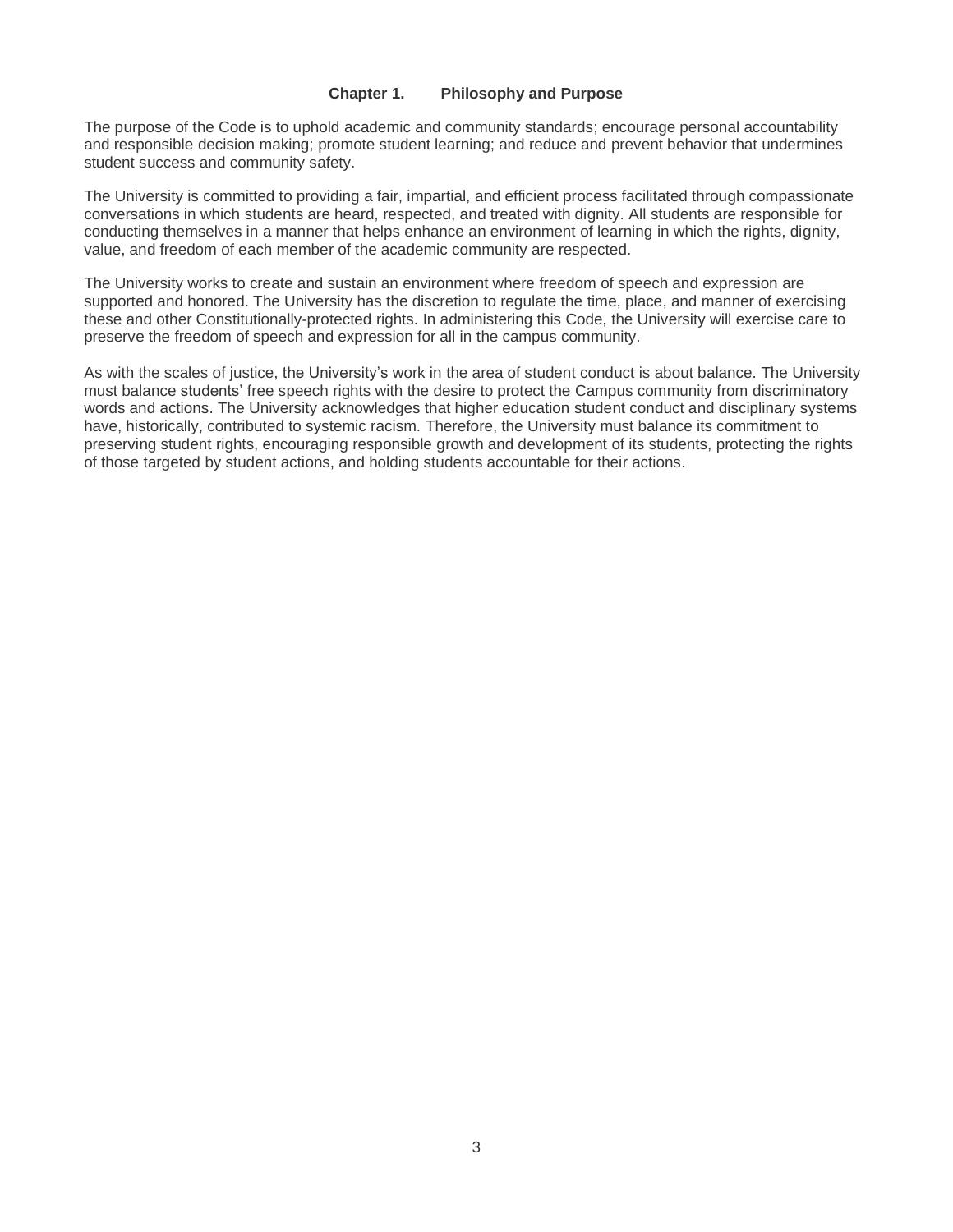## Chapter 1. Philosophy and Purpose

The purpose of the Code is to uphold academic and community standards; encourage personal accountability and responsible decision making; promote student learning; and reduce and prevent behavior that undermines student success and community safety.

The University is committed to providing a fair, impartial, and efficient process facilitated through compassionate conversations in which students are heard, respected, and treated with dignity. All students are responsible for conducting themselves in a manner that helps enhance an environment of learning in which the rights, dignity, value, and freedom of each member of the academic community are respected.

The University works to create and sustain an environment where freedom of speech and expression are supported and honored. The University has the discretion to regulate the time, place, and manner of exercising these and other Constitutionally-protected rights. In administering this Code, the University will exercise care to preserve the freedom of speech and expression for all in the campus community.

As with the scales of justice, the University's work in the area of student conduct is about balance. The University must balance students' free speech rights with the desire to protect the Campus community from discriminatory words and actions. The University acknowledges that higher education student conduct and disciplinary systems have, historically, contributed to systemic racism. Therefore, the University must balance its commitment to preserving student rights, encouraging responsible growth and development of its students, protecting the rights of those targeted by student actions, and holding students accountable for their actions.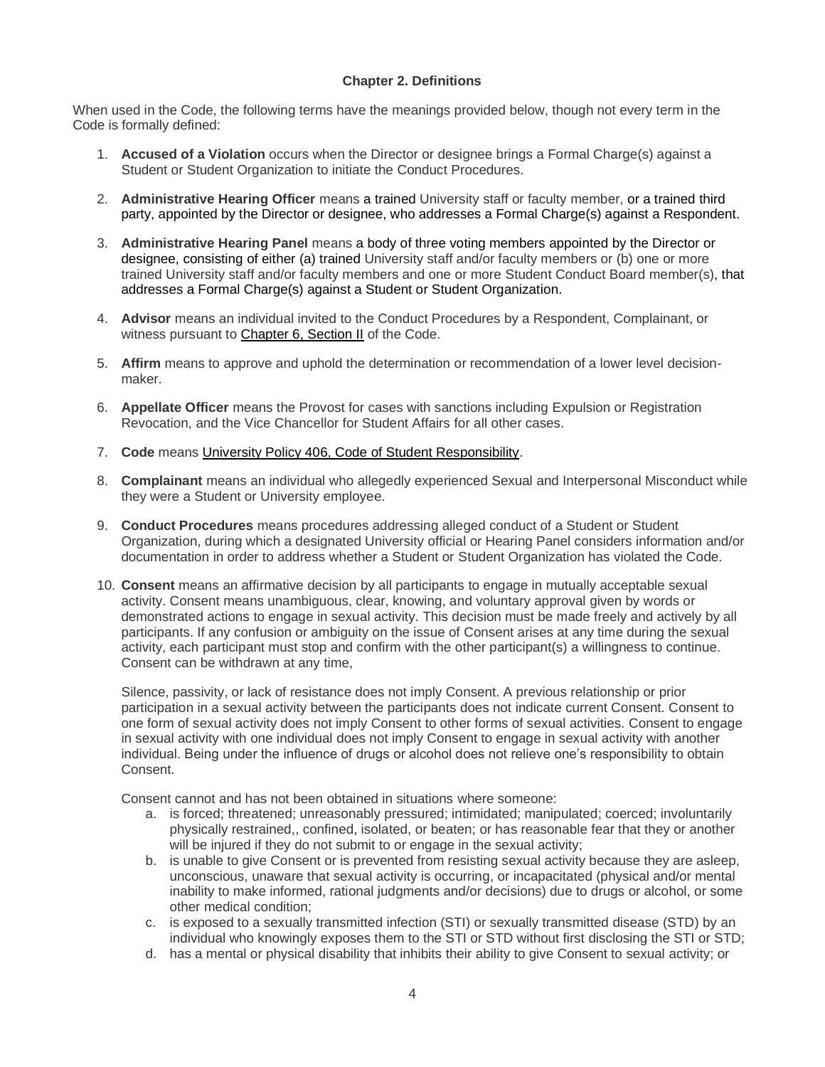## Chapter 2. Definitions

When used in the Code, the following terms have the meanings provided below, though not every term in the Code is formally defined:

1. **Accused of a Violation** occurs when the Director or designee brings a Formal Charge(s) against a Student or Student Organization to initiate the Conduct Procedures.
2. **Administrative Hearing Officer** means a trained University staff or faculty member, or a trained third party, appointed by the Director or designee, who addresses a Formal Charge(s) against a Respondent.
3. **Administrative Hearing Panel** means a body of three voting members appointed by the Director or designee, consisting of either (a) trained University staff and/or faculty members or (b) one or more trained University staff and/or faculty members and one or more Student Conduct Board member(s), that addresses a Formal Charge(s) against a Student or Student Organization.
4. **Advisor** means an individual invited to the Conduct Procedures by a Respondent, Complainant, or witness pursuant to Chapter 6, Section II of the Code.
5. **Affirm** means to approve and uphold the determination or recommendation of a lower level decision-maker.
6. **Appellate Officer** means the Provost for cases with sanctions including Expulsion or Registration Revocation, and the Vice Chancellor for Student Affairs for all other cases.
7. **Code** means University Policy 406, Code of Student Responsibility.
8. **Complainant** means an individual who allegedly experienced Sexual and Interpersonal Misconduct while they were a Student or University employee.
9. **Conduct Procedures** means procedures addressing alleged conduct of a Student or Student Organization, during which a designated University official or Hearing Panel considers information and/or documentation in order to address whether a Student or Student Organization has violated the Code.
10. **Consent** means an affirmative decision by all participants to engage in mutually acceptable sexual activity. Consent means unambiguous, clear, knowing, and voluntary approval given by words or demonstrated actions to engage in sexual activity. This decision must be made freely and actively by all participants. If any confusion or ambiguity on the issue of Consent arises at any time during the sexual activity, each participant must stop and confirm with the other participant(s) a willingness to continue. Consent can be withdrawn at any time,

    Silence, passivity, or lack of resistance does not imply Consent. A previous relationship or prior participation in a sexual activity between the participants does not indicate current Consent. Consent to one form of sexual activity does not imply Consent to other forms of sexual activities. Consent to engage in sexual activity with one individual does not imply Consent to engage in sexual activity with another individual. Being under the influence of drugs or alcohol does not relieve one's responsibility to obtain Consent.

    Consent cannot and has not been obtained in situations where someone:

    a. is forced; threatened; unreasonably pressured; intimidated; manipulated; coerced; involuntarily physically restrained,, confined, isolated, or beaten; or has reasonable fear that they or another will be injured if they do not submit to or engage in the sexual activity;
    b. is unable to give Consent or is prevented from resisting sexual activity because they are asleep, unconscious, unaware that sexual activity is occurring, or incapacitated (physical and/or mental inability to make informed, rational judgments and/or decisions) due to drugs or alcohol, or some other medical condition;
    c. is exposed to a sexually transmitted infection (STI) or sexually transmitted disease (STD) by an individual who knowingly exposes them to the STI or STD without first disclosing the STI or STD;
    d. has a mental or physical disability that inhibits their ability to give Consent to sexual activity; or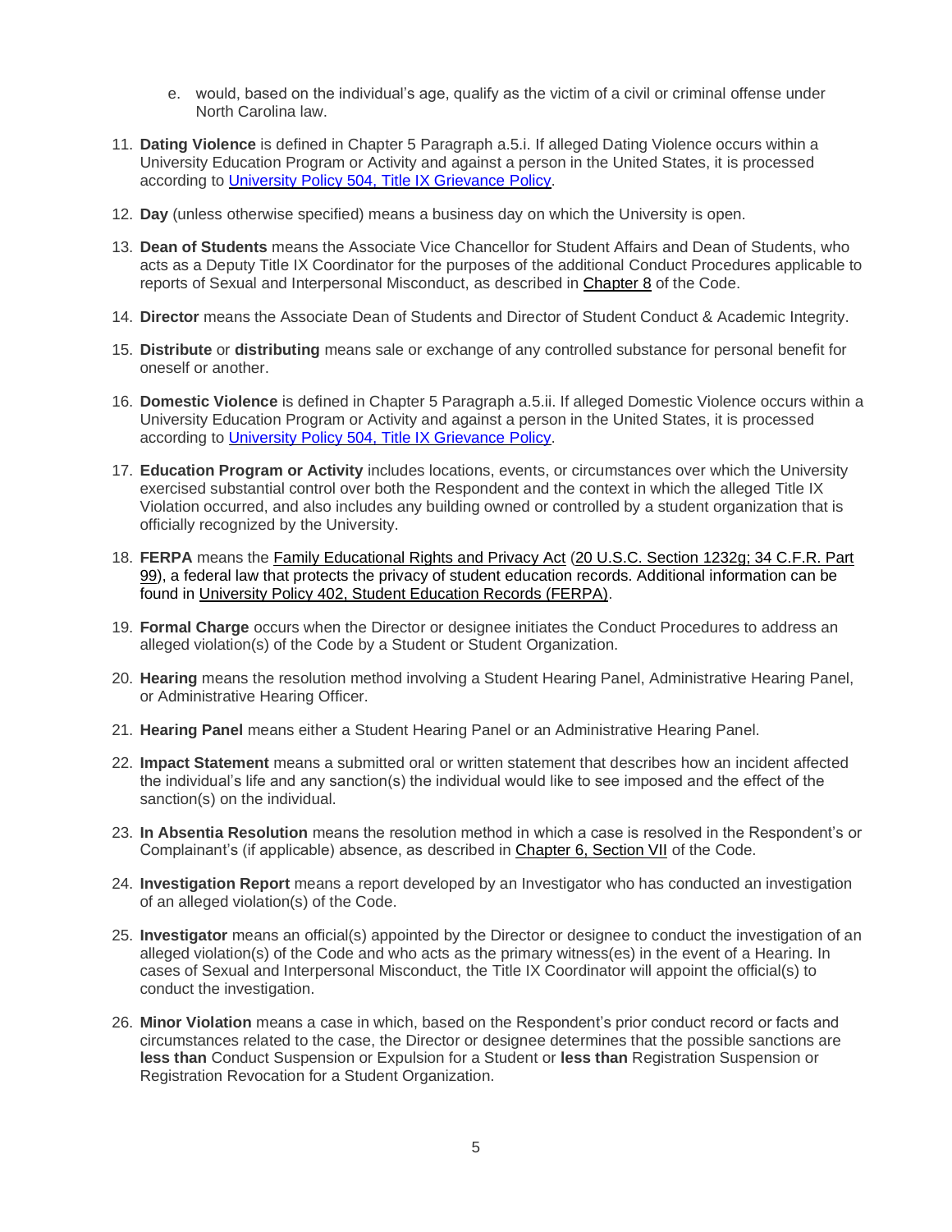e. would, based on the individual's age, qualify as the victim of a civil or criminal offense under North Carolina law.

11. **Dating Violence** is defined in Chapter 5 Paragraph a.5.i. If alleged Dating Violence occurs within a University Education Program or Activity and against a person in the United States, it is processed according to University Policy 504, Title IX Grievance Policy.

12. **Day** (unless otherwise specified) means a business day on which the University is open.

13. **Dean of Students** means the Associate Vice Chancellor for Student Affairs and Dean of Students, who acts as a Deputy Title IX Coordinator for the purposes of the additional Conduct Procedures applicable to reports of Sexual and Interpersonal Misconduct, as described in Chapter 8 of the Code.

14. **Director** means the Associate Dean of Students and Director of Student Conduct & Academic Integrity.

15. **Distribute** or **distributing** means sale or exchange of any controlled substance for personal benefit for oneself or another.

16. **Domestic Violence** is defined in Chapter 5 Paragraph a.5.ii. If alleged Domestic Violence occurs within a University Education Program or Activity and against a person in the United States, it is processed according to University Policy 504, Title IX Grievance Policy.

17. **Education Program or Activity** includes locations, events, or circumstances over which the University exercised substantial control over both the Respondent and the context in which the alleged Title IX Violation occurred, and also includes any building owned or controlled by a student organization that is officially recognized by the University.

18. **FERPA** means the Family Educational Rights and Privacy Act (20 U.S.C. Section 1232g; 34 C.F.R. Part 99), a federal law that protects the privacy of student education records. Additional information can be found in University Policy 402, Student Education Records (FERPA).

19. **Formal Charge** occurs when the Director or designee initiates the Conduct Procedures to address an alleged violation(s) of the Code by a Student or Student Organization.

20. **Hearing** means the resolution method involving a Student Hearing Panel, Administrative Hearing Panel, or Administrative Hearing Officer.

21. **Hearing Panel** means either a Student Hearing Panel or an Administrative Hearing Panel.

22. **Impact Statement** means a submitted oral or written statement that describes how an incident affected the individual's life and any sanction(s) the individual would like to see imposed and the effect of the sanction(s) on the individual.

23. **In Absentia Resolution** means the resolution method in which a case is resolved in the Respondent's or Complainant's (if applicable) absence, as described in Chapter 6, Section VII of the Code.

24. **Investigation Report** means a report developed by an Investigator who has conducted an investigation of an alleged violation(s) of the Code.

25. **Investigator** means an official(s) appointed by the Director or designee to conduct the investigation of an alleged violation(s) of the Code and who acts as the primary witness(es) in the event of a Hearing. In cases of Sexual and Interpersonal Misconduct, the Title IX Coordinator will appoint the official(s) to conduct the investigation.

26. **Minor Violation** means a case in which, based on the Respondent's prior conduct record or facts and circumstances related to the case, the Director or designee determines that the possible sanctions are **less than** Conduct Suspension or Expulsion for a Student or **less than** Registration Suspension or Registration Revocation for a Student Organization.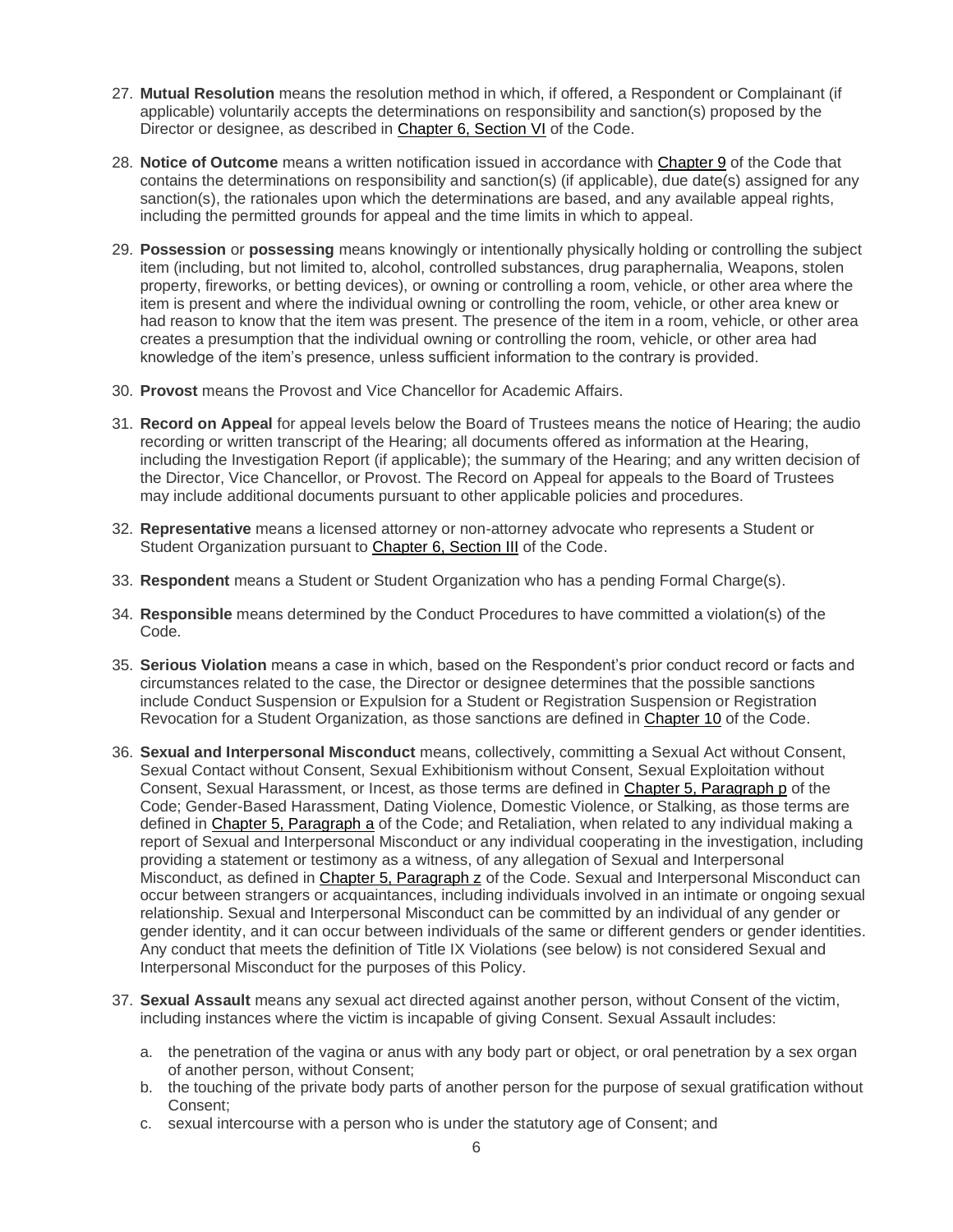27. **Mutual Resolution** means the resolution method in which, if offered, a Respondent or Complainant (if applicable) voluntarily accepts the determinations on responsibility and sanction(s) proposed by the Director or designee, as described in Chapter 6, Section VI of the Code.

28. **Notice of Outcome** means a written notification issued in accordance with Chapter 9 of the Code that contains the determinations on responsibility and sanction(s) (if applicable), due date(s) assigned for any sanction(s), the rationales upon which the determinations are based, and any available appeal rights, including the permitted grounds for appeal and the time limits in which to appeal.

29. **Possession** or **possessing** means knowingly or intentionally physically holding or controlling the subject item (including, but not limited to, alcohol, controlled substances, drug paraphernalia, Weapons, stolen property, fireworks, or betting devices), or owning or controlling a room, vehicle, or other area where the item is present and where the individual owning or controlling the room, vehicle, or other area knew or had reason to know that the item was present. The presence of the item in a room, vehicle, or other area creates a presumption that the individual owning or controlling the room, vehicle, or other area had knowledge of the item's presence, unless sufficient information to the contrary is provided.

30. **Provost** means the Provost and Vice Chancellor for Academic Affairs.

31. **Record on Appeal** for appeal levels below the Board of Trustees means the notice of Hearing; the audio recording or written transcript of the Hearing; all documents offered as information at the Hearing, including the Investigation Report (if applicable); the summary of the Hearing; and any written decision of the Director, Vice Chancellor, or Provost. The Record on Appeal for appeals to the Board of Trustees may include additional documents pursuant to other applicable policies and procedures.

32. **Representative** means a licensed attorney or non-attorney advocate who represents a Student or Student Organization pursuant to Chapter 6, Section III of the Code.

33. **Respondent** means a Student or Student Organization who has a pending Formal Charge(s).

34. **Responsible** means determined by the Conduct Procedures to have committed a violation(s) of the Code.

35. **Serious Violation** means a case in which, based on the Respondent's prior conduct record or facts and circumstances related to the case, the Director or designee determines that the possible sanctions include Conduct Suspension or Expulsion for a Student or Registration Suspension or Registration Revocation for a Student Organization, as those sanctions are defined in Chapter 10 of the Code.

36. **Sexual and Interpersonal Misconduct** means, collectively, committing a Sexual Act without Consent, Sexual Contact without Consent, Sexual Exhibitionism without Consent, Sexual Exploitation without Consent, Sexual Harassment, or Incest, as those terms are defined in Chapter 5, Paragraph p of the Code; Gender-Based Harassment, Dating Violence, Domestic Violence, or Stalking, as those terms are defined in Chapter 5, Paragraph a of the Code; and Retaliation, when related to any individual making a report of Sexual and Interpersonal Misconduct or any individual cooperating in the investigation, including providing a statement or testimony as a witness, of any allegation of Sexual and Interpersonal Misconduct, as defined in Chapter 5, Paragraph z of the Code. Sexual and Interpersonal Misconduct can occur between strangers or acquaintances, including individuals involved in an intimate or ongoing sexual relationship. Sexual and Interpersonal Misconduct can be committed by an individual of any gender or gender identity, and it can occur between individuals of the same or different genders or gender identities. Any conduct that meets the definition of Title IX Violations (see below) is not considered Sexual and Interpersonal Misconduct for the purposes of this Policy.

37. **Sexual Assault** means any sexual act directed against another person, without Consent of the victim, including instances where the victim is incapable of giving Consent. Sexual Assault includes:

    a. the penetration of the vagina or anus with any body part or object, or oral penetration by a sex organ of another person, without Consent;
    b. the touching of the private body parts of another person for the purpose of sexual gratification without Consent;
    c. sexual intercourse with a person who is under the statutory age of Consent; and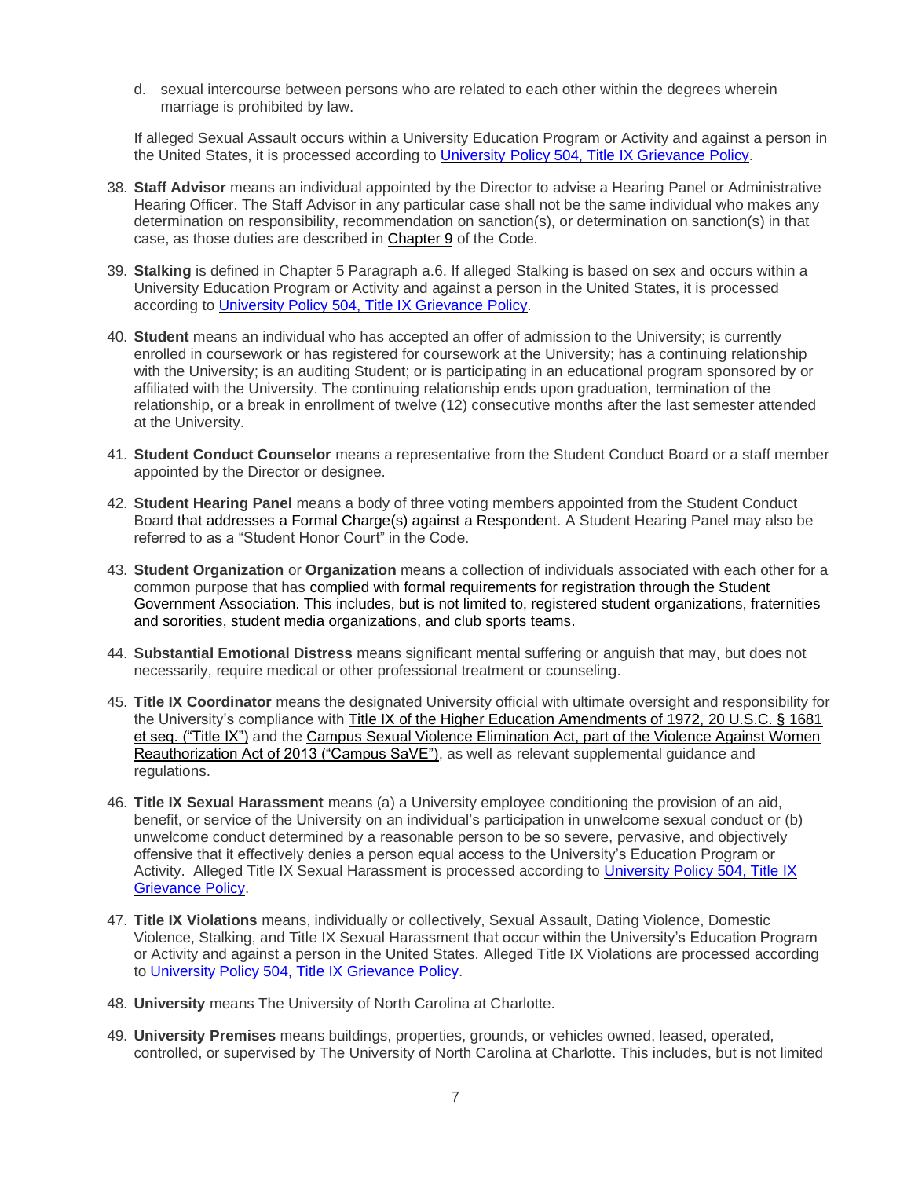d. sexual intercourse between persons who are related to each other within the degrees wherein marriage is prohibited by law.

If alleged Sexual Assault occurs within a University Education Program or Activity and against a person in the United States, it is processed according to [University Policy 504, Title IX Grievance Policy](#).

38. **Staff Advisor** means an individual appointed by the Director to advise a Hearing Panel or Administrative Hearing Officer. The Staff Advisor in any particular case shall not be the same individual who makes any determination on responsibility, recommendation on sanction(s), or determination on sanction(s) in that case, as those duties are described in Chapter 9 of the Code.

39. **Stalking** is defined in Chapter 5 Paragraph a.6. If alleged Stalking is based on sex and occurs within a University Education Program or Activity and against a person in the United States, it is processed according to [University Policy 504, Title IX Grievance Policy](#).

40. **Student** means an individual who has accepted an offer of admission to the University; is currently enrolled in coursework or has registered for coursework at the University; has a continuing relationship with the University; is an auditing Student; or is participating in an educational program sponsored by or affiliated with the University. The continuing relationship ends upon graduation, termination of the relationship, or a break in enrollment of twelve (12) consecutive months after the last semester attended at the University.

41. **Student Conduct Counselor** means a representative from the Student Conduct Board or a staff member appointed by the Director or designee.

42. **Student Hearing Panel** means a body of three voting members appointed from the Student Conduct Board that addresses a Formal Charge(s) against a Respondent. A Student Hearing Panel may also be referred to as a "Student Honor Court" in the Code.

43. **Student Organization** or **Organization** means a collection of individuals associated with each other for a common purpose that has complied with formal requirements for registration through the Student Government Association. This includes, but is not limited to, registered student organizations, fraternities and sororities, student media organizations, and club sports teams.

44. **Substantial Emotional Distress** means significant mental suffering or anguish that may, but does not necessarily, require medical or other professional treatment or counseling.

45. **Title IX Coordinator** means the designated University official with ultimate oversight and responsibility for the University's compliance with Title IX of the Higher Education Amendments of 1972, 20 U.S.C. § 1681 et seq. ("Title IX") and the Campus Sexual Violence Elimination Act, part of the Violence Against Women Reauthorization Act of 2013 ("Campus SaVE"), as well as relevant supplemental guidance and regulations.

46. **Title IX Sexual Harassment** means (a) a University employee conditioning the provision of an aid, benefit, or service of the University on an individual's participation in unwelcome sexual conduct or (b) unwelcome conduct determined by a reasonable person to be so severe, pervasive, and objectively offensive that it effectively denies a person equal access to the University's Education Program or Activity. Alleged Title IX Sexual Harassment is processed according to [University Policy 504, Title IX Grievance Policy](#).

47. **Title IX Violations** means, individually or collectively, Sexual Assault, Dating Violence, Domestic Violence, Stalking, and Title IX Sexual Harassment that occur within the University's Education Program or Activity and against a person in the United States. Alleged Title IX Violations are processed according to [University Policy 504, Title IX Grievance Policy](#).

48. **University** means The University of North Carolina at Charlotte.

49. **University Premises** means buildings, properties, grounds, or vehicles owned, leased, operated, controlled, or supervised by The University of North Carolina at Charlotte. This includes, but is not limited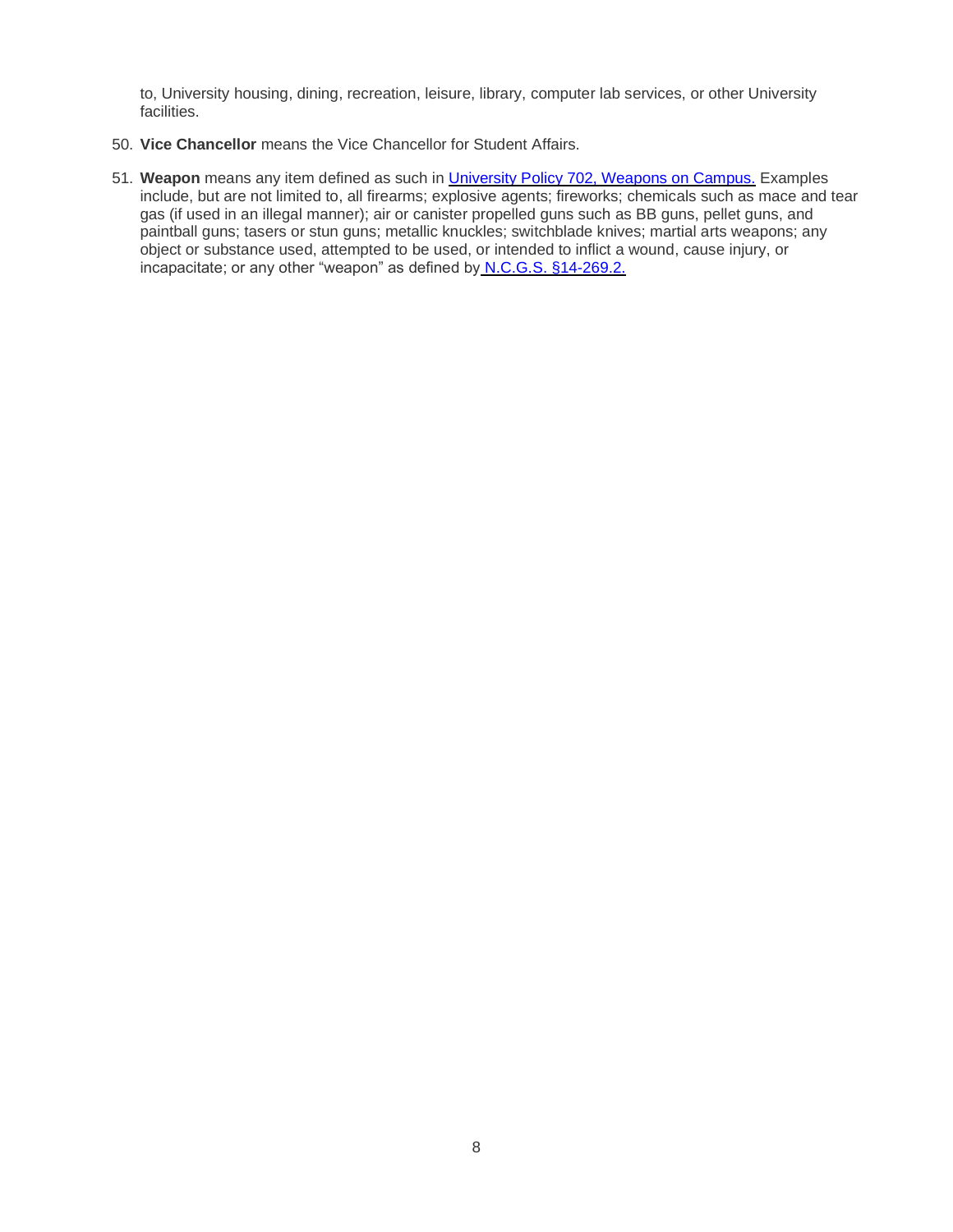to, University housing, dining, recreation, leisure, library, computer lab services, or other University facilities.

50. **Vice Chancellor** means the Vice Chancellor for Student Affairs.

51. **Weapon** means any item defined as such in [University Policy 702, Weapons on Campus.]() Examples include, but are not limited to, all firearms; explosive agents; fireworks; chemicals such as mace and tear gas (if used in an illegal manner); air or canister propelled guns such as BB guns, pellet guns, and paintball guns; tasers or stun guns; metallic knuckles; switchblade knives; martial arts weapons; any object or substance used, attempted to be used, or intended to inflict a wound, cause injury, or incapacitate; or any other "weapon" as defined by [N.C.G.S. §14-269.2.]()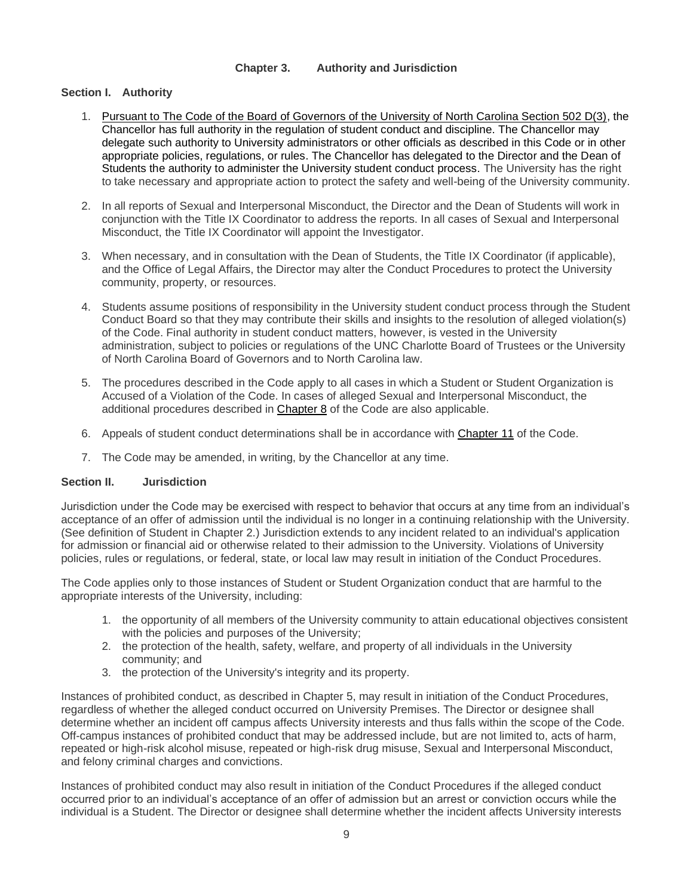## Chapter 3. Authority and Jurisdiction

### Section I. Authority

1. Pursuant to The Code of the Board of Governors of the University of North Carolina Section 502 D(3), the Chancellor has full authority in the regulation of student conduct and discipline. The Chancellor may delegate such authority to University administrators or other officials as described in this Code or in other appropriate policies, regulations, or rules. The Chancellor has delegated to the Director and the Dean of Students the authority to administer the University student conduct process. The University has the right to take necessary and appropriate action to protect the safety and well-being of the University community.

2. In all reports of Sexual and Interpersonal Misconduct, the Director and the Dean of Students will work in conjunction with the Title IX Coordinator to address the reports. In all cases of Sexual and Interpersonal Misconduct, the Title IX Coordinator will appoint the Investigator.

3. When necessary, and in consultation with the Dean of Students, the Title IX Coordinator (if applicable), and the Office of Legal Affairs, the Director may alter the Conduct Procedures to protect the University community, property, or resources.

4. Students assume positions of responsibility in the University student conduct process through the Student Conduct Board so that they may contribute their skills and insights to the resolution of alleged violation(s) of the Code. Final authority in student conduct matters, however, is vested in the University administration, subject to policies or regulations of the UNC Charlotte Board of Trustees or the University of North Carolina Board of Governors and to North Carolina law.

5. The procedures described in the Code apply to all cases in which a Student or Student Organization is Accused of a Violation of the Code. In cases of alleged Sexual and Interpersonal Misconduct, the additional procedures described in Chapter 8 of the Code are also applicable.

6. Appeals of student conduct determinations shall be in accordance with Chapter 11 of the Code.

7. The Code may be amended, in writing, by the Chancellor at any time.

### Section II. Jurisdiction

Jurisdiction under the Code may be exercised with respect to behavior that occurs at any time from an individual's acceptance of an offer of admission until the individual is no longer in a continuing relationship with the University. (See definition of Student in Chapter 2.) Jurisdiction extends to any incident related to an individual's application for admission or financial aid or otherwise related to their admission to the University. Violations of University policies, rules or regulations, or federal, state, or local law may result in initiation of the Conduct Procedures.

The Code applies only to those instances of Student or Student Organization conduct that are harmful to the appropriate interests of the University, including:

1. the opportunity of all members of the University community to attain educational objectives consistent with the policies and purposes of the University;
2. the protection of the health, safety, welfare, and property of all individuals in the University community; and
3. the protection of the University's integrity and its property.

Instances of prohibited conduct, as described in Chapter 5, may result in initiation of the Conduct Procedures, regardless of whether the alleged conduct occurred on University Premises. The Director or designee shall determine whether an incident off campus affects University interests and thus falls within the scope of the Code. Off-campus instances of prohibited conduct that may be addressed include, but are not limited to, acts of harm, repeated or high-risk alcohol misuse, repeated or high-risk drug misuse, Sexual and Interpersonal Misconduct, and felony criminal charges and convictions.

Instances of prohibited conduct may also result in initiation of the Conduct Procedures if the alleged conduct occurred prior to an individual's acceptance of an offer of admission but an arrest or conviction occurs while the individual is a Student. The Director or designee shall determine whether the incident affects University interests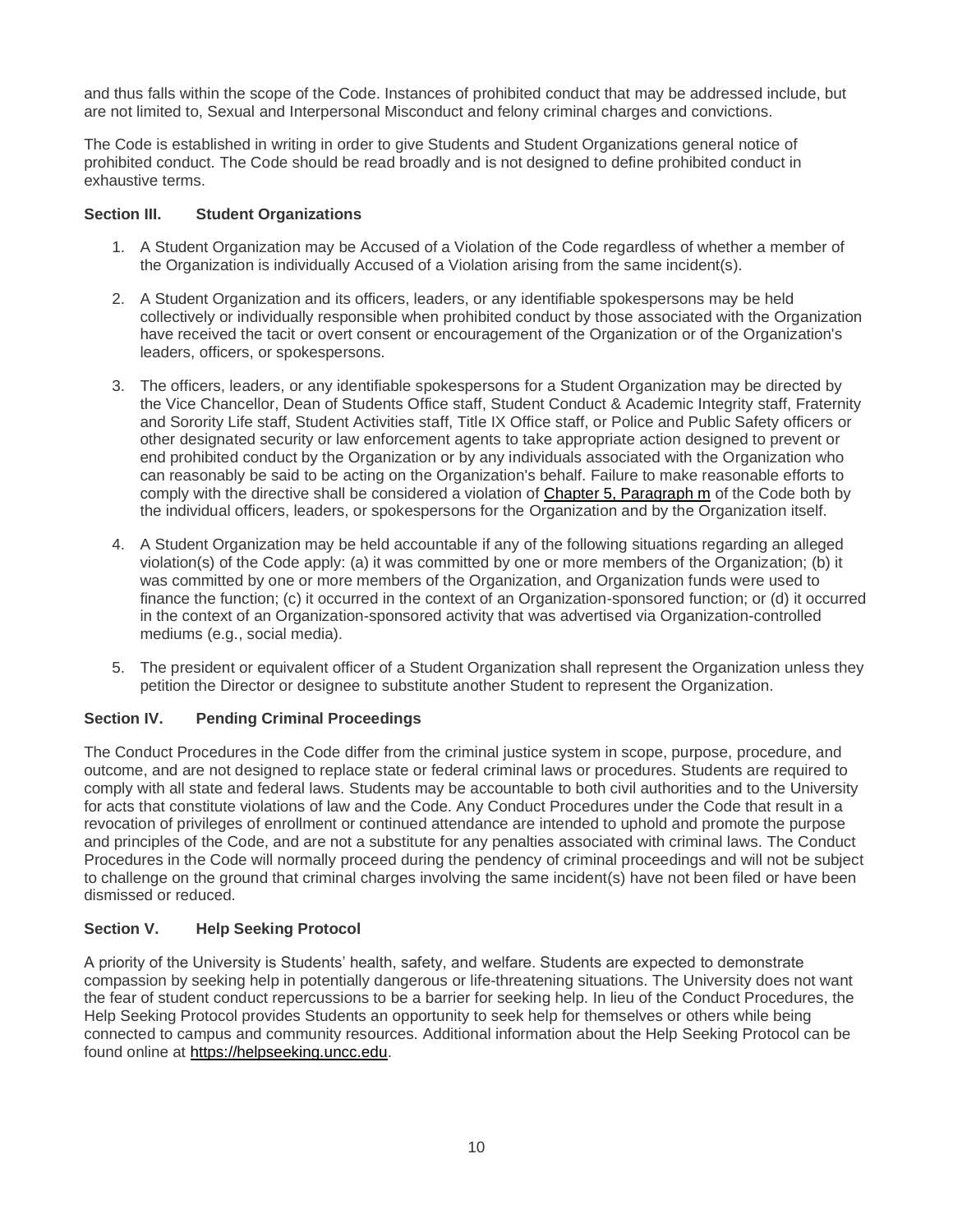and thus falls within the scope of the Code. Instances of prohibited conduct that may be addressed include, but are not limited to, Sexual and Interpersonal Misconduct and felony criminal charges and convictions.

The Code is established in writing in order to give Students and Student Organizations general notice of prohibited conduct. The Code should be read broadly and is not designed to define prohibited conduct in exhaustive terms.

### Section III. Student Organizations

1. A Student Organization may be Accused of a Violation of the Code regardless of whether a member of the Organization is individually Accused of a Violation arising from the same incident(s).

2. A Student Organization and its officers, leaders, or any identifiable spokespersons may be held collectively or individually responsible when prohibited conduct by those associated with the Organization have received the tacit or overt consent or encouragement of the Organization or of the Organization's leaders, officers, or spokespersons.

3. The officers, leaders, or any identifiable spokespersons for a Student Organization may be directed by the Vice Chancellor, Dean of Students Office staff, Student Conduct & Academic Integrity staff, Fraternity and Sorority Life staff, Student Activities staff, Title IX Office staff, or Police and Public Safety officers or other designated security or law enforcement agents to take appropriate action designed to prevent or end prohibited conduct by the Organization or by any individuals associated with the Organization who can reasonably be said to be acting on the Organization's behalf. Failure to make reasonable efforts to comply with the directive shall be considered a violation of Chapter 5, Paragraph m of the Code both by the individual officers, leaders, or spokespersons for the Organization and by the Organization itself.

4. A Student Organization may be held accountable if any of the following situations regarding an alleged violation(s) of the Code apply: (a) it was committed by one or more members of the Organization; (b) it was committed by one or more members of the Organization, and Organization funds were used to finance the function; (c) it occurred in the context of an Organization-sponsored function; or (d) it occurred in the context of an Organization-sponsored activity that was advertised via Organization-controlled mediums (e.g., social media).

5. The president or equivalent officer of a Student Organization shall represent the Organization unless they petition the Director or designee to substitute another Student to represent the Organization.

### Section IV. Pending Criminal Proceedings

The Conduct Procedures in the Code differ from the criminal justice system in scope, purpose, procedure, and outcome, and are not designed to replace state or federal criminal laws or procedures. Students are required to comply with all state and federal laws. Students may be accountable to both civil authorities and to the University for acts that constitute violations of law and the Code. Any Conduct Procedures under the Code that result in a revocation of privileges of enrollment or continued attendance are intended to uphold and promote the purpose and principles of the Code, and are not a substitute for any penalties associated with criminal laws. The Conduct Procedures in the Code will normally proceed during the pendency of criminal proceedings and will not be subject to challenge on the ground that criminal charges involving the same incident(s) have not been filed or have been dismissed or reduced.

### Section V. Help Seeking Protocol

A priority of the University is Students' health, safety, and welfare. Students are expected to demonstrate compassion by seeking help in potentially dangerous or life-threatening situations. The University does not want the fear of student conduct repercussions to be a barrier for seeking help. In lieu of the Conduct Procedures, the Help Seeking Protocol provides Students an opportunity to seek help for themselves or others while being connected to campus and community resources. Additional information about the Help Seeking Protocol can be found online at https://helpseeking.uncc.edu.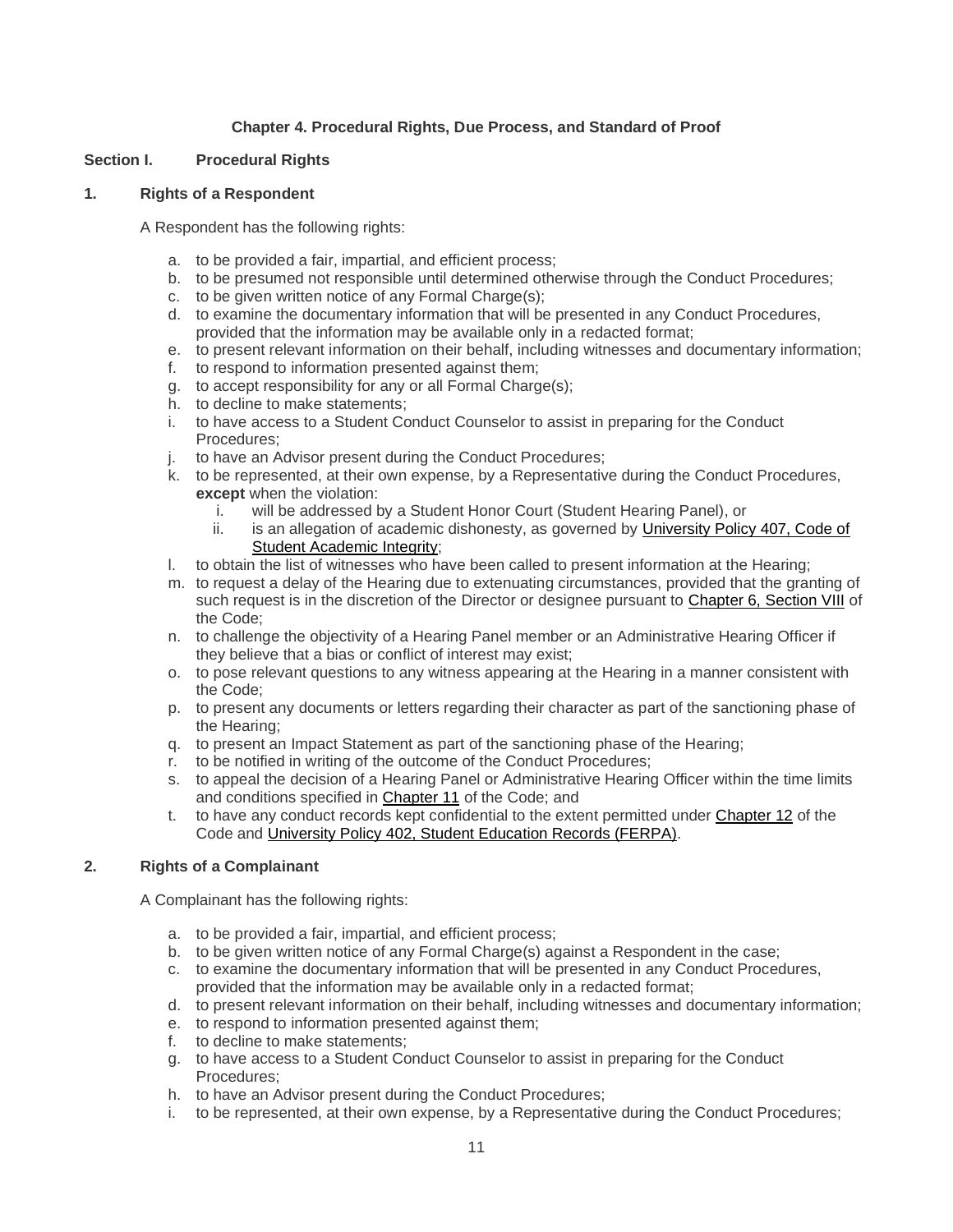## Chapter 4. Procedural Rights, Due Process, and Standard of Proof

### Section I. Procedural Rights

#### 1. Rights of a Respondent

A Respondent has the following rights:

a. to be provided a fair, impartial, and efficient process;
b. to be presumed not responsible until determined otherwise through the Conduct Procedures;
c. to be given written notice of any Formal Charge(s);
d. to examine the documentary information that will be presented in any Conduct Procedures, provided that the information may be available only in a redacted format;
e. to present relevant information on their behalf, including witnesses and documentary information;
f. to respond to information presented against them;
g. to accept responsibility for any or all Formal Charge(s);
h. to decline to make statements;
i. to have access to a Student Conduct Counselor to assist in preparing for the Conduct Procedures;
j. to have an Advisor present during the Conduct Procedures;
k. to be represented, at their own expense, by a Representative during the Conduct Procedures, **except** when the violation:
   i. will be addressed by a Student Honor Court (Student Hearing Panel), or
   ii. is an allegation of academic dishonesty, as governed by University Policy 407, Code of Student Academic Integrity;
l. to obtain the list of witnesses who have been called to present information at the Hearing;
m. to request a delay of the Hearing due to extenuating circumstances, provided that the granting of such request is in the discretion of the Director or designee pursuant to Chapter 6, Section VIII of the Code;
n. to challenge the objectivity of a Hearing Panel member or an Administrative Hearing Officer if they believe that a bias or conflict of interest may exist;
o. to pose relevant questions to any witness appearing at the Hearing in a manner consistent with the Code;
p. to present any documents or letters regarding their character as part of the sanctioning phase of the Hearing;
q. to present an Impact Statement as part of the sanctioning phase of the Hearing;
r. to be notified in writing of the outcome of the Conduct Procedures;
s. to appeal the decision of a Hearing Panel or Administrative Hearing Officer within the time limits and conditions specified in Chapter 11 of the Code; and
t. to have any conduct records kept confidential to the extent permitted under Chapter 12 of the Code and University Policy 402, Student Education Records (FERPA).

#### 2. Rights of a Complainant

A Complainant has the following rights:

a. to be provided a fair, impartial, and efficient process;
b. to be given written notice of any Formal Charge(s) against a Respondent in the case;
c. to examine the documentary information that will be presented in any Conduct Procedures, provided that the information may be available only in a redacted format;
d. to present relevant information on their behalf, including witnesses and documentary information;
e. to respond to information presented against them;
f. to decline to make statements;
g. to have access to a Student Conduct Counselor to assist in preparing for the Conduct Procedures;
h. to have an Advisor present during the Conduct Procedures;
i. to be represented, at their own expense, by a Representative during the Conduct Procedures;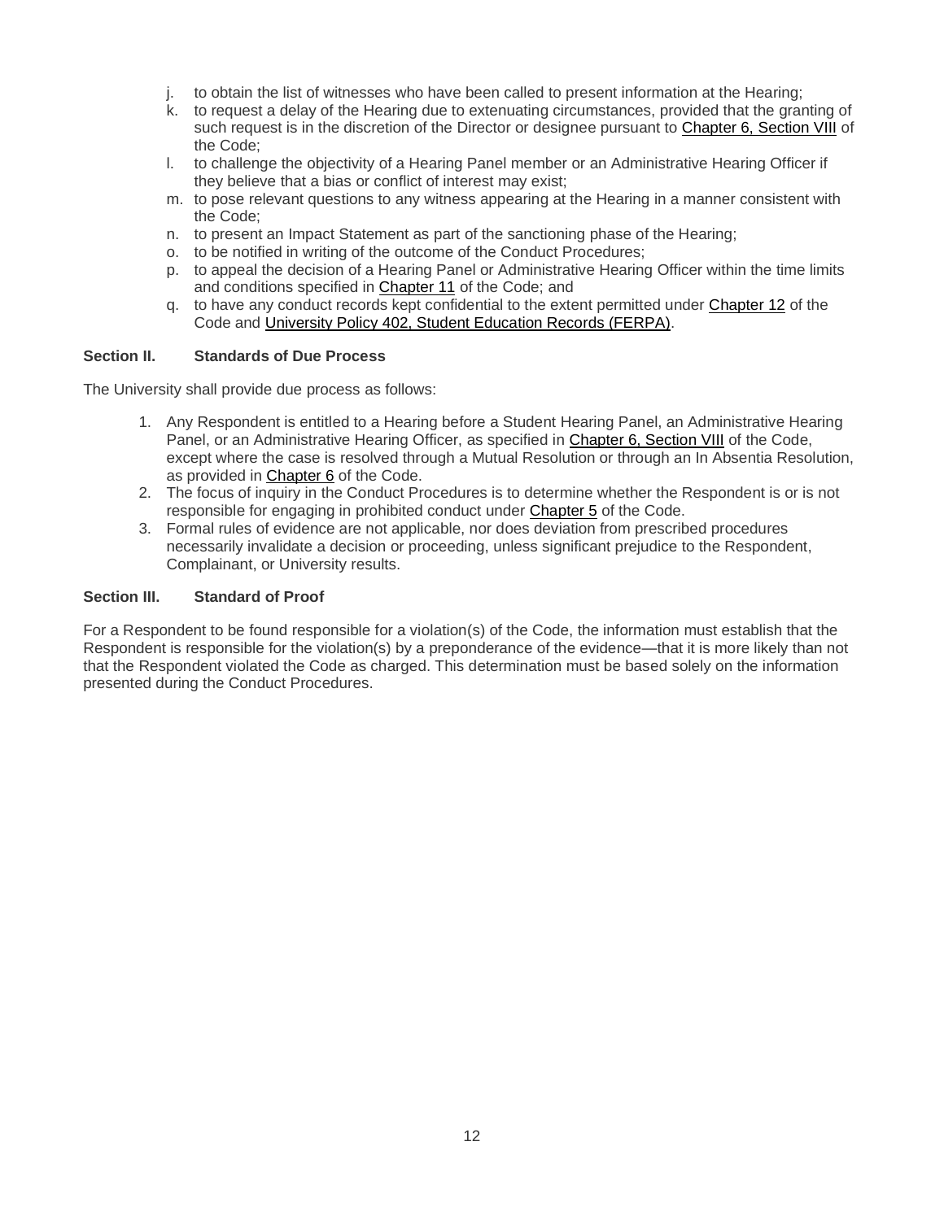j. to obtain the list of witnesses who have been called to present information at the Hearing;
k. to request a delay of the Hearing due to extenuating circumstances, provided that the granting of such request is in the discretion of the Director or designee pursuant to Chapter 6, Section VIII of the Code;
l. to challenge the objectivity of a Hearing Panel member or an Administrative Hearing Officer if they believe that a bias or conflict of interest may exist;
m. to pose relevant questions to any witness appearing at the Hearing in a manner consistent with the Code;
n. to present an Impact Statement as part of the sanctioning phase of the Hearing;
o. to be notified in writing of the outcome of the Conduct Procedures;
p. to appeal the decision of a Hearing Panel or Administrative Hearing Officer within the time limits and conditions specified in Chapter 11 of the Code; and
q. to have any conduct records kept confidential to the extent permitted under Chapter 12 of the Code and University Policy 402, Student Education Records (FERPA).

### Section II. Standards of Due Process

The University shall provide due process as follows:

1. Any Respondent is entitled to a Hearing before a Student Hearing Panel, an Administrative Hearing Panel, or an Administrative Hearing Officer, as specified in Chapter 6, Section VIII of the Code, except where the case is resolved through a Mutual Resolution or through an In Absentia Resolution, as provided in Chapter 6 of the Code.
2. The focus of inquiry in the Conduct Procedures is to determine whether the Respondent is or is not responsible for engaging in prohibited conduct under Chapter 5 of the Code.
3. Formal rules of evidence are not applicable, nor does deviation from prescribed procedures necessarily invalidate a decision or proceeding, unless significant prejudice to the Respondent, Complainant, or University results.

### Section III. Standard of Proof

For a Respondent to be found responsible for a violation(s) of the Code, the information must establish that the Respondent is responsible for the violation(s) by a preponderance of the evidence—that it is more likely than not that the Respondent violated the Code as charged. This determination must be based solely on the information presented during the Conduct Procedures.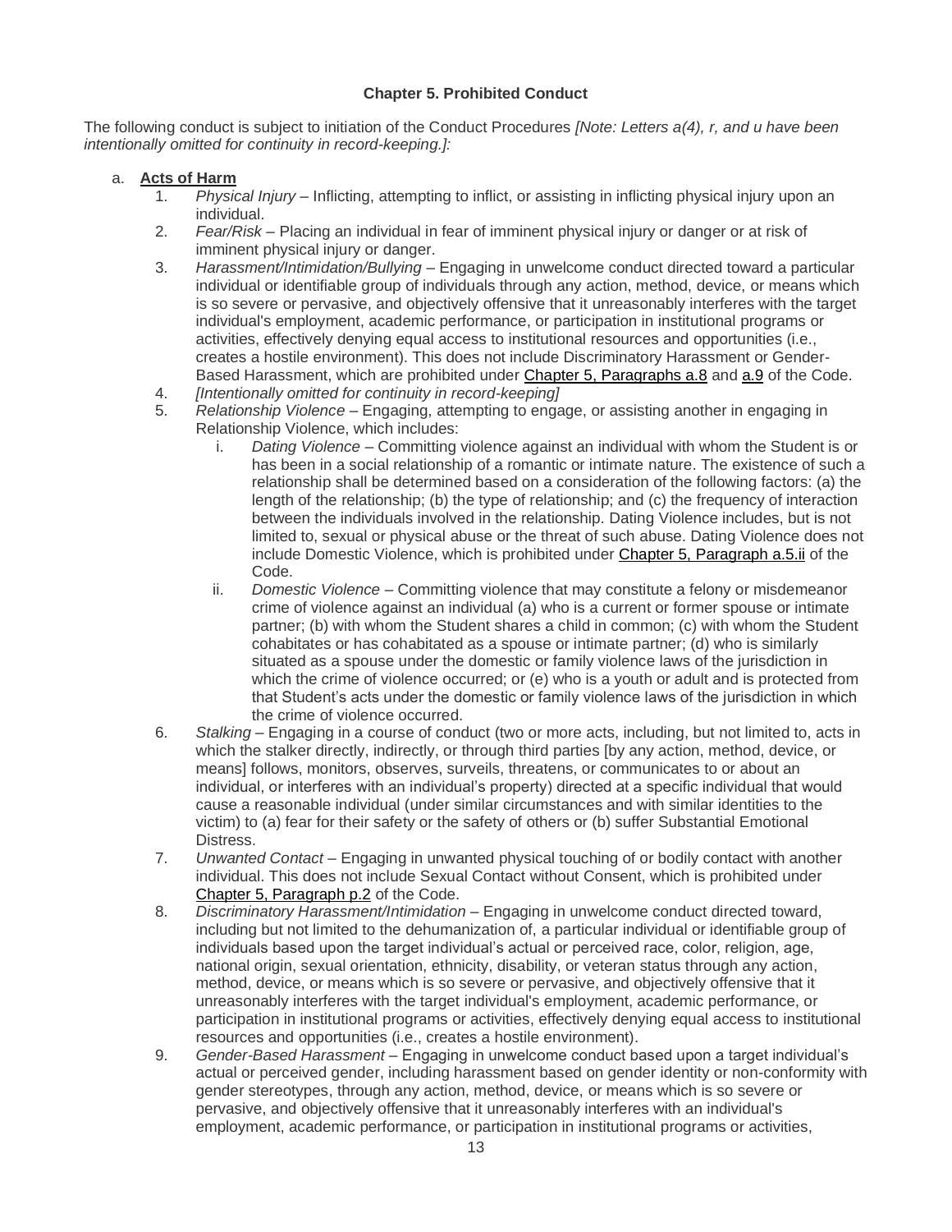**Chapter 5. Prohibited Conduct**

The following conduct is subject to initiation of the Conduct Procedures *[Note: Letters a(4), r, and u have been intentionally omitted for continuity in record-keeping.]:*

a. **Acts of Harm**

   1. *Physical Injury* – Inflicting, attempting to inflict, or assisting in inflicting physical injury upon an individual.
   2. *Fear/Risk* – Placing an individual in fear of imminent physical injury or danger or at risk of imminent physical injury or danger.
   3. *Harassment/Intimidation/Bullying* – Engaging in unwelcome conduct directed toward a particular individual or identifiable group of individuals through any action, method, device, or means which is so severe or pervasive, and objectively offensive that it unreasonably interferes with the target individual's employment, academic performance, or participation in institutional programs or activities, effectively denying equal access to institutional resources and opportunities (i.e., creates a hostile environment). This does not include Discriminatory Harassment or Gender-Based Harassment, which are prohibited under Chapter 5, Paragraphs a.8 and a.9 of the Code.
   4. *[Intentionally omitted for continuity in record-keeping]*
   5. *Relationship Violence* – Engaging, attempting to engage, or assisting another in engaging in Relationship Violence, which includes:
      i. *Dating Violence* – Committing violence against an individual with whom the Student is or has been in a social relationship of a romantic or intimate nature. The existence of such a relationship shall be determined based on a consideration of the following factors: (a) the length of the relationship; (b) the type of relationship; and (c) the frequency of interaction between the individuals involved in the relationship. Dating Violence includes, but is not limited to, sexual or physical abuse or the threat of such abuse. Dating Violence does not include Domestic Violence, which is prohibited under Chapter 5, Paragraph a.5.ii of the Code.
      ii. *Domestic Violence* – Committing violence that may constitute a felony or misdemeanor crime of violence against an individual (a) who is a current or former spouse or intimate partner; (b) with whom the Student shares a child in common; (c) with whom the Student cohabitates or has cohabitated as a spouse or intimate partner; (d) who is similarly situated as a spouse under the domestic or family violence laws of the jurisdiction in which the crime of violence occurred; or (e) who is a youth or adult and is protected from that Student's acts under the domestic or family violence laws of the jurisdiction in which the crime of violence occurred.
   6. *Stalking* – Engaging in a course of conduct (two or more acts, including, but not limited to, acts in which the stalker directly, indirectly, or through third parties [by any action, method, device, or means] follows, monitors, observes, surveils, threatens, or communicates to or about an individual, or interferes with an individual's property) directed at a specific individual that would cause a reasonable individual (under similar circumstances and with similar identities to the victim) to (a) fear for their safety or the safety of others or (b) suffer Substantial Emotional Distress.
   7. *Unwanted Contact* – Engaging in unwanted physical touching of or bodily contact with another individual. This does not include Sexual Contact without Consent, which is prohibited under Chapter 5, Paragraph p.2 of the Code.
   8. *Discriminatory Harassment/Intimidation* – Engaging in unwelcome conduct directed toward, including but not limited to the dehumanization of, a particular individual or identifiable group of individuals based upon the target individual's actual or perceived race, color, religion, age, national origin, sexual orientation, ethnicity, disability, or veteran status through any action, method, device, or means which is so severe or pervasive, and objectively offensive that it unreasonably interferes with the target individual's employment, academic performance, or participation in institutional programs or activities, effectively denying equal access to institutional resources and opportunities (i.e., creates a hostile environment).
   9. *Gender-Based Harassment* – Engaging in unwelcome conduct based upon a target individual's actual or perceived gender, including harassment based on gender identity or non-conformity with gender stereotypes, through any action, method, device, or means which is so severe or pervasive, and objectively offensive that it unreasonably interferes with an individual's employment, academic performance, or participation in institutional programs or activities,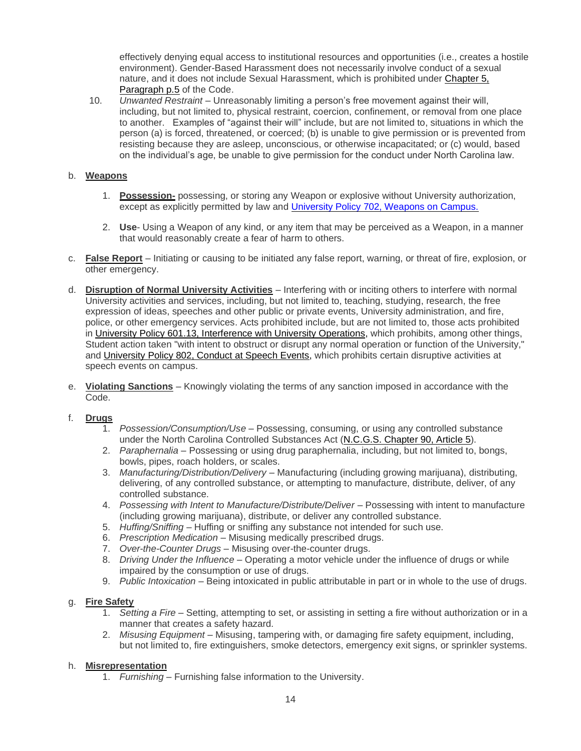effectively denying equal access to institutional resources and opportunities (i.e., creates a hostile environment). Gender-Based Harassment does not necessarily involve conduct of a sexual nature, and it does not include Sexual Harassment, which is prohibited under Chapter 5, Paragraph p.5 of the Code.

10. *Unwanted Restraint* – Unreasonably limiting a person's free movement against their will, including, but not limited to, physical restraint, coercion, confinement, or removal from one place to another. Examples of "against their will" include, but are not limited to, situations in which the person (a) is forced, threatened, or coerced; (b) is unable to give permission or is prevented from resisting because they are asleep, unconscious, or otherwise incapacitated; or (c) would, based on the individual's age, be unable to give permission for the conduct under North Carolina law.

b. **Weapons**

1. **Possession-** possessing, or storing any Weapon or explosive without University authorization, except as explicitly permitted by law and University Policy 702, Weapons on Campus.
2. **Use**- Using a Weapon of any kind, or any item that may be perceived as a Weapon, in a manner that would reasonably create a fear of harm to others.

c. **False Report** – Initiating or causing to be initiated any false report, warning, or threat of fire, explosion, or other emergency.

d. **Disruption of Normal University Activities** – Interfering with or inciting others to interfere with normal University activities and services, including, but not limited to, teaching, studying, research, the free expression of ideas, speeches and other public or private events, University administration, and fire, police, or other emergency services. Acts prohibited include, but are not limited to, those acts prohibited in University Policy 601.13, Interference with University Operations, which prohibits, among other things, Student action taken "with intent to obstruct or disrupt any normal operation or function of the University," and University Policy 802, Conduct at Speech Events, which prohibits certain disruptive activities at speech events on campus.

e. **Violating Sanctions** – Knowingly violating the terms of any sanction imposed in accordance with the Code.

f. **Drugs**

1. *Possession/Consumption/Use* – Possessing, consuming, or using any controlled substance under the North Carolina Controlled Substances Act (N.C.G.S. Chapter 90, Article 5).
2. *Paraphernalia* – Possessing or using drug paraphernalia, including, but not limited to, bongs, bowls, pipes, roach holders, or scales.
3. *Manufacturing/Distribution/Delivery* – Manufacturing (including growing marijuana), distributing, delivering, of any controlled substance, or attempting to manufacture, distribute, deliver, of any controlled substance.
4. *Possessing with Intent to Manufacture/Distribute/Deliver* – Possessing with intent to manufacture (including growing marijuana), distribute, or deliver any controlled substance.
5. *Huffing/Sniffing* – Huffing or sniffing any substance not intended for such use.
6. *Prescription Medication* – Misusing medically prescribed drugs.
7. *Over-the-Counter Drugs* – Misusing over-the-counter drugs.
8. *Driving Under the Influence* – Operating a motor vehicle under the influence of drugs or while impaired by the consumption or use of drugs.
9. *Public Intoxication* – Being intoxicated in public attributable in part or in whole to the use of drugs.

g. **Fire Safety**

1. *Setting a Fire* – Setting, attempting to set, or assisting in setting a fire without authorization or in a manner that creates a safety hazard.
2. *Misusing Equipment* – Misusing, tampering with, or damaging fire safety equipment, including, but not limited to, fire extinguishers, smoke detectors, emergency exit signs, or sprinkler systems.

h. **Misrepresentation**

1. *Furnishing* – Furnishing false information to the University.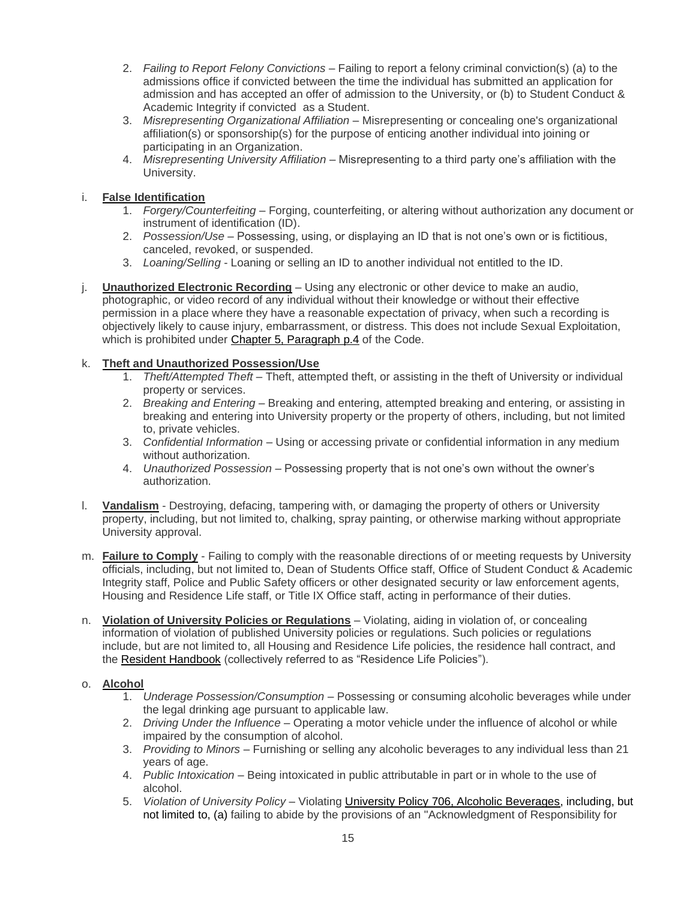2. *Failing to Report Felony Convictions* – Failing to report a felony criminal conviction(s) (a) to the admissions office if convicted between the time the individual has submitted an application for admission and has accepted an offer of admission to the University, or (b) to Student Conduct & Academic Integrity if convicted as a Student.
3. *Misrepresenting Organizational Affiliation* – Misrepresenting or concealing one's organizational affiliation(s) or sponsorship(s) for the purpose of enticing another individual into joining or participating in an Organization.
4. *Misrepresenting University Affiliation* – Misrepresenting to a third party one's affiliation with the University.

i. **False Identification**
   1. *Forgery/Counterfeiting* – Forging, counterfeiting, or altering without authorization any document or instrument of identification (ID).
   2. *Possession/Use* – Possessing, using, or displaying an ID that is not one's own or is fictitious, canceled, revoked, or suspended.
   3. *Loaning/Selling* - Loaning or selling an ID to another individual not entitled to the ID.

j. **Unauthorized Electronic Recording** – Using any electronic or other device to make an audio, photographic, or video record of any individual without their knowledge or without their effective permission in a place where they have a reasonable expectation of privacy, when such a recording is objectively likely to cause injury, embarrassment, or distress. This does not include Sexual Exploitation, which is prohibited under Chapter 5, Paragraph p.4 of the Code.

k. **Theft and Unauthorized Possession/Use**
   1. *Theft/Attempted Theft* – Theft, attempted theft, or assisting in the theft of University or individual property or services.
   2. *Breaking and Entering* – Breaking and entering, attempted breaking and entering, or assisting in breaking and entering into University property or the property of others, including, but not limited to, private vehicles.
   3. *Confidential Information* – Using or accessing private or confidential information in any medium without authorization.
   4. *Unauthorized Possession* – Possessing property that is not one's own without the owner's authorization.

l. **Vandalism** - Destroying, defacing, tampering with, or damaging the property of others or University property, including, but not limited to, chalking, spray painting, or otherwise marking without appropriate University approval.

m. **Failure to Comply** - Failing to comply with the reasonable directions of or meeting requests by University officials, including, but not limited to, Dean of Students Office staff, Office of Student Conduct & Academic Integrity staff, Police and Public Safety officers or other designated security or law enforcement agents, Housing and Residence Life staff, or Title IX Office staff, acting in performance of their duties.

n. **Violation of University Policies or Regulations** – Violating, aiding in violation of, or concealing information of violation of published University policies or regulations. Such policies or regulations include, but are not limited to, all Housing and Residence Life policies, the residence hall contract, and the Resident Handbook (collectively referred to as "Residence Life Policies").

o. **Alcohol**
   1. *Underage Possession/Consumption* – Possessing or consuming alcoholic beverages while under the legal drinking age pursuant to applicable law.
   2. *Driving Under the Influence* – Operating a motor vehicle under the influence of alcohol or while impaired by the consumption of alcohol.
   3. *Providing to Minors* – Furnishing or selling any alcoholic beverages to any individual less than 21 years of age.
   4. *Public Intoxication* – Being intoxicated in public attributable in part or in whole to the use of alcohol.
   5. *Violation of University Policy* – Violating University Policy 706, Alcoholic Beverages, including, but not limited to, (a) failing to abide by the provisions of an "Acknowledgment of Responsibility for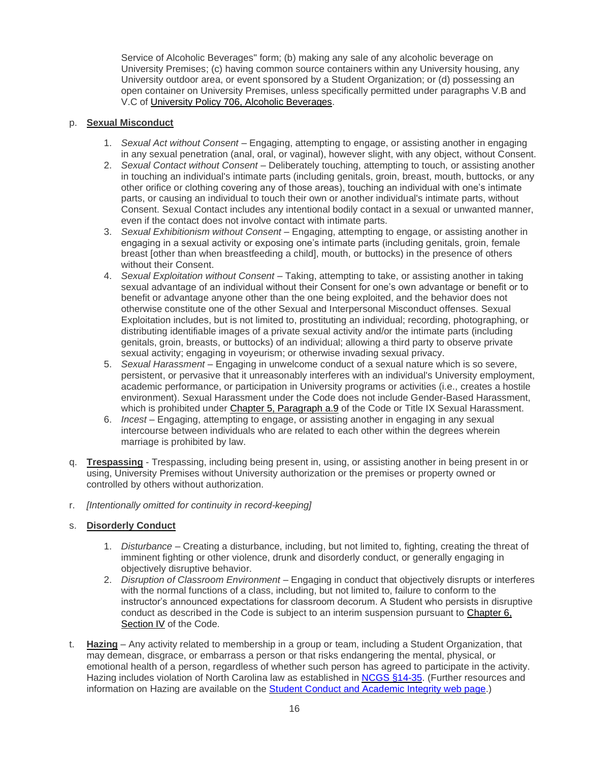Service of Alcoholic Beverages" form; (b) making any sale of any alcoholic beverage on University Premises; (c) having common source containers within any University housing, any University outdoor area, or event sponsored by a Student Organization; or (d) possessing an open container on University Premises, unless specifically permitted under paragraphs V.B and V.C of [University Policy 706, Alcoholic Beverages](#).

p. **Sexual Misconduct**

   1. *Sexual Act without Consent* – Engaging, attempting to engage, or assisting another in engaging in any sexual penetration (anal, oral, or vaginal), however slight, with any object, without Consent.
   2. *Sexual Contact without Consent* – Deliberately touching, attempting to touch, or assisting another in touching an individual's intimate parts (including genitals, groin, breast, mouth, buttocks, or any other orifice or clothing covering any of those areas), touching an individual with one's intimate parts, or causing an individual to touch their own or another individual's intimate parts, without Consent. Sexual Contact includes any intentional bodily contact in a sexual or unwanted manner, even if the contact does not involve contact with intimate parts.
   3. *Sexual Exhibitionism without Consent* – Engaging, attempting to engage, or assisting another in engaging in a sexual activity or exposing one's intimate parts (including genitals, groin, female breast [other than when breastfeeding a child], mouth, or buttocks) in the presence of others without their Consent.
   4. *Sexual Exploitation without Consent* – Taking, attempting to take, or assisting another in taking sexual advantage of an individual without their Consent for one's own advantage or benefit or to benefit or advantage anyone other than the one being exploited, and the behavior does not otherwise constitute one of the other Sexual and Interpersonal Misconduct offenses. Sexual Exploitation includes, but is not limited to, prostituting an individual; recording, photographing, or distributing identifiable images of a private sexual activity and/or the intimate parts (including genitals, groin, breasts, or buttocks) of an individual; allowing a third party to observe private sexual activity; engaging in voyeurism; or otherwise invading sexual privacy.
   5. *Sexual Harassment* – Engaging in unwelcome conduct of a sexual nature which is so severe, persistent, or pervasive that it unreasonably interferes with an individual's University employment, academic performance, or participation in University programs or activities (i.e., creates a hostile environment). Sexual Harassment under the Code does not include Gender-Based Harassment, which is prohibited under [Chapter 5, Paragraph a.9](#) of the Code or Title IX Sexual Harassment.
   6. *Incest* – Engaging, attempting to engage, or assisting another in engaging in any sexual intercourse between individuals who are related to each other within the degrees wherein marriage is prohibited by law.

q. **Trespassing** - Trespassing, including being present in, using, or assisting another in being present in or using, University Premises without University authorization or the premises or property owned or controlled by others without authorization.

r. *[Intentionally omitted for continuity in record-keeping]*

s. **Disorderly Conduct**

   1. *Disturbance* – Creating a disturbance, including, but not limited to, fighting, creating the threat of imminent fighting or other violence, drunk and disorderly conduct, or generally engaging in objectively disruptive behavior.
   2. *Disruption of Classroom Environment* – Engaging in conduct that objectively disrupts or interferes with the normal functions of a class, including, but not limited to, failure to conform to the instructor's announced expectations for classroom decorum. A Student who persists in disruptive conduct as described in the Code is subject to an interim suspension pursuant to [Chapter 6, Section IV](#) of the Code.

t. **Hazing** – Any activity related to membership in a group or team, including a Student Organization, that may demean, disgrace, or embarrass a person or that risks endangering the mental, physical, or emotional health of a person, regardless of whether such person has agreed to participate in the activity. Hazing includes violation of North Carolina law as established in [NCGS §14-35](#). (Further resources and information on Hazing are available on the [Student Conduct and Academic Integrity web page](#).)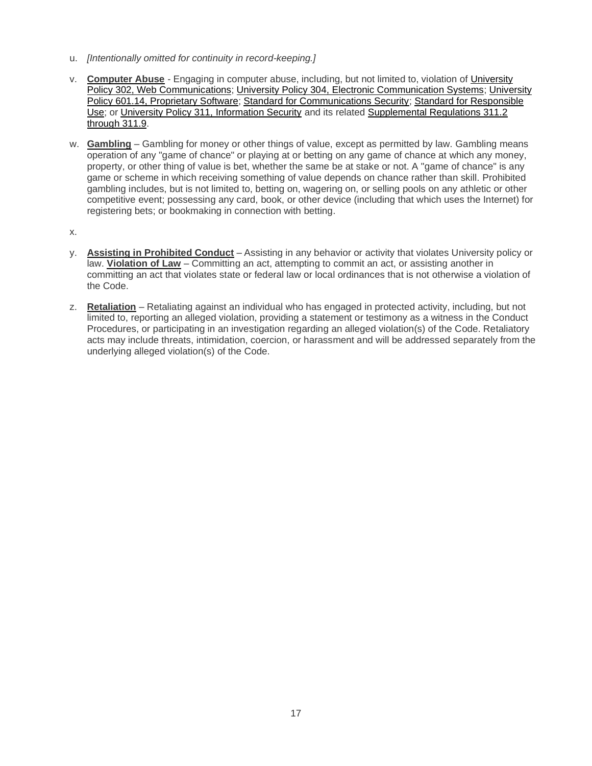u. *[Intentionally omitted for continuity in record-keeping.]*

v. **Computer Abuse** - Engaging in computer abuse, including, but not limited to, violation of University Policy 302, Web Communications; University Policy 304, Electronic Communication Systems; University Policy 601.14, Proprietary Software; Standard for Communications Security; Standard for Responsible Use; or University Policy 311, Information Security and its related Supplemental Regulations 311.2 through 311.9.

w. **Gambling** – Gambling for money or other things of value, except as permitted by law. Gambling means operation of any "game of chance" or playing at or betting on any game of chance at which any money, property, or other thing of value is bet, whether the same be at stake or not. A "game of chance" is any game or scheme in which receiving something of value depends on chance rather than skill. Prohibited gambling includes, but is not limited to, betting on, wagering on, or selling pools on any athletic or other competitive event; possessing any card, book, or other device (including that which uses the Internet) for registering bets; or bookmaking in connection with betting.

x.

y. **Assisting in Prohibited Conduct** – Assisting in any behavior or activity that violates University policy or law. **Violation of Law** – Committing an act, attempting to commit an act, or assisting another in committing an act that violates state or federal law or local ordinances that is not otherwise a violation of the Code.

z. **Retaliation** – Retaliating against an individual who has engaged in protected activity, including, but not limited to, reporting an alleged violation, providing a statement or testimony as a witness in the Conduct Procedures, or participating in an investigation regarding an alleged violation(s) of the Code. Retaliatory acts may include threats, intimidation, coercion, or harassment and will be addressed separately from the underlying alleged violation(s) of the Code.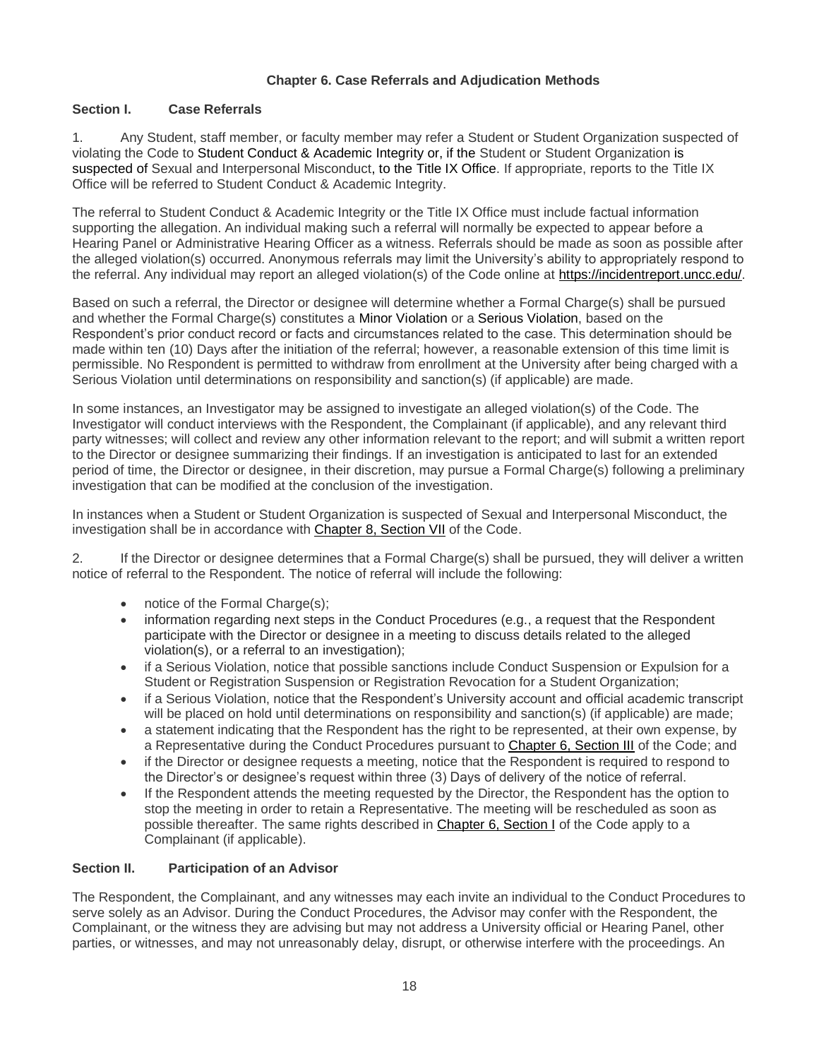## Chapter 6. Case Referrals and Adjudication Methods

### Section I. Case Referrals

1. Any Student, staff member, or faculty member may refer a Student or Student Organization suspected of violating the Code to Student Conduct & Academic Integrity or, if the Student or Student Organization is suspected of Sexual and Interpersonal Misconduct, to the Title IX Office. If appropriate, reports to the Title IX Office will be referred to Student Conduct & Academic Integrity.

The referral to Student Conduct & Academic Integrity or the Title IX Office must include factual information supporting the allegation. An individual making such a referral will normally be expected to appear before a Hearing Panel or Administrative Hearing Officer as a witness. Referrals should be made as soon as possible after the alleged violation(s) occurred. Anonymous referrals may limit the University's ability to appropriately respond to the referral. Any individual may report an alleged violation(s) of the Code online at https://incidentreport.uncc.edu/.

Based on such a referral, the Director or designee will determine whether a Formal Charge(s) shall be pursued and whether the Formal Charge(s) constitutes a Minor Violation or a Serious Violation, based on the Respondent's prior conduct record or facts and circumstances related to the case. This determination should be made within ten (10) Days after the initiation of the referral; however, a reasonable extension of this time limit is permissible. No Respondent is permitted to withdraw from enrollment at the University after being charged with a Serious Violation until determinations on responsibility and sanction(s) (if applicable) are made.

In some instances, an Investigator may be assigned to investigate an alleged violation(s) of the Code. The Investigator will conduct interviews with the Respondent, the Complainant (if applicable), and any relevant third party witnesses; will collect and review any other information relevant to the report; and will submit a written report to the Director or designee summarizing their findings. If an investigation is anticipated to last for an extended period of time, the Director or designee, in their discretion, may pursue a Formal Charge(s) following a preliminary investigation that can be modified at the conclusion of the investigation.

In instances when a Student or Student Organization is suspected of Sexual and Interpersonal Misconduct, the investigation shall be in accordance with Chapter 8, Section VII of the Code.

2. If the Director or designee determines that a Formal Charge(s) shall be pursued, they will deliver a written notice of referral to the Respondent. The notice of referral will include the following:

- notice of the Formal Charge(s);
- information regarding next steps in the Conduct Procedures (e.g., a request that the Respondent participate with the Director or designee in a meeting to discuss details related to the alleged violation(s), or a referral to an investigation);
- if a Serious Violation, notice that possible sanctions include Conduct Suspension or Expulsion for a Student or Registration Suspension or Registration Revocation for a Student Organization;
- if a Serious Violation, notice that the Respondent's University account and official academic transcript will be placed on hold until determinations on responsibility and sanction(s) (if applicable) are made;
- a statement indicating that the Respondent has the right to be represented, at their own expense, by a Representative during the Conduct Procedures pursuant to Chapter 6, Section III of the Code; and
- if the Director or designee requests a meeting, notice that the Respondent is required to respond to the Director's or designee's request within three (3) Days of delivery of the notice of referral.
- If the Respondent attends the meeting requested by the Director, the Respondent has the option to stop the meeting in order to retain a Representative. The meeting will be rescheduled as soon as possible thereafter. The same rights described in Chapter 6, Section I of the Code apply to a Complainant (if applicable).

### Section II. Participation of an Advisor

The Respondent, the Complainant, and any witnesses may each invite an individual to the Conduct Procedures to serve solely as an Advisor. During the Conduct Procedures, the Advisor may confer with the Respondent, the Complainant, or the witness they are advising but may not address a University official or Hearing Panel, other parties, or witnesses, and may not unreasonably delay, disrupt, or otherwise interfere with the proceedings. An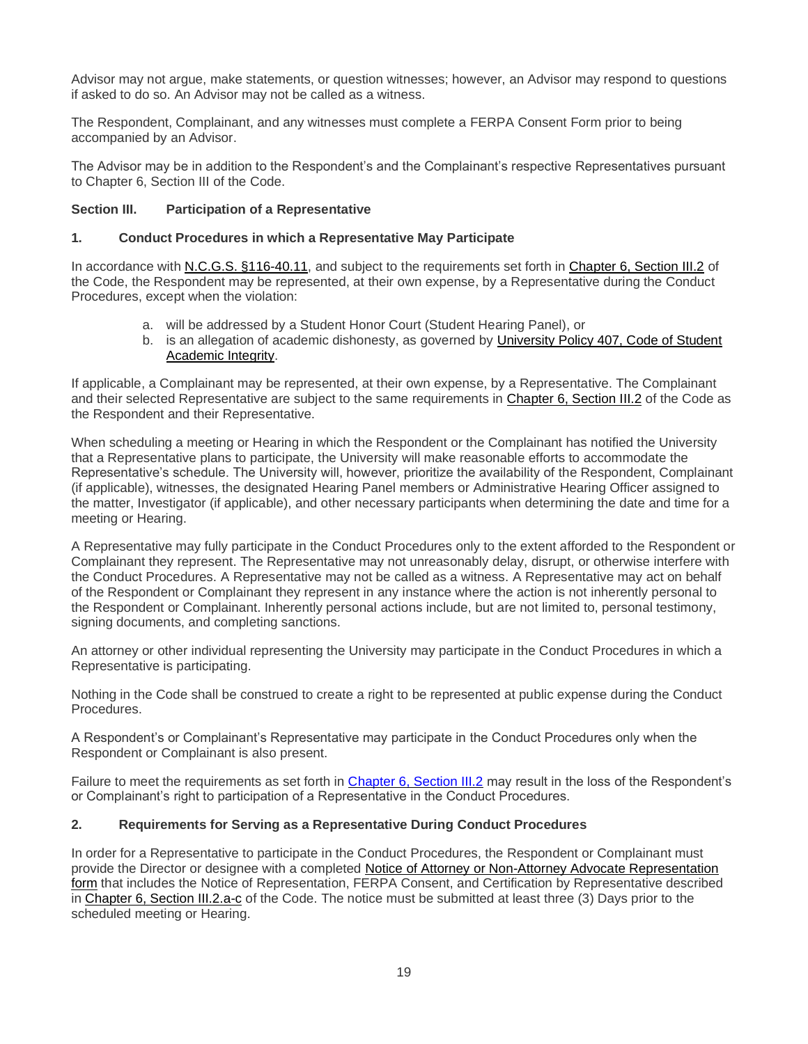Advisor may not argue, make statements, or question witnesses; however, an Advisor may respond to questions if asked to do so. An Advisor may not be called as a witness.

The Respondent, Complainant, and any witnesses must complete a FERPA Consent Form prior to being accompanied by an Advisor.

The Advisor may be in addition to the Respondent's and the Complainant's respective Representatives pursuant to Chapter 6, Section III of the Code.

### Section III. Participation of a Representative

#### 1. Conduct Procedures in which a Representative May Participate

In accordance with N.C.G.S. §116-40.11, and subject to the requirements set forth in Chapter 6, Section III.2 of the Code, the Respondent may be represented, at their own expense, by a Representative during the Conduct Procedures, except when the violation:

a. will be addressed by a Student Honor Court (Student Hearing Panel), or
b. is an allegation of academic dishonesty, as governed by University Policy 407, Code of Student Academic Integrity.

If applicable, a Complainant may be represented, at their own expense, by a Representative. The Complainant and their selected Representative are subject to the same requirements in Chapter 6, Section III.2 of the Code as the Respondent and their Representative.

When scheduling a meeting or Hearing in which the Respondent or the Complainant has notified the University that a Representative plans to participate, the University will make reasonable efforts to accommodate the Representative's schedule. The University will, however, prioritize the availability of the Respondent, Complainant (if applicable), witnesses, the designated Hearing Panel members or Administrative Hearing Officer assigned to the matter, Investigator (if applicable), and other necessary participants when determining the date and time for a meeting or Hearing.

A Representative may fully participate in the Conduct Procedures only to the extent afforded to the Respondent or Complainant they represent. The Representative may not unreasonably delay, disrupt, or otherwise interfere with the Conduct Procedures. A Representative may not be called as a witness. A Representative may act on behalf of the Respondent or Complainant they represent in any instance where the action is not inherently personal to the Respondent or Complainant. Inherently personal actions include, but are not limited to, personal testimony, signing documents, and completing sanctions.

An attorney or other individual representing the University may participate in the Conduct Procedures in which a Representative is participating.

Nothing in the Code shall be construed to create a right to be represented at public expense during the Conduct Procedures.

A Respondent's or Complainant's Representative may participate in the Conduct Procedures only when the Respondent or Complainant is also present.

Failure to meet the requirements as set forth in Chapter 6, Section III.2 may result in the loss of the Respondent's or Complainant's right to participation of a Representative in the Conduct Procedures.

#### 2. Requirements for Serving as a Representative During Conduct Procedures

In order for a Representative to participate in the Conduct Procedures, the Respondent or Complainant must provide the Director or designee with a completed Notice of Attorney or Non-Attorney Advocate Representation form that includes the Notice of Representation, FERPA Consent, and Certification by Representative described in Chapter 6, Section III.2.a-c of the Code. The notice must be submitted at least three (3) Days prior to the scheduled meeting or Hearing.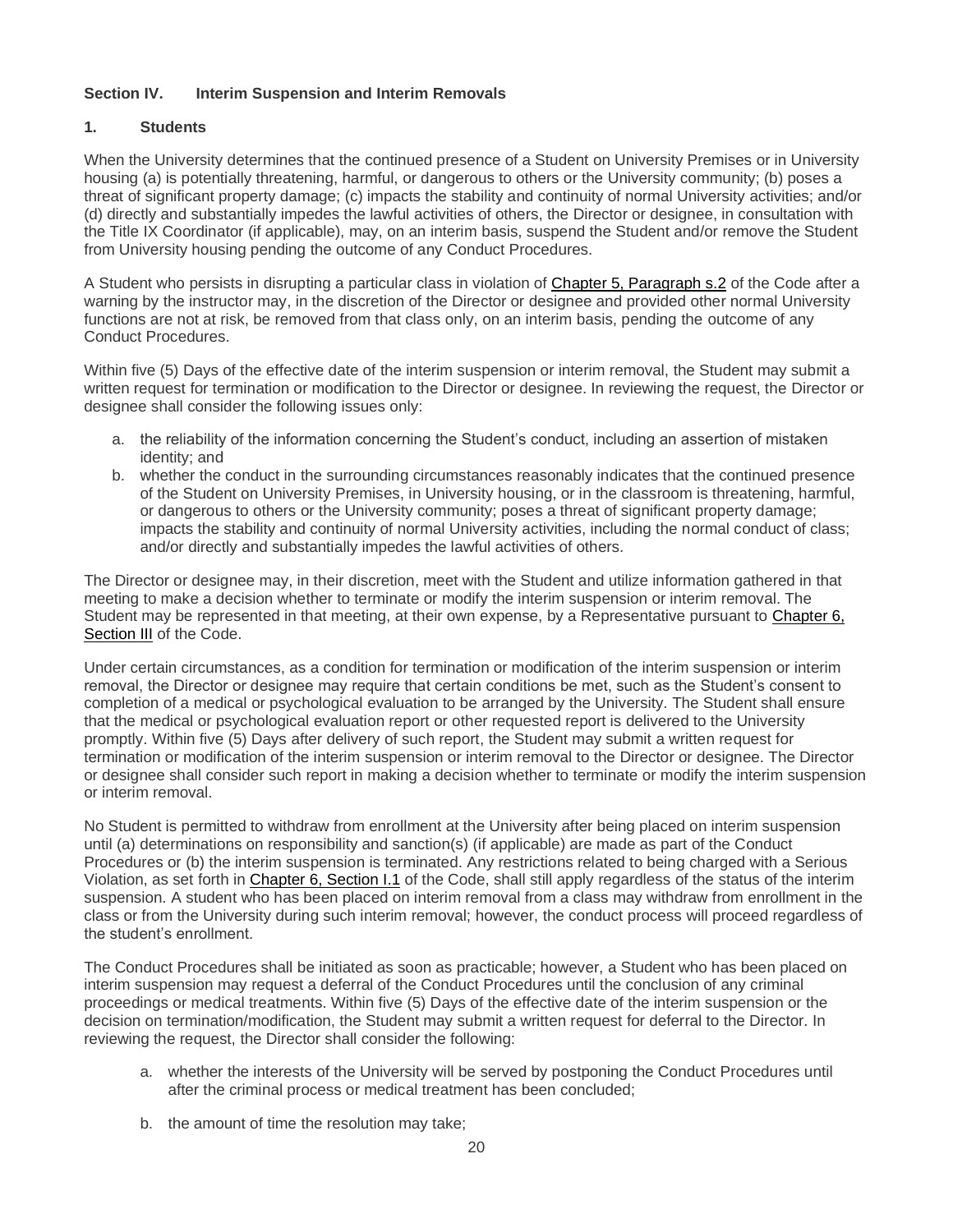## Section IV. Interim Suspension and Interim Removals

### 1. Students

When the University determines that the continued presence of a Student on University Premises or in University housing (a) is potentially threatening, harmful, or dangerous to others or the University community; (b) poses a threat of significant property damage; (c) impacts the stability and continuity of normal University activities; and/or (d) directly and substantially impedes the lawful activities of others, the Director or designee, in consultation with the Title IX Coordinator (if applicable), may, on an interim basis, suspend the Student and/or remove the Student from University housing pending the outcome of any Conduct Procedures.

A Student who persists in disrupting a particular class in violation of Chapter 5, Paragraph s.2 of the Code after a warning by the instructor may, in the discretion of the Director or designee and provided other normal University functions are not at risk, be removed from that class only, on an interim basis, pending the outcome of any Conduct Procedures.

Within five (5) Days of the effective date of the interim suspension or interim removal, the Student may submit a written request for termination or modification to the Director or designee. In reviewing the request, the Director or designee shall consider the following issues only:

a. the reliability of the information concerning the Student's conduct, including an assertion of mistaken identity; and
b. whether the conduct in the surrounding circumstances reasonably indicates that the continued presence of the Student on University Premises, in University housing, or in the classroom is threatening, harmful, or dangerous to others or the University community; poses a threat of significant property damage; impacts the stability and continuity of normal University activities, including the normal conduct of class; and/or directly and substantially impedes the lawful activities of others.

The Director or designee may, in their discretion, meet with the Student and utilize information gathered in that meeting to make a decision whether to terminate or modify the interim suspension or interim removal. The Student may be represented in that meeting, at their own expense, by a Representative pursuant to Chapter 6, Section III of the Code.

Under certain circumstances, as a condition for termination or modification of the interim suspension or interim removal, the Director or designee may require that certain conditions be met, such as the Student's consent to completion of a medical or psychological evaluation to be arranged by the University. The Student shall ensure that the medical or psychological evaluation report or other requested report is delivered to the University promptly. Within five (5) Days after delivery of such report, the Student may submit a written request for termination or modification of the interim suspension or interim removal to the Director or designee. The Director or designee shall consider such report in making a decision whether to terminate or modify the interim suspension or interim removal.

No Student is permitted to withdraw from enrollment at the University after being placed on interim suspension until (a) determinations on responsibility and sanction(s) (if applicable) are made as part of the Conduct Procedures or (b) the interim suspension is terminated. Any restrictions related to being charged with a Serious Violation, as set forth in Chapter 6, Section I.1 of the Code, shall still apply regardless of the status of the interim suspension. A student who has been placed on interim removal from a class may withdraw from enrollment in the class or from the University during such interim removal; however, the conduct process will proceed regardless of the student's enrollment.

The Conduct Procedures shall be initiated as soon as practicable; however, a Student who has been placed on interim suspension may request a deferral of the Conduct Procedures until the conclusion of any criminal proceedings or medical treatments. Within five (5) Days of the effective date of the interim suspension or the decision on termination/modification, the Student may submit a written request for deferral to the Director. In reviewing the request, the Director shall consider the following:

a. whether the interests of the University will be served by postponing the Conduct Procedures until after the criminal process or medical treatment has been concluded;

b. the amount of time the resolution may take;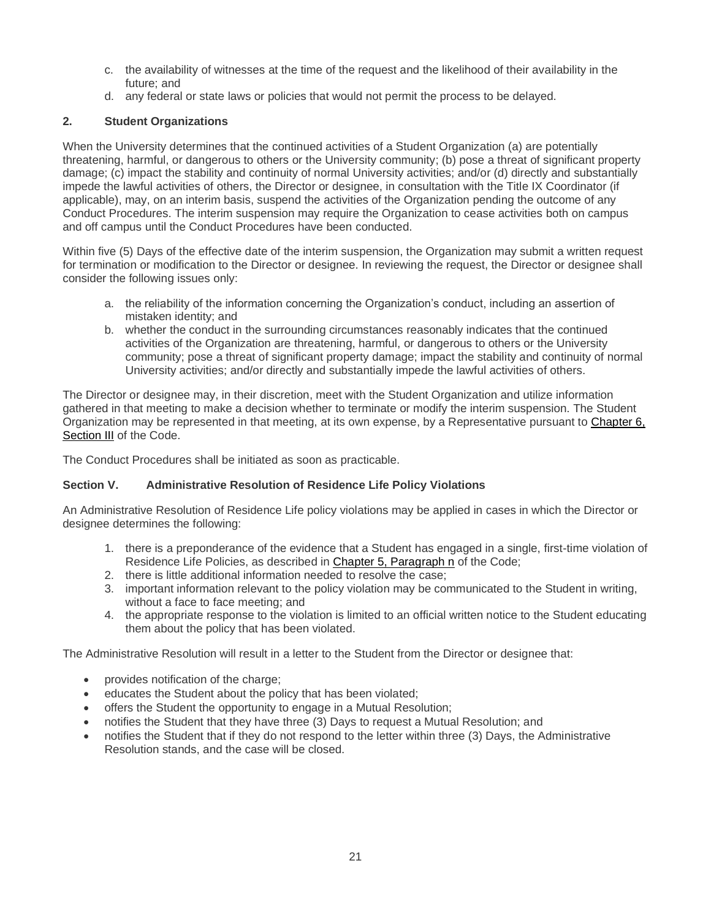c. the availability of witnesses at the time of the request and the likelihood of their availability in the future; and
d. any federal or state laws or policies that would not permit the process to be delayed.

**2. Student Organizations**

When the University determines that the continued activities of a Student Organization (a) are potentially threatening, harmful, or dangerous to others or the University community; (b) pose a threat of significant property damage; (c) impact the stability and continuity of normal University activities; and/or (d) directly and substantially impede the lawful activities of others, the Director or designee, in consultation with the Title IX Coordinator (if applicable), may, on an interim basis, suspend the activities of the Organization pending the outcome of any Conduct Procedures. The interim suspension may require the Organization to cease activities both on campus and off campus until the Conduct Procedures have been conducted.

Within five (5) Days of the effective date of the interim suspension, the Organization may submit a written request for termination or modification to the Director or designee. In reviewing the request, the Director or designee shall consider the following issues only:

a. the reliability of the information concerning the Organization's conduct, including an assertion of mistaken identity; and
b. whether the conduct in the surrounding circumstances reasonably indicates that the continued activities of the Organization are threatening, harmful, or dangerous to others or the University community; pose a threat of significant property damage; impact the stability and continuity of normal University activities; and/or directly and substantially impede the lawful activities of others.

The Director or designee may, in their discretion, meet with the Student Organization and utilize information gathered in that meeting to make a decision whether to terminate or modify the interim suspension. The Student Organization may be represented in that meeting, at its own expense, by a Representative pursuant to Chapter 6, Section III of the Code.

The Conduct Procedures shall be initiated as soon as practicable.

### Section V. Administrative Resolution of Residence Life Policy Violations

An Administrative Resolution of Residence Life policy violations may be applied in cases in which the Director or designee determines the following:

1. there is a preponderance of the evidence that a Student has engaged in a single, first-time violation of Residence Life Policies, as described in Chapter 5, Paragraph n of the Code;
2. there is little additional information needed to resolve the case;
3. important information relevant to the policy violation may be communicated to the Student in writing, without a face to face meeting; and
4. the appropriate response to the violation is limited to an official written notice to the Student educating them about the policy that has been violated.

The Administrative Resolution will result in a letter to the Student from the Director or designee that:

- provides notification of the charge;
- educates the Student about the policy that has been violated;
- offers the Student the opportunity to engage in a Mutual Resolution;
- notifies the Student that they have three (3) Days to request a Mutual Resolution; and
- notifies the Student that if they do not respond to the letter within three (3) Days, the Administrative Resolution stands, and the case will be closed.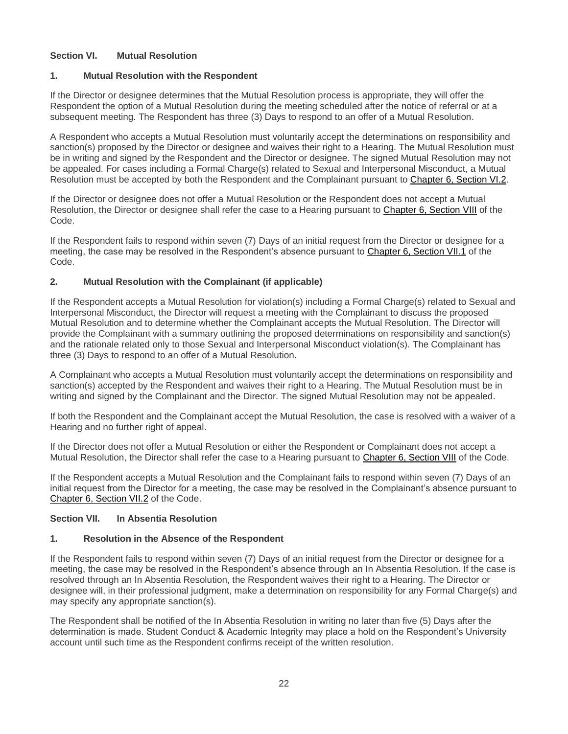## Section VI. Mutual Resolution

### 1. Mutual Resolution with the Respondent

If the Director or designee determines that the Mutual Resolution process is appropriate, they will offer the Respondent the option of a Mutual Resolution during the meeting scheduled after the notice of referral or at a subsequent meeting. The Respondent has three (3) Days to respond to an offer of a Mutual Resolution.

A Respondent who accepts a Mutual Resolution must voluntarily accept the determinations on responsibility and sanction(s) proposed by the Director or designee and waives their right to a Hearing. The Mutual Resolution must be in writing and signed by the Respondent and the Director or designee. The signed Mutual Resolution may not be appealed. For cases including a Formal Charge(s) related to Sexual and Interpersonal Misconduct, a Mutual Resolution must be accepted by both the Respondent and the Complainant pursuant to Chapter 6, Section VI.2.

If the Director or designee does not offer a Mutual Resolution or the Respondent does not accept a Mutual Resolution, the Director or designee shall refer the case to a Hearing pursuant to Chapter 6, Section VIII of the Code.

If the Respondent fails to respond within seven (7) Days of an initial request from the Director or designee for a meeting, the case may be resolved in the Respondent's absence pursuant to Chapter 6, Section VII.1 of the Code.

### 2. Mutual Resolution with the Complainant (if applicable)

If the Respondent accepts a Mutual Resolution for violation(s) including a Formal Charge(s) related to Sexual and Interpersonal Misconduct, the Director will request a meeting with the Complainant to discuss the proposed Mutual Resolution and to determine whether the Complainant accepts the Mutual Resolution. The Director will provide the Complainant with a summary outlining the proposed determinations on responsibility and sanction(s) and the rationale related only to those Sexual and Interpersonal Misconduct violation(s). The Complainant has three (3) Days to respond to an offer of a Mutual Resolution.

A Complainant who accepts a Mutual Resolution must voluntarily accept the determinations on responsibility and sanction(s) accepted by the Respondent and waives their right to a Hearing. The Mutual Resolution must be in writing and signed by the Complainant and the Director. The signed Mutual Resolution may not be appealed.

If both the Respondent and the Complainant accept the Mutual Resolution, the case is resolved with a waiver of a Hearing and no further right of appeal.

If the Director does not offer a Mutual Resolution or either the Respondent or Complainant does not accept a Mutual Resolution, the Director shall refer the case to a Hearing pursuant to Chapter 6, Section VIII of the Code.

If the Respondent accepts a Mutual Resolution and the Complainant fails to respond within seven (7) Days of an initial request from the Director for a meeting, the case may be resolved in the Complainant's absence pursuant to Chapter 6, Section VII.2 of the Code.

## Section VII. In Absentia Resolution

### 1. Resolution in the Absence of the Respondent

If the Respondent fails to respond within seven (7) Days of an initial request from the Director or designee for a meeting, the case may be resolved in the Respondent's absence through an In Absentia Resolution. If the case is resolved through an In Absentia Resolution, the Respondent waives their right to a Hearing. The Director or designee will, in their professional judgment, make a determination on responsibility for any Formal Charge(s) and may specify any appropriate sanction(s).

The Respondent shall be notified of the In Absentia Resolution in writing no later than five (5) Days after the determination is made. Student Conduct & Academic Integrity may place a hold on the Respondent's University account until such time as the Respondent confirms receipt of the written resolution.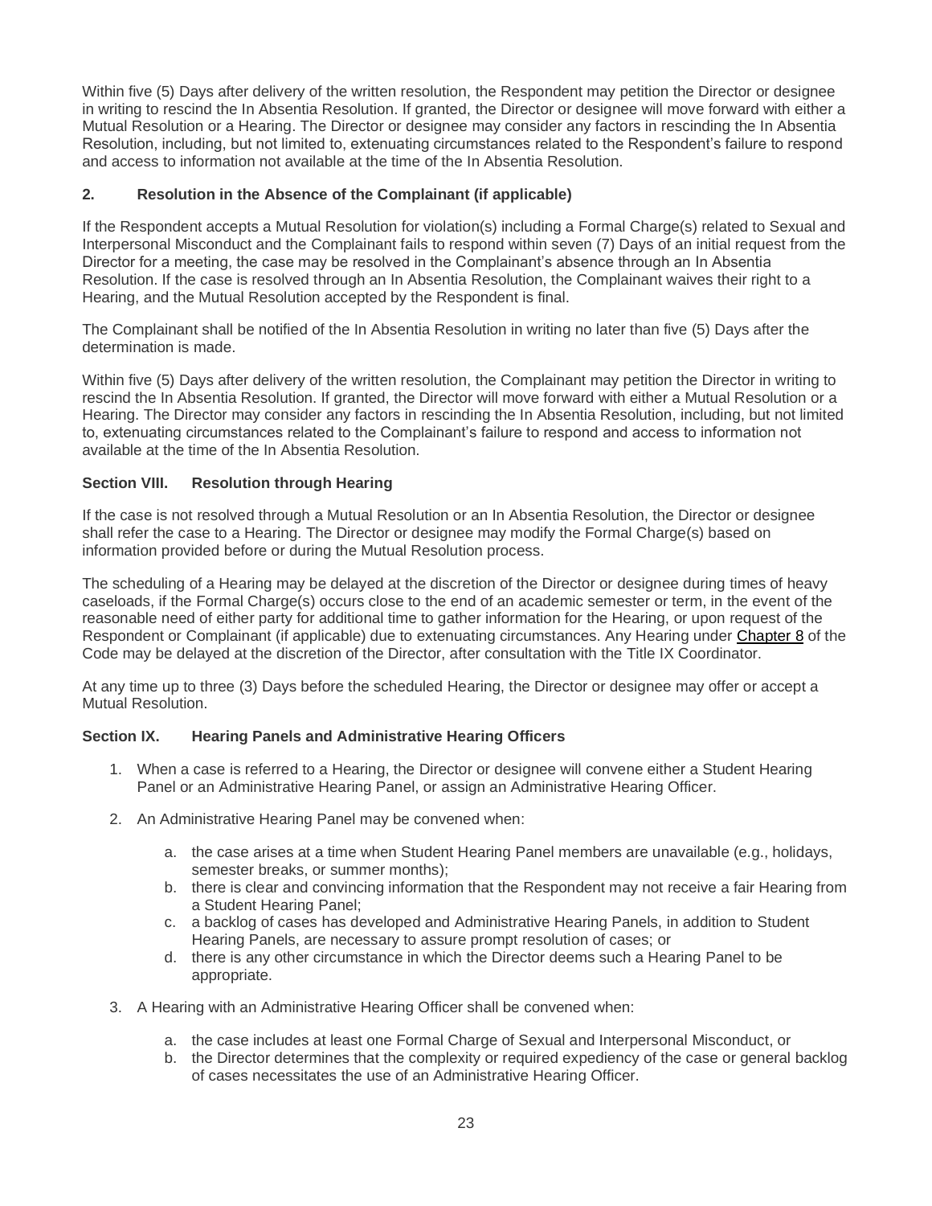Within five (5) Days after delivery of the written resolution, the Respondent may petition the Director or designee in writing to rescind the In Absentia Resolution. If granted, the Director or designee will move forward with either a Mutual Resolution or a Hearing. The Director or designee may consider any factors in rescinding the In Absentia Resolution, including, but not limited to, extenuating circumstances related to the Respondent's failure to respond and access to information not available at the time of the In Absentia Resolution.

### 2. Resolution in the Absence of the Complainant (if applicable)

If the Respondent accepts a Mutual Resolution for violation(s) including a Formal Charge(s) related to Sexual and Interpersonal Misconduct and the Complainant fails to respond within seven (7) Days of an initial request from the Director for a meeting, the case may be resolved in the Complainant's absence through an In Absentia Resolution. If the case is resolved through an In Absentia Resolution, the Complainant waives their right to a Hearing, and the Mutual Resolution accepted by the Respondent is final.

The Complainant shall be notified of the In Absentia Resolution in writing no later than five (5) Days after the determination is made.

Within five (5) Days after delivery of the written resolution, the Complainant may petition the Director in writing to rescind the In Absentia Resolution. If granted, the Director will move forward with either a Mutual Resolution or a Hearing. The Director may consider any factors in rescinding the In Absentia Resolution, including, but not limited to, extenuating circumstances related to the Complainant's failure to respond and access to information not available at the time of the In Absentia Resolution.

## Section VIII. Resolution through Hearing

If the case is not resolved through a Mutual Resolution or an In Absentia Resolution, the Director or designee shall refer the case to a Hearing. The Director or designee may modify the Formal Charge(s) based on information provided before or during the Mutual Resolution process.

The scheduling of a Hearing may be delayed at the discretion of the Director or designee during times of heavy caseloads, if the Formal Charge(s) occurs close to the end of an academic semester or term, in the event of the reasonable need of either party for additional time to gather information for the Hearing, or upon request of the Respondent or Complainant (if applicable) due to extenuating circumstances. Any Hearing under Chapter 8 of the Code may be delayed at the discretion of the Director, after consultation with the Title IX Coordinator.

At any time up to three (3) Days before the scheduled Hearing, the Director or designee may offer or accept a Mutual Resolution.

## Section IX. Hearing Panels and Administrative Hearing Officers

1. When a case is referred to a Hearing, the Director or designee will convene either a Student Hearing Panel or an Administrative Hearing Panel, or assign an Administrative Hearing Officer.
2. An Administrative Hearing Panel may be convened when:
   a. the case arises at a time when Student Hearing Panel members are unavailable (e.g., holidays, semester breaks, or summer months);
   b. there is clear and convincing information that the Respondent may not receive a fair Hearing from a Student Hearing Panel;
   c. a backlog of cases has developed and Administrative Hearing Panels, in addition to Student Hearing Panels, are necessary to assure prompt resolution of cases; or
   d. there is any other circumstance in which the Director deems such a Hearing Panel to be appropriate.
3. A Hearing with an Administrative Hearing Officer shall be convened when:
   a. the case includes at least one Formal Charge of Sexual and Interpersonal Misconduct, or
   b. the Director determines that the complexity or required expediency of the case or general backlog of cases necessitates the use of an Administrative Hearing Officer.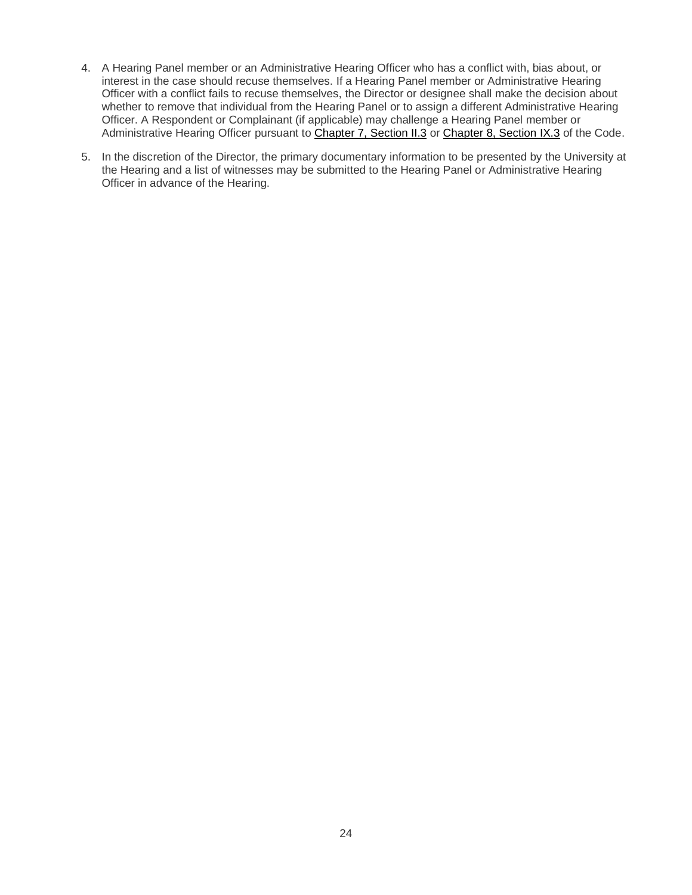4. A Hearing Panel member or an Administrative Hearing Officer who has a conflict with, bias about, or interest in the case should recuse themselves. If a Hearing Panel member or Administrative Hearing Officer with a conflict fails to recuse themselves, the Director or designee shall make the decision about whether to remove that individual from the Hearing Panel or to assign a different Administrative Hearing Officer. A Respondent or Complainant (if applicable) may challenge a Hearing Panel member or Administrative Hearing Officer pursuant to Chapter 7, Section II.3 or Chapter 8, Section IX.3 of the Code.

5. In the discretion of the Director, the primary documentary information to be presented by the University at the Hearing and a list of witnesses may be submitted to the Hearing Panel or Administrative Hearing Officer in advance of the Hearing.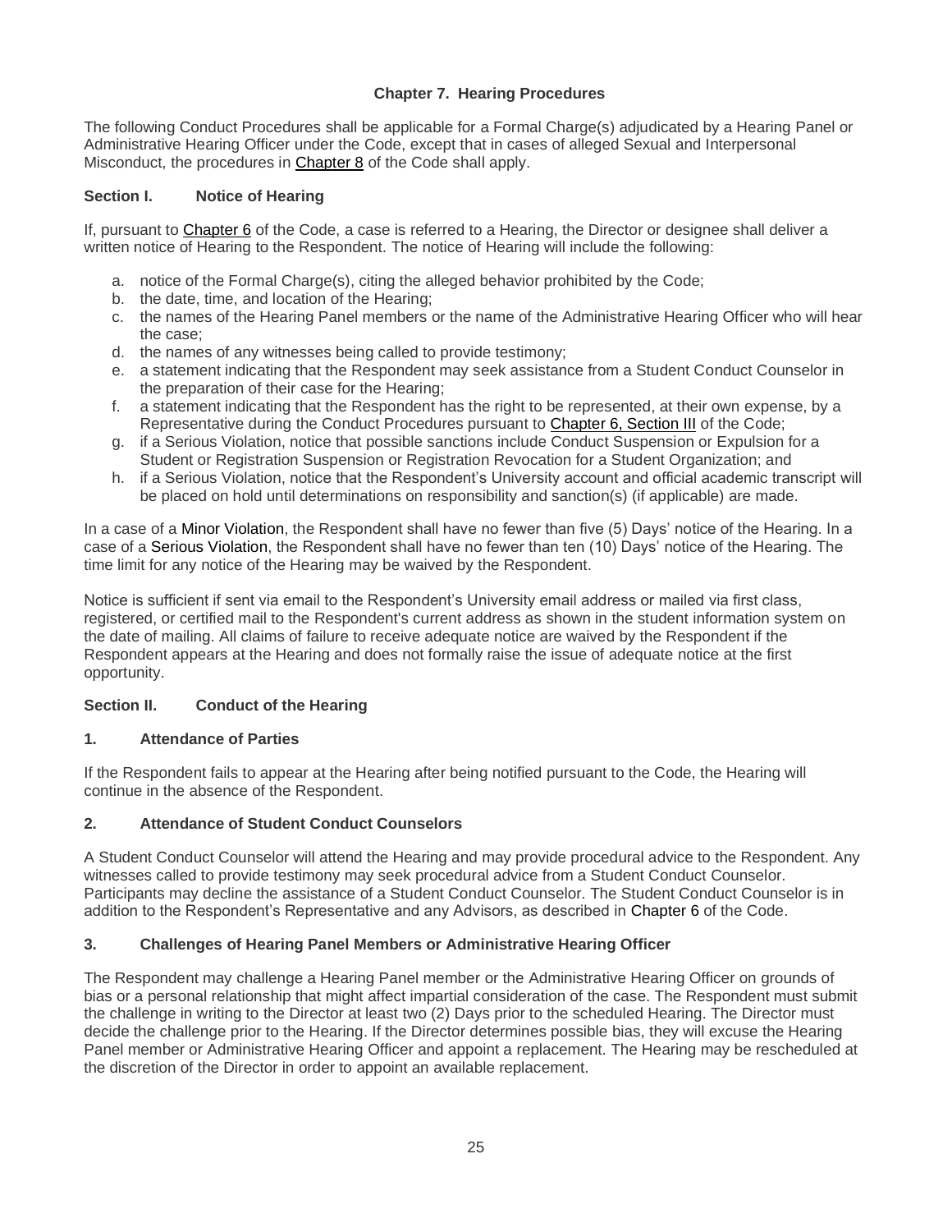# Chapter 7. Hearing Procedures

The following Conduct Procedures shall be applicable for a Formal Charge(s) adjudicated by a Hearing Panel or Administrative Hearing Officer under the Code, except that in cases of alleged Sexual and Interpersonal Misconduct, the procedures in Chapter 8 of the Code shall apply.

## Section I. Notice of Hearing

If, pursuant to Chapter 6 of the Code, a case is referred to a Hearing, the Director or designee shall deliver a written notice of Hearing to the Respondent. The notice of Hearing will include the following:

a. notice of the Formal Charge(s), citing the alleged behavior prohibited by the Code;
b. the date, time, and location of the Hearing;
c. the names of the Hearing Panel members or the name of the Administrative Hearing Officer who will hear the case;
d. the names of any witnesses being called to provide testimony;
e. a statement indicating that the Respondent may seek assistance from a Student Conduct Counselor in the preparation of their case for the Hearing;
f. a statement indicating that the Respondent has the right to be represented, at their own expense, by a Representative during the Conduct Procedures pursuant to Chapter 6, Section III of the Code;
g. if a Serious Violation, notice that possible sanctions include Conduct Suspension or Expulsion for a Student or Registration Suspension or Registration Revocation for a Student Organization; and
h. if a Serious Violation, notice that the Respondent's University account and official academic transcript will be placed on hold until determinations on responsibility and sanction(s) (if applicable) are made.

In a case of a Minor Violation, the Respondent shall have no fewer than five (5) Days' notice of the Hearing. In a case of a Serious Violation, the Respondent shall have no fewer than ten (10) Days' notice of the Hearing. The time limit for any notice of the Hearing may be waived by the Respondent.

Notice is sufficient if sent via email to the Respondent's University email address or mailed via first class, registered, or certified mail to the Respondent's current address as shown in the student information system on the date of mailing. All claims of failure to receive adequate notice are waived by the Respondent if the Respondent appears at the Hearing and does not formally raise the issue of adequate notice at the first opportunity.

## Section II. Conduct of the Hearing

### 1. Attendance of Parties

If the Respondent fails to appear at the Hearing after being notified pursuant to the Code, the Hearing will continue in the absence of the Respondent.

### 2. Attendance of Student Conduct Counselors

A Student Conduct Counselor will attend the Hearing and may provide procedural advice to the Respondent. Any witnesses called to provide testimony may seek procedural advice from a Student Conduct Counselor. Participants may decline the assistance of a Student Conduct Counselor. The Student Conduct Counselor is in addition to the Respondent's Representative and any Advisors, as described in Chapter 6 of the Code.

### 3. Challenges of Hearing Panel Members or Administrative Hearing Officer

The Respondent may challenge a Hearing Panel member or the Administrative Hearing Officer on grounds of bias or a personal relationship that might affect impartial consideration of the case. The Respondent must submit the challenge in writing to the Director at least two (2) Days prior to the scheduled Hearing. The Director must decide the challenge prior to the Hearing. If the Director determines possible bias, they will excuse the Hearing Panel member or Administrative Hearing Officer and appoint a replacement. The Hearing may be rescheduled at the discretion of the Director in order to appoint an available replacement.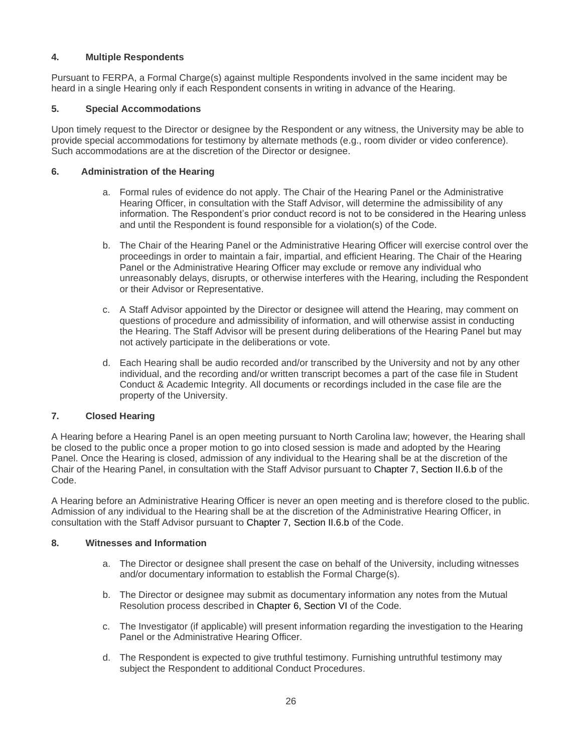### 4. Multiple Respondents

Pursuant to FERPA, a Formal Charge(s) against multiple Respondents involved in the same incident may be heard in a single Hearing only if each Respondent consents in writing in advance of the Hearing.

### 5. Special Accommodations

Upon timely request to the Director or designee by the Respondent or any witness, the University may be able to provide special accommodations for testimony by alternate methods (e.g., room divider or video conference). Such accommodations are at the discretion of the Director or designee.

### 6. Administration of the Hearing

a. Formal rules of evidence do not apply. The Chair of the Hearing Panel or the Administrative Hearing Officer, in consultation with the Staff Advisor, will determine the admissibility of any information. The Respondent's prior conduct record is not to be considered in the Hearing unless and until the Respondent is found responsible for a violation(s) of the Code.

b. The Chair of the Hearing Panel or the Administrative Hearing Officer will exercise control over the proceedings in order to maintain a fair, impartial, and efficient Hearing. The Chair of the Hearing Panel or the Administrative Hearing Officer may exclude or remove any individual who unreasonably delays, disrupts, or otherwise interferes with the Hearing, including the Respondent or their Advisor or Representative.

c. A Staff Advisor appointed by the Director or designee will attend the Hearing, may comment on questions of procedure and admissibility of information, and will otherwise assist in conducting the Hearing. The Staff Advisor will be present during deliberations of the Hearing Panel but may not actively participate in the deliberations or vote.

d. Each Hearing shall be audio recorded and/or transcribed by the University and not by any other individual, and the recording and/or written transcript becomes a part of the case file in Student Conduct & Academic Integrity. All documents or recordings included in the case file are the property of the University.

### 7. Closed Hearing

A Hearing before a Hearing Panel is an open meeting pursuant to North Carolina law; however, the Hearing shall be closed to the public once a proper motion to go into closed session is made and adopted by the Hearing Panel. Once the Hearing is closed, admission of any individual to the Hearing shall be at the discretion of the Chair of the Hearing Panel, in consultation with the Staff Advisor pursuant to Chapter 7, Section II.6.b of the Code.

A Hearing before an Administrative Hearing Officer is never an open meeting and is therefore closed to the public. Admission of any individual to the Hearing shall be at the discretion of the Administrative Hearing Officer, in consultation with the Staff Advisor pursuant to Chapter 7, Section II.6.b of the Code.

### 8. Witnesses and Information

a. The Director or designee shall present the case on behalf of the University, including witnesses and/or documentary information to establish the Formal Charge(s).

b. The Director or designee may submit as documentary information any notes from the Mutual Resolution process described in Chapter 6, Section VI of the Code.

c. The Investigator (if applicable) will present information regarding the investigation to the Hearing Panel or the Administrative Hearing Officer.

d. The Respondent is expected to give truthful testimony. Furnishing untruthful testimony may subject the Respondent to additional Conduct Procedures.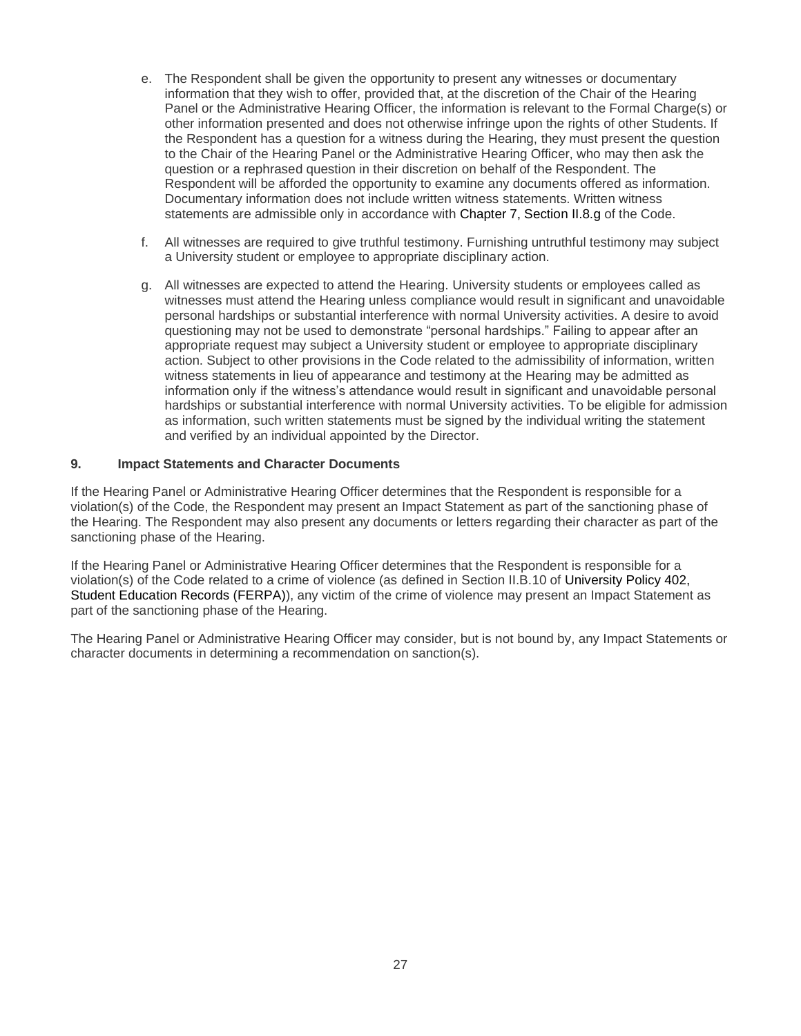e. The Respondent shall be given the opportunity to present any witnesses or documentary information that they wish to offer, provided that, at the discretion of the Chair of the Hearing Panel or the Administrative Hearing Officer, the information is relevant to the Formal Charge(s) or other information presented and does not otherwise infringe upon the rights of other Students. If the Respondent has a question for a witness during the Hearing, they must present the question to the Chair of the Hearing Panel or the Administrative Hearing Officer, who may then ask the question or a rephrased question in their discretion on behalf of the Respondent. The Respondent will be afforded the opportunity to examine any documents offered as information. Documentary information does not include written witness statements. Written witness statements are admissible only in accordance with Chapter 7, Section II.8.g of the Code.

f. All witnesses are required to give truthful testimony. Furnishing untruthful testimony may subject a University student or employee to appropriate disciplinary action.

g. All witnesses are expected to attend the Hearing. University students or employees called as witnesses must attend the Hearing unless compliance would result in significant and unavoidable personal hardships or substantial interference with normal University activities. A desire to avoid questioning may not be used to demonstrate "personal hardships." Failing to appear after an appropriate request may subject a University student or employee to appropriate disciplinary action. Subject to other provisions in the Code related to the admissibility of information, written witness statements in lieu of appearance and testimony at the Hearing may be admitted as information only if the witness's attendance would result in significant and unavoidable personal hardships or substantial interference with normal University activities. To be eligible for admission as information, such written statements must be signed by the individual writing the statement and verified by an individual appointed by the Director.

### 9. Impact Statements and Character Documents

If the Hearing Panel or Administrative Hearing Officer determines that the Respondent is responsible for a violation(s) of the Code, the Respondent may present an Impact Statement as part of the sanctioning phase of the Hearing. The Respondent may also present any documents or letters regarding their character as part of the sanctioning phase of the Hearing.

If the Hearing Panel or Administrative Hearing Officer determines that the Respondent is responsible for a violation(s) of the Code related to a crime of violence (as defined in Section II.B.10 of University Policy 402, Student Education Records (FERPA)), any victim of the crime of violence may present an Impact Statement as part of the sanctioning phase of the Hearing.

The Hearing Panel or Administrative Hearing Officer may consider, but is not bound by, any Impact Statements or character documents in determining a recommendation on sanction(s).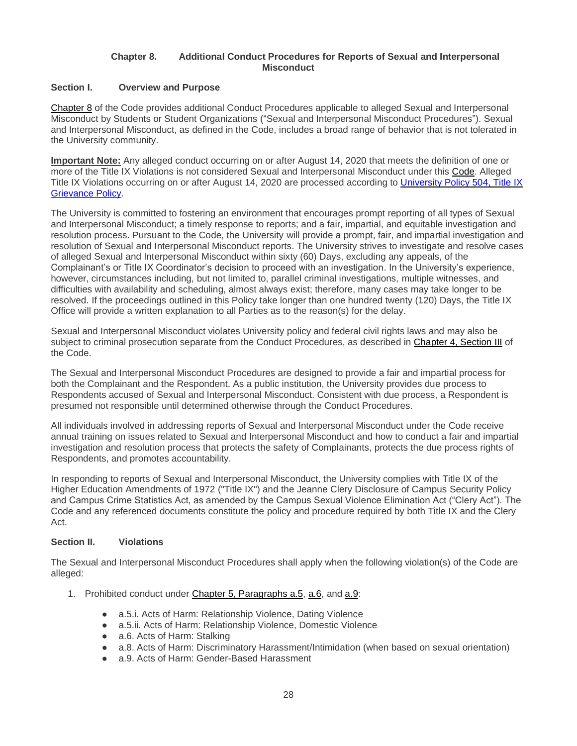## Chapter 8. Additional Conduct Procedures for Reports of Sexual and Interpersonal Misconduct

### Section I. Overview and Purpose

Chapter 8 of the Code provides additional Conduct Procedures applicable to alleged Sexual and Interpersonal Misconduct by Students or Student Organizations ("Sexual and Interpersonal Misconduct Procedures"). Sexual and Interpersonal Misconduct, as defined in the Code, includes a broad range of behavior that is not tolerated in the University community.

**Important Note:** Any alleged conduct occurring on or after August 14, 2020 that meets the definition of one or more of the Title IX Violations is not considered Sexual and Interpersonal Misconduct under this Code. Alleged Title IX Violations occurring on or after August 14, 2020 are processed according to University Policy 504, Title IX Grievance Policy.

The University is committed to fostering an environment that encourages prompt reporting of all types of Sexual and Interpersonal Misconduct; a timely response to reports; and a fair, impartial, and equitable investigation and resolution process. Pursuant to the Code, the University will provide a prompt, fair, and impartial investigation and resolution of Sexual and Interpersonal Misconduct reports. The University strives to investigate and resolve cases of alleged Sexual and Interpersonal Misconduct within sixty (60) Days, excluding any appeals, of the Complainant's or Title IX Coordinator's decision to proceed with an investigation. In the University's experience, however, circumstances including, but not limited to, parallel criminal investigations, multiple witnesses, and difficulties with availability and scheduling, almost always exist; therefore, many cases may take longer to be resolved. If the proceedings outlined in this Policy take longer than one hundred twenty (120) Days, the Title IX Office will provide a written explanation to all Parties as to the reason(s) for the delay.

Sexual and Interpersonal Misconduct violates University policy and federal civil rights laws and may also be subject to criminal prosecution separate from the Conduct Procedures, as described in Chapter 4, Section III of the Code.

The Sexual and Interpersonal Misconduct Procedures are designed to provide a fair and impartial process for both the Complainant and the Respondent. As a public institution, the University provides due process to Respondents accused of Sexual and Interpersonal Misconduct. Consistent with due process, a Respondent is presumed not responsible until determined otherwise through the Conduct Procedures.

All individuals involved in addressing reports of Sexual and Interpersonal Misconduct under the Code receive annual training on issues related to Sexual and Interpersonal Misconduct and how to conduct a fair and impartial investigation and resolution process that protects the safety of Complainants, protects the due process rights of Respondents, and promotes accountability.

In responding to reports of Sexual and Interpersonal Misconduct, the University complies with Title IX of the Higher Education Amendments of 1972 ("Title IX") and the Jeanne Clery Disclosure of Campus Security Policy and Campus Crime Statistics Act, as amended by the Campus Sexual Violence Elimination Act ("Clery Act"). The Code and any referenced documents constitute the policy and procedure required by both Title IX and the Clery Act.

### Section II. Violations

The Sexual and Interpersonal Misconduct Procedures shall apply when the following violation(s) of the Code are alleged:

1. Prohibited conduct under Chapter 5, Paragraphs a.5, a.6, and a.9:
   - a.5.i. Acts of Harm: Relationship Violence, Dating Violence
   - a.5.ii. Acts of Harm: Relationship Violence, Domestic Violence
   - a.6. Acts of Harm: Stalking
   - a.8. Acts of Harm: Discriminatory Harassment/Intimidation (when based on sexual orientation)
   - a.9. Acts of Harm: Gender-Based Harassment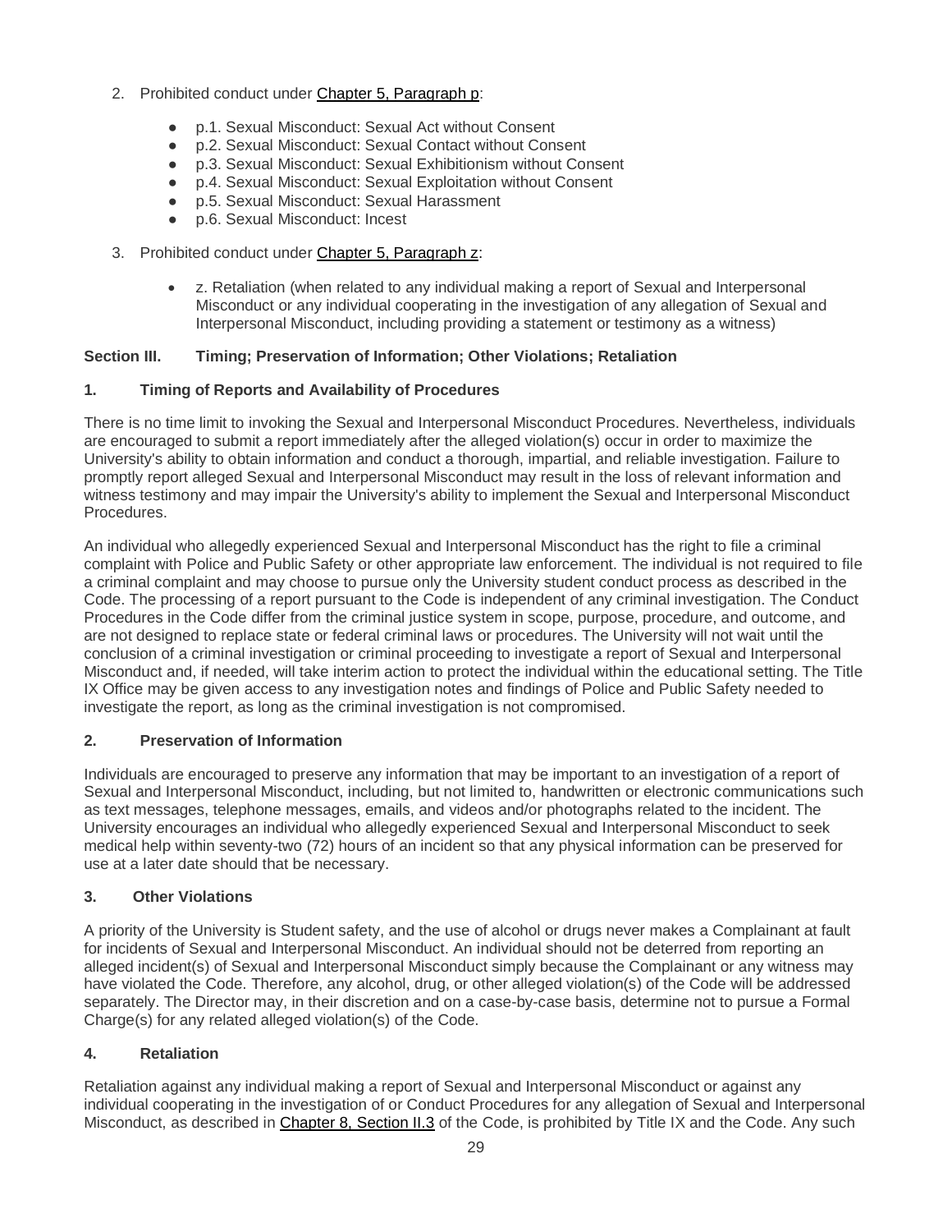2. Prohibited conduct under [Chapter 5, Paragraph p]:

    - p.1. Sexual Misconduct: Sexual Act without Consent
    - p.2. Sexual Misconduct: Sexual Contact without Consent
    - p.3. Sexual Misconduct: Sexual Exhibitionism without Consent
    - p.4. Sexual Misconduct: Sexual Exploitation without Consent
    - p.5. Sexual Misconduct: Sexual Harassment
    - p.6. Sexual Misconduct: Incest

3. Prohibited conduct under [Chapter 5, Paragraph z]:

    - z. Retaliation (when related to any individual making a report of Sexual and Interpersonal Misconduct or any individual cooperating in the investigation of any allegation of Sexual and Interpersonal Misconduct, including providing a statement or testimony as a witness)

## Section III. Timing; Preservation of Information; Other Violations; Retaliation

### 1. Timing of Reports and Availability of Procedures

There is no time limit to invoking the Sexual and Interpersonal Misconduct Procedures. Nevertheless, individuals are encouraged to submit a report immediately after the alleged violation(s) occur in order to maximize the University's ability to obtain information and conduct a thorough, impartial, and reliable investigation. Failure to promptly report alleged Sexual and Interpersonal Misconduct may result in the loss of relevant information and witness testimony and may impair the University's ability to implement the Sexual and Interpersonal Misconduct Procedures.

An individual who allegedly experienced Sexual and Interpersonal Misconduct has the right to file a criminal complaint with Police and Public Safety or other appropriate law enforcement. The individual is not required to file a criminal complaint and may choose to pursue only the University student conduct process as described in the Code. The processing of a report pursuant to the Code is independent of any criminal investigation. The Conduct Procedures in the Code differ from the criminal justice system in scope, purpose, procedure, and outcome, and are not designed to replace state or federal criminal laws or procedures. The University will not wait until the conclusion of a criminal investigation or criminal proceeding to investigate a report of Sexual and Interpersonal Misconduct and, if needed, will take interim action to protect the individual within the educational setting. The Title IX Office may be given access to any investigation notes and findings of Police and Public Safety needed to investigate the report, as long as the criminal investigation is not compromised.

### 2. Preservation of Information

Individuals are encouraged to preserve any information that may be important to an investigation of a report of Sexual and Interpersonal Misconduct, including, but not limited to, handwritten or electronic communications such as text messages, telephone messages, emails, and videos and/or photographs related to the incident. The University encourages an individual who allegedly experienced Sexual and Interpersonal Misconduct to seek medical help within seventy-two (72) hours of an incident so that any physical information can be preserved for use at a later date should that be necessary.

### 3. Other Violations

A priority of the University is Student safety, and the use of alcohol or drugs never makes a Complainant at fault for incidents of Sexual and Interpersonal Misconduct. An individual should not be deterred from reporting an alleged incident(s) of Sexual and Interpersonal Misconduct simply because the Complainant or any witness may have violated the Code. Therefore, any alcohol, drug, or other alleged violation(s) of the Code will be addressed separately. The Director may, in their discretion and on a case-by-case basis, determine not to pursue a Formal Charge(s) for any related alleged violation(s) of the Code.

### 4. Retaliation

Retaliation against any individual making a report of Sexual and Interpersonal Misconduct or against any individual cooperating in the investigation of or Conduct Procedures for any allegation of Sexual and Interpersonal Misconduct, as described in [Chapter 8, Section II.3] of the Code, is prohibited by Title IX and the Code. Any such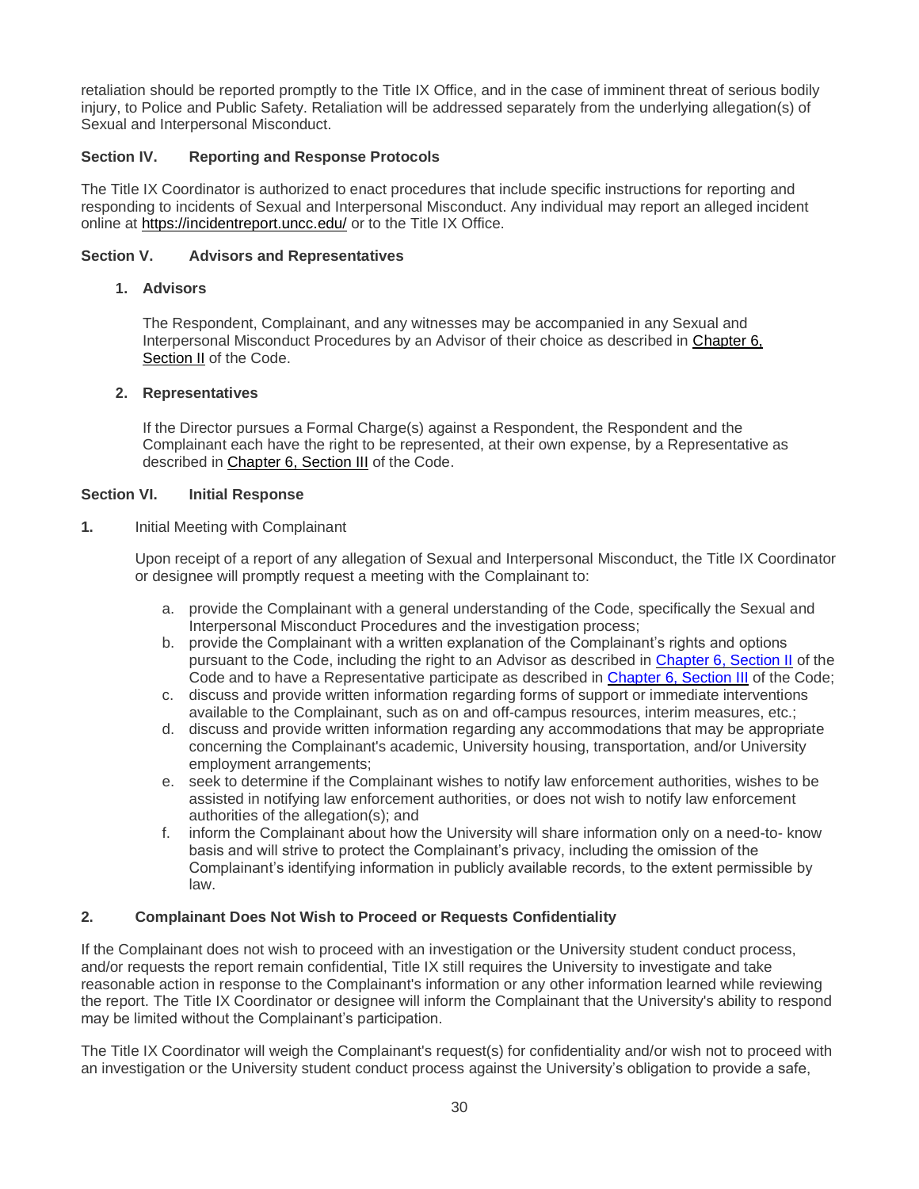retaliation should be reported promptly to the Title IX Office, and in the case of imminent threat of serious bodily injury, to Police and Public Safety. Retaliation will be addressed separately from the underlying allegation(s) of Sexual and Interpersonal Misconduct.

### Section IV. Reporting and Response Protocols

The Title IX Coordinator is authorized to enact procedures that include specific instructions for reporting and responding to incidents of Sexual and Interpersonal Misconduct. Any individual may report an alleged incident online at https://incidentreport.uncc.edu/ or to the Title IX Office.

### Section V. Advisors and Representatives

#### 1. Advisors

The Respondent, Complainant, and any witnesses may be accompanied in any Sexual and Interpersonal Misconduct Procedures by an Advisor of their choice as described in Chapter 6, Section II of the Code.

#### 2. Representatives

If the Director pursues a Formal Charge(s) against a Respondent, the Respondent and the Complainant each have the right to be represented, at their own expense, by a Representative as described in Chapter 6, Section III of the Code.

### Section VI. Initial Response

**1.** Initial Meeting with Complainant

Upon receipt of a report of any allegation of Sexual and Interpersonal Misconduct, the Title IX Coordinator or designee will promptly request a meeting with the Complainant to:

a. provide the Complainant with a general understanding of the Code, specifically the Sexual and Interpersonal Misconduct Procedures and the investigation process;
b. provide the Complainant with a written explanation of the Complainant's rights and options pursuant to the Code, including the right to an Advisor as described in Chapter 6, Section II of the Code and to have a Representative participate as described in Chapter 6, Section III of the Code;
c. discuss and provide written information regarding forms of support or immediate interventions available to the Complainant, such as on and off-campus resources, interim measures, etc.;
d. discuss and provide written information regarding any accommodations that may be appropriate concerning the Complainant's academic, University housing, transportation, and/or University employment arrangements;
e. seek to determine if the Complainant wishes to notify law enforcement authorities, wishes to be assisted in notifying law enforcement authorities, or does not wish to notify law enforcement authorities of the allegation(s); and
f. inform the Complainant about how the University will share information only on a need-to- know basis and will strive to protect the Complainant's privacy, including the omission of the Complainant's identifying information in publicly available records, to the extent permissible by law.

#### 2. Complainant Does Not Wish to Proceed or Requests Confidentiality

If the Complainant does not wish to proceed with an investigation or the University student conduct process, and/or requests the report remain confidential, Title IX still requires the University to investigate and take reasonable action in response to the Complainant's information or any other information learned while reviewing the report. The Title IX Coordinator or designee will inform the Complainant that the University's ability to respond may be limited without the Complainant's participation.

The Title IX Coordinator will weigh the Complainant's request(s) for confidentiality and/or wish not to proceed with an investigation or the University student conduct process against the University's obligation to provide a safe,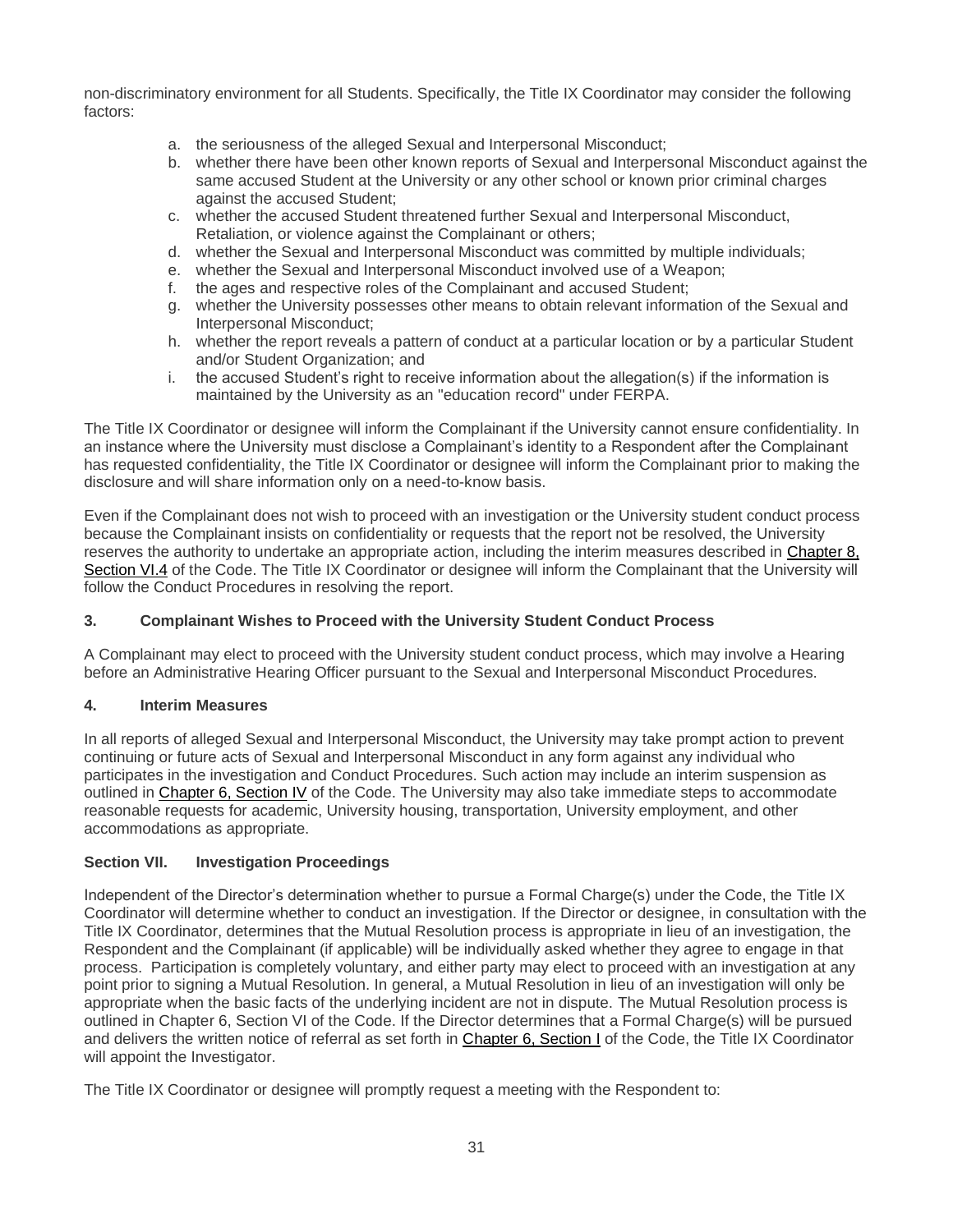non-discriminatory environment for all Students. Specifically, the Title IX Coordinator may consider the following factors:

a. the seriousness of the alleged Sexual and Interpersonal Misconduct;
b. whether there have been other known reports of Sexual and Interpersonal Misconduct against the same accused Student at the University or any other school or known prior criminal charges against the accused Student;
c. whether the accused Student threatened further Sexual and Interpersonal Misconduct, Retaliation, or violence against the Complainant or others;
d. whether the Sexual and Interpersonal Misconduct was committed by multiple individuals;
e. whether the Sexual and Interpersonal Misconduct involved use of a Weapon;
f. the ages and respective roles of the Complainant and accused Student;
g. whether the University possesses other means to obtain relevant information of the Sexual and Interpersonal Misconduct;
h. whether the report reveals a pattern of conduct at a particular location or by a particular Student and/or Student Organization; and
i. the accused Student's right to receive information about the allegation(s) if the information is maintained by the University as an "education record" under FERPA.

The Title IX Coordinator or designee will inform the Complainant if the University cannot ensure confidentiality. In an instance where the University must disclose a Complainant's identity to a Respondent after the Complainant has requested confidentiality, the Title IX Coordinator or designee will inform the Complainant prior to making the disclosure and will share information only on a need-to-know basis.

Even if the Complainant does not wish to proceed with an investigation or the University student conduct process because the Complainant insists on confidentiality or requests that the report not be resolved, the University reserves the authority to undertake an appropriate action, including the interim measures described in Chapter 8, Section VI.4 of the Code. The Title IX Coordinator or designee will inform the Complainant that the University will follow the Conduct Procedures in resolving the report.

### 3. Complainant Wishes to Proceed with the University Student Conduct Process

A Complainant may elect to proceed with the University student conduct process, which may involve a Hearing before an Administrative Hearing Officer pursuant to the Sexual and Interpersonal Misconduct Procedures.

### 4. Interim Measures

In all reports of alleged Sexual and Interpersonal Misconduct, the University may take prompt action to prevent continuing or future acts of Sexual and Interpersonal Misconduct in any form against any individual who participates in the investigation and Conduct Procedures. Such action may include an interim suspension as outlined in Chapter 6, Section IV of the Code. The University may also take immediate steps to accommodate reasonable requests for academic, University housing, transportation, University employment, and other accommodations as appropriate.

## Section VII. Investigation Proceedings

Independent of the Director's determination whether to pursue a Formal Charge(s) under the Code, the Title IX Coordinator will determine whether to conduct an investigation. If the Director or designee, in consultation with the Title IX Coordinator, determines that the Mutual Resolution process is appropriate in lieu of an investigation, the Respondent and the Complainant (if applicable) will be individually asked whether they agree to engage in that process. Participation is completely voluntary, and either party may elect to proceed with an investigation at any point prior to signing a Mutual Resolution. In general, a Mutual Resolution in lieu of an investigation will only be appropriate when the basic facts of the underlying incident are not in dispute. The Mutual Resolution process is outlined in Chapter 6, Section VI of the Code. If the Director determines that a Formal Charge(s) will be pursued and delivers the written notice of referral as set forth in Chapter 6, Section I of the Code, the Title IX Coordinator will appoint the Investigator.

The Title IX Coordinator or designee will promptly request a meeting with the Respondent to: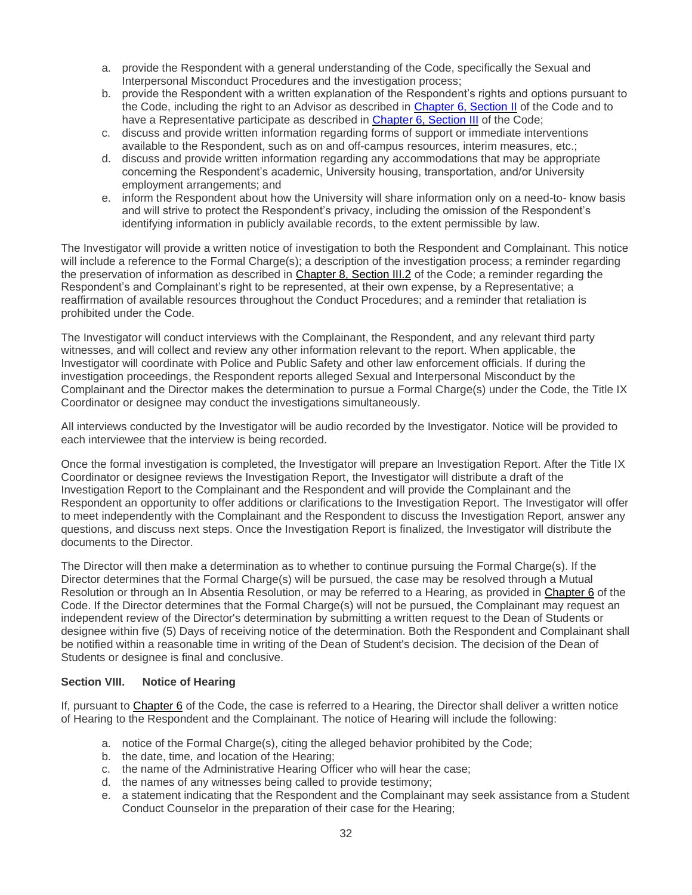a. provide the Respondent with a general understanding of the Code, specifically the Sexual and Interpersonal Misconduct Procedures and the investigation process;
b. provide the Respondent with a written explanation of the Respondent's rights and options pursuant to the Code, including the right to an Advisor as described in Chapter 6, Section II of the Code and to have a Representative participate as described in Chapter 6, Section III of the Code;
c. discuss and provide written information regarding forms of support or immediate interventions available to the Respondent, such as on and off-campus resources, interim measures, etc.;
d. discuss and provide written information regarding any accommodations that may be appropriate concerning the Respondent's academic, University housing, transportation, and/or University employment arrangements; and
e. inform the Respondent about how the University will share information only on a need-to- know basis and will strive to protect the Respondent's privacy, including the omission of the Respondent's identifying information in publicly available records, to the extent permissible by law.

The Investigator will provide a written notice of investigation to both the Respondent and Complainant. This notice will include a reference to the Formal Charge(s); a description of the investigation process; a reminder regarding the preservation of information as described in Chapter 8, Section III.2 of the Code; a reminder regarding the Respondent's and Complainant's right to be represented, at their own expense, by a Representative; a reaffirmation of available resources throughout the Conduct Procedures; and a reminder that retaliation is prohibited under the Code.

The Investigator will conduct interviews with the Complainant, the Respondent, and any relevant third party witnesses, and will collect and review any other information relevant to the report. When applicable, the Investigator will coordinate with Police and Public Safety and other law enforcement officials. If during the investigation proceedings, the Respondent reports alleged Sexual and Interpersonal Misconduct by the Complainant and the Director makes the determination to pursue a Formal Charge(s) under the Code, the Title IX Coordinator or designee may conduct the investigations simultaneously.

All interviews conducted by the Investigator will be audio recorded by the Investigator. Notice will be provided to each interviewee that the interview is being recorded.

Once the formal investigation is completed, the Investigator will prepare an Investigation Report. After the Title IX Coordinator or designee reviews the Investigation Report, the Investigator will distribute a draft of the Investigation Report to the Complainant and the Respondent and will provide the Complainant and the Respondent an opportunity to offer additions or clarifications to the Investigation Report. The Investigator will offer to meet independently with the Complainant and the Respondent to discuss the Investigation Report, answer any questions, and discuss next steps. Once the Investigation Report is finalized, the Investigator will distribute the documents to the Director.

The Director will then make a determination as to whether to continue pursuing the Formal Charge(s). If the Director determines that the Formal Charge(s) will be pursued, the case may be resolved through a Mutual Resolution or through an In Absentia Resolution, or may be referred to a Hearing, as provided in Chapter 6 of the Code. If the Director determines that the Formal Charge(s) will not be pursued, the Complainant may request an independent review of the Director's determination by submitting a written request to the Dean of Students or designee within five (5) Days of receiving notice of the determination. Both the Respondent and Complainant shall be notified within a reasonable time in writing of the Dean of Student's decision. The decision of the Dean of Students or designee is final and conclusive.

### Section VIII. Notice of Hearing

If, pursuant to Chapter 6 of the Code, the case is referred to a Hearing, the Director shall deliver a written notice of Hearing to the Respondent and the Complainant. The notice of Hearing will include the following:

a. notice of the Formal Charge(s), citing the alleged behavior prohibited by the Code;
b. the date, time, and location of the Hearing;
c. the name of the Administrative Hearing Officer who will hear the case;
d. the names of any witnesses being called to provide testimony;
e. a statement indicating that the Respondent and the Complainant may seek assistance from a Student Conduct Counselor in the preparation of their case for the Hearing;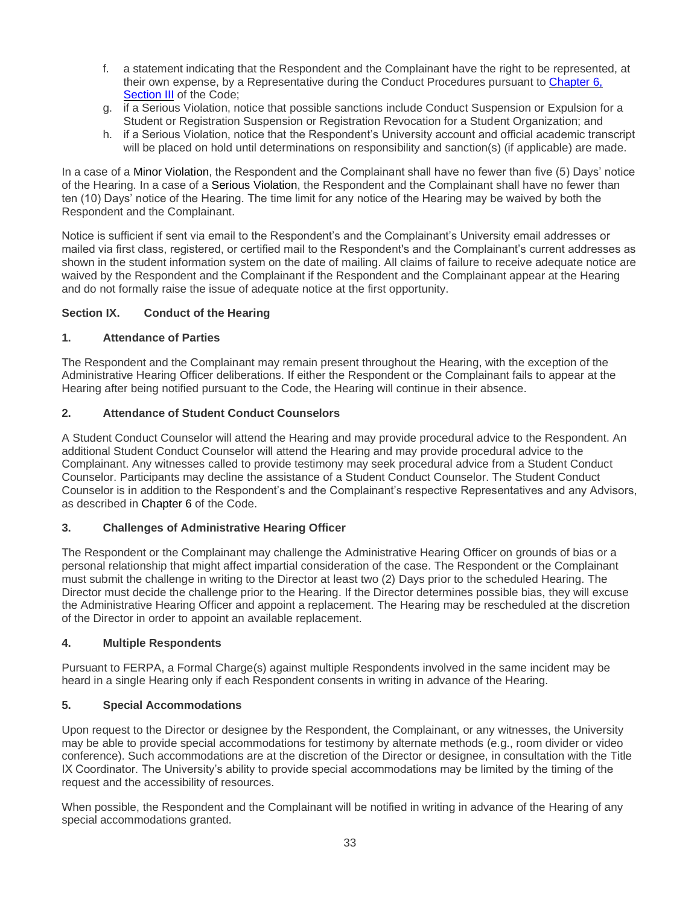f. a statement indicating that the Respondent and the Complainant have the right to be represented, at their own expense, by a Representative during the Conduct Procedures pursuant to Chapter 6, Section III of the Code;
g. if a Serious Violation, notice that possible sanctions include Conduct Suspension or Expulsion for a Student or Registration Suspension or Registration Revocation for a Student Organization; and
h. if a Serious Violation, notice that the Respondent's University account and official academic transcript will be placed on hold until determinations on responsibility and sanction(s) (if applicable) are made.

In a case of a Minor Violation, the Respondent and the Complainant shall have no fewer than five (5) Days' notice of the Hearing. In a case of a Serious Violation, the Respondent and the Complainant shall have no fewer than ten (10) Days' notice of the Hearing. The time limit for any notice of the Hearing may be waived by both the Respondent and the Complainant.

Notice is sufficient if sent via email to the Respondent's and the Complainant's University email addresses or mailed via first class, registered, or certified mail to the Respondent's and the Complainant's current addresses as shown in the student information system on the date of mailing. All claims of failure to receive adequate notice are waived by the Respondent and the Complainant if the Respondent and the Complainant appear at the Hearing and do not formally raise the issue of adequate notice at the first opportunity.

### Section IX. Conduct of the Hearing

#### 1. Attendance of Parties

The Respondent and the Complainant may remain present throughout the Hearing, with the exception of the Administrative Hearing Officer deliberations. If either the Respondent or the Complainant fails to appear at the Hearing after being notified pursuant to the Code, the Hearing will continue in their absence.

#### 2. Attendance of Student Conduct Counselors

A Student Conduct Counselor will attend the Hearing and may provide procedural advice to the Respondent. An additional Student Conduct Counselor will attend the Hearing and may provide procedural advice to the Complainant. Any witnesses called to provide testimony may seek procedural advice from a Student Conduct Counselor. Participants may decline the assistance of a Student Conduct Counselor. The Student Conduct Counselor is in addition to the Respondent's and the Complainant's respective Representatives and any Advisors, as described in Chapter 6 of the Code.

#### 3. Challenges of Administrative Hearing Officer

The Respondent or the Complainant may challenge the Administrative Hearing Officer on grounds of bias or a personal relationship that might affect impartial consideration of the case. The Respondent or the Complainant must submit the challenge in writing to the Director at least two (2) Days prior to the scheduled Hearing. The Director must decide the challenge prior to the Hearing. If the Director determines possible bias, they will excuse the Administrative Hearing Officer and appoint a replacement. The Hearing may be rescheduled at the discretion of the Director in order to appoint an available replacement.

#### 4. Multiple Respondents

Pursuant to FERPA, a Formal Charge(s) against multiple Respondents involved in the same incident may be heard in a single Hearing only if each Respondent consents in writing in advance of the Hearing.

#### 5. Special Accommodations

Upon request to the Director or designee by the Respondent, the Complainant, or any witnesses, the University may be able to provide special accommodations for testimony by alternate methods (e.g., room divider or video conference). Such accommodations are at the discretion of the Director or designee, in consultation with the Title IX Coordinator. The University's ability to provide special accommodations may be limited by the timing of the request and the accessibility of resources.

When possible, the Respondent and the Complainant will be notified in writing in advance of the Hearing of any special accommodations granted.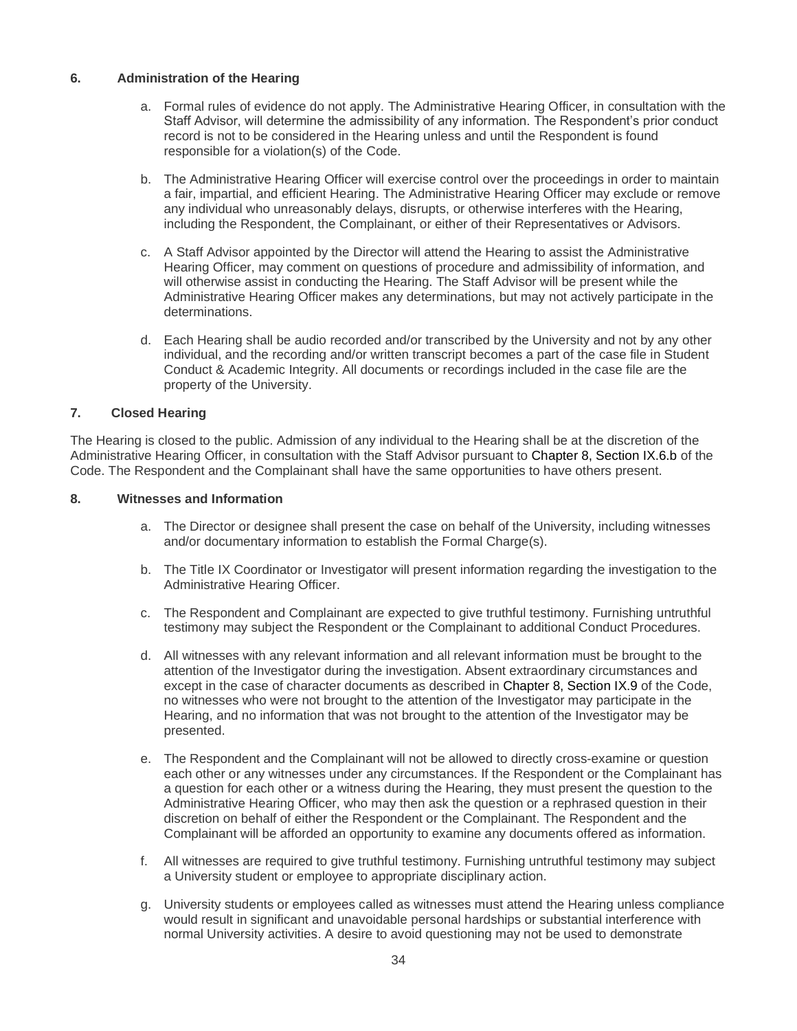### 6. Administration of the Hearing

a. Formal rules of evidence do not apply. The Administrative Hearing Officer, in consultation with the Staff Advisor, will determine the admissibility of any information. The Respondent's prior conduct record is not to be considered in the Hearing unless and until the Respondent is found responsible for a violation(s) of the Code.

b. The Administrative Hearing Officer will exercise control over the proceedings in order to maintain a fair, impartial, and efficient Hearing. The Administrative Hearing Officer may exclude or remove any individual who unreasonably delays, disrupts, or otherwise interferes with the Hearing, including the Respondent, the Complainant, or either of their Representatives or Advisors.

c. A Staff Advisor appointed by the Director will attend the Hearing to assist the Administrative Hearing Officer, may comment on questions of procedure and admissibility of information, and will otherwise assist in conducting the Hearing. The Staff Advisor will be present while the Administrative Hearing Officer makes any determinations, but may not actively participate in the determinations.

d. Each Hearing shall be audio recorded and/or transcribed by the University and not by any other individual, and the recording and/or written transcript becomes a part of the case file in Student Conduct & Academic Integrity. All documents or recordings included in the case file are the property of the University.

### 7. Closed Hearing

The Hearing is closed to the public. Admission of any individual to the Hearing shall be at the discretion of the Administrative Hearing Officer, in consultation with the Staff Advisor pursuant to Chapter 8, Section IX.6.b of the Code. The Respondent and the Complainant shall have the same opportunities to have others present.

### 8. Witnesses and Information

a. The Director or designee shall present the case on behalf of the University, including witnesses and/or documentary information to establish the Formal Charge(s).

b. The Title IX Coordinator or Investigator will present information regarding the investigation to the Administrative Hearing Officer.

c. The Respondent and Complainant are expected to give truthful testimony. Furnishing untruthful testimony may subject the Respondent or the Complainant to additional Conduct Procedures.

d. All witnesses with any relevant information and all relevant information must be brought to the attention of the Investigator during the investigation. Absent extraordinary circumstances and except in the case of character documents as described in Chapter 8, Section IX.9 of the Code, no witnesses who were not brought to the attention of the Investigator may participate in the Hearing, and no information that was not brought to the attention of the Investigator may be presented.

e. The Respondent and the Complainant will not be allowed to directly cross-examine or question each other or any witnesses under any circumstances. If the Respondent or the Complainant has a question for each other or a witness during the Hearing, they must present the question to the Administrative Hearing Officer, who may then ask the question or a rephrased question in their discretion on behalf of either the Respondent or the Complainant. The Respondent and the Complainant will be afforded an opportunity to examine any documents offered as information.

f. All witnesses are required to give truthful testimony. Furnishing untruthful testimony may subject a University student or employee to appropriate disciplinary action.

g. University students or employees called as witnesses must attend the Hearing unless compliance would result in significant and unavoidable personal hardships or substantial interference with normal University activities. A desire to avoid questioning may not be used to demonstrate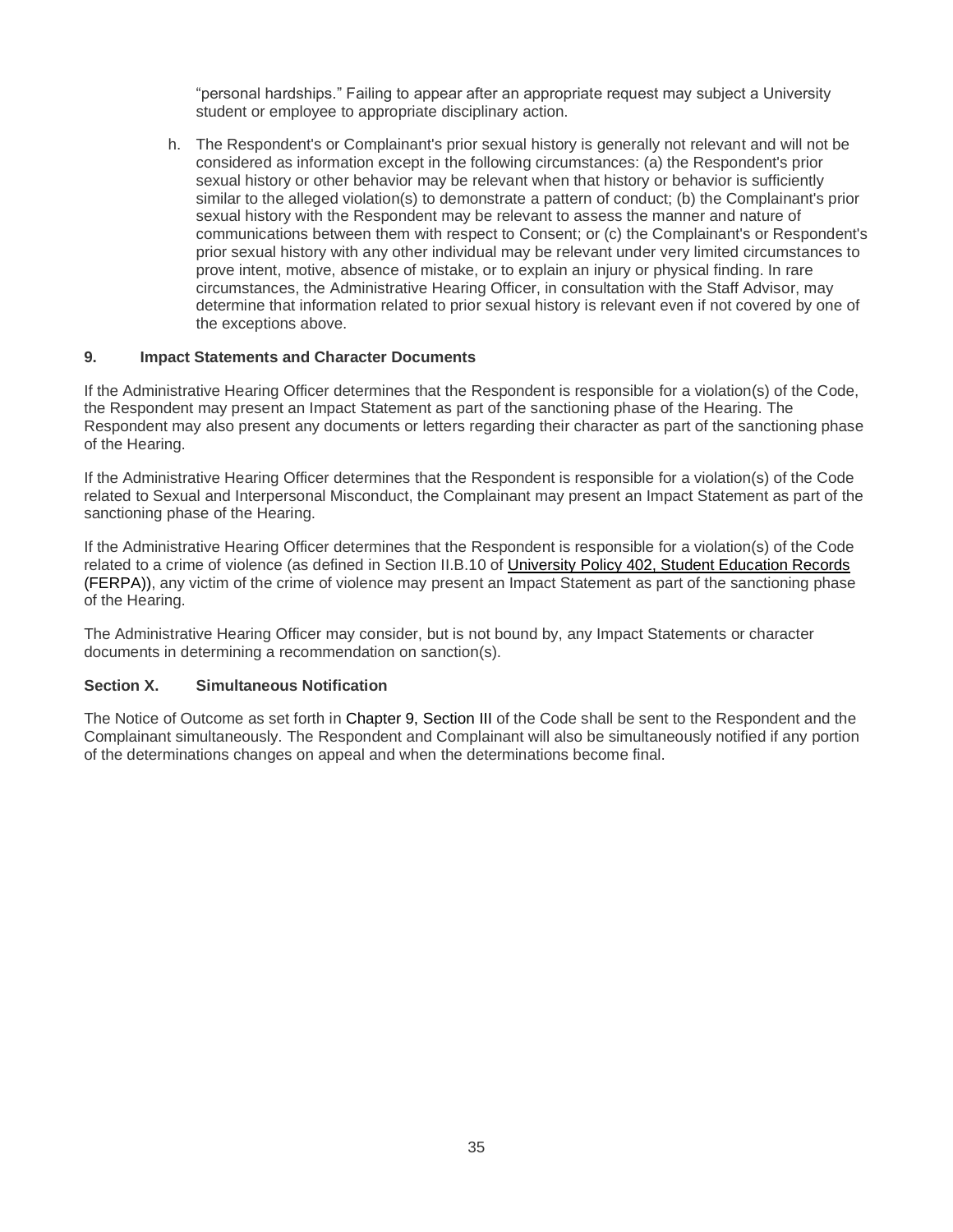"personal hardships." Failing to appear after an appropriate request may subject a University student or employee to appropriate disciplinary action.

h. The Respondent's or Complainant's prior sexual history is generally not relevant and will not be considered as information except in the following circumstances: (a) the Respondent's prior sexual history or other behavior may be relevant when that history or behavior is sufficiently similar to the alleged violation(s) to demonstrate a pattern of conduct; (b) the Complainant's prior sexual history with the Respondent may be relevant to assess the manner and nature of communications between them with respect to Consent; or (c) the Complainant's or Respondent's prior sexual history with any other individual may be relevant under very limited circumstances to prove intent, motive, absence of mistake, or to explain an injury or physical finding. In rare circumstances, the Administrative Hearing Officer, in consultation with the Staff Advisor, may determine that information related to prior sexual history is relevant even if not covered by one of the exceptions above.

### 9. Impact Statements and Character Documents

If the Administrative Hearing Officer determines that the Respondent is responsible for a violation(s) of the Code, the Respondent may present an Impact Statement as part of the sanctioning phase of the Hearing. The Respondent may also present any documents or letters regarding their character as part of the sanctioning phase of the Hearing.

If the Administrative Hearing Officer determines that the Respondent is responsible for a violation(s) of the Code related to Sexual and Interpersonal Misconduct, the Complainant may present an Impact Statement as part of the sanctioning phase of the Hearing.

If the Administrative Hearing Officer determines that the Respondent is responsible for a violation(s) of the Code related to a crime of violence (as defined in Section II.B.10 of University Policy 402, Student Education Records (FERPA)), any victim of the crime of violence may present an Impact Statement as part of the sanctioning phase of the Hearing.

The Administrative Hearing Officer may consider, but is not bound by, any Impact Statements or character documents in determining a recommendation on sanction(s).

## Section X. Simultaneous Notification

The Notice of Outcome as set forth in Chapter 9, Section III of the Code shall be sent to the Respondent and the Complainant simultaneously. The Respondent and Complainant will also be simultaneously notified if any portion of the determinations changes on appeal and when the determinations become final.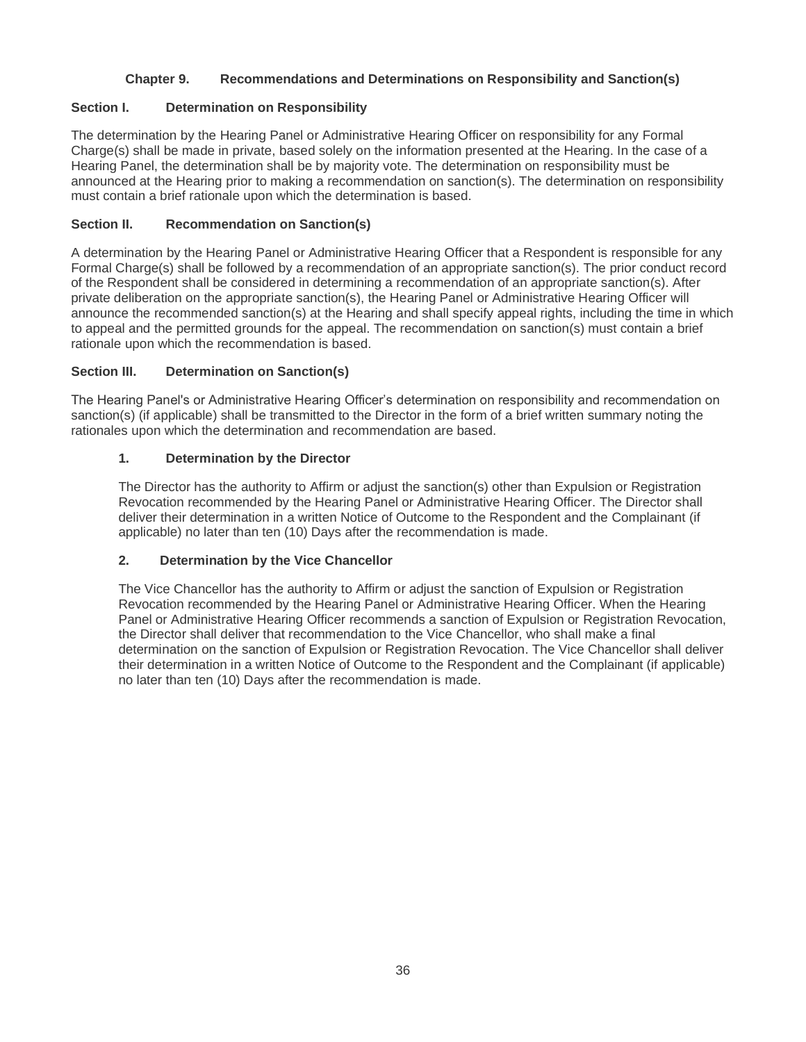# Chapter 9. Recommendations and Determinations on Responsibility and Sanction(s)

## Section I. Determination on Responsibility

The determination by the Hearing Panel or Administrative Hearing Officer on responsibility for any Formal Charge(s) shall be made in private, based solely on the information presented at the Hearing. In the case of a Hearing Panel, the determination shall be by majority vote. The determination on responsibility must be announced at the Hearing prior to making a recommendation on sanction(s). The determination on responsibility must contain a brief rationale upon which the determination is based.

## Section II. Recommendation on Sanction(s)

A determination by the Hearing Panel or Administrative Hearing Officer that a Respondent is responsible for any Formal Charge(s) shall be followed by a recommendation of an appropriate sanction(s). The prior conduct record of the Respondent shall be considered in determining a recommendation of an appropriate sanction(s). After private deliberation on the appropriate sanction(s), the Hearing Panel or Administrative Hearing Officer will announce the recommended sanction(s) at the Hearing and shall specify appeal rights, including the time in which to appeal and the permitted grounds for the appeal. The recommendation on sanction(s) must contain a brief rationale upon which the recommendation is based.

## Section III. Determination on Sanction(s)

The Hearing Panel's or Administrative Hearing Officer's determination on responsibility and recommendation on sanction(s) (if applicable) shall be transmitted to the Director in the form of a brief written summary noting the rationales upon which the determination and recommendation are based.

### 1. Determination by the Director

The Director has the authority to Affirm or adjust the sanction(s) other than Expulsion or Registration Revocation recommended by the Hearing Panel or Administrative Hearing Officer. The Director shall deliver their determination in a written Notice of Outcome to the Respondent and the Complainant (if applicable) no later than ten (10) Days after the recommendation is made.

### 2. Determination by the Vice Chancellor

The Vice Chancellor has the authority to Affirm or adjust the sanction of Expulsion or Registration Revocation recommended by the Hearing Panel or Administrative Hearing Officer. When the Hearing Panel or Administrative Hearing Officer recommends a sanction of Expulsion or Registration Revocation, the Director shall deliver that recommendation to the Vice Chancellor, who shall make a final determination on the sanction of Expulsion or Registration Revocation. The Vice Chancellor shall deliver their determination in a written Notice of Outcome to the Respondent and the Complainant (if applicable) no later than ten (10) Days after the recommendation is made.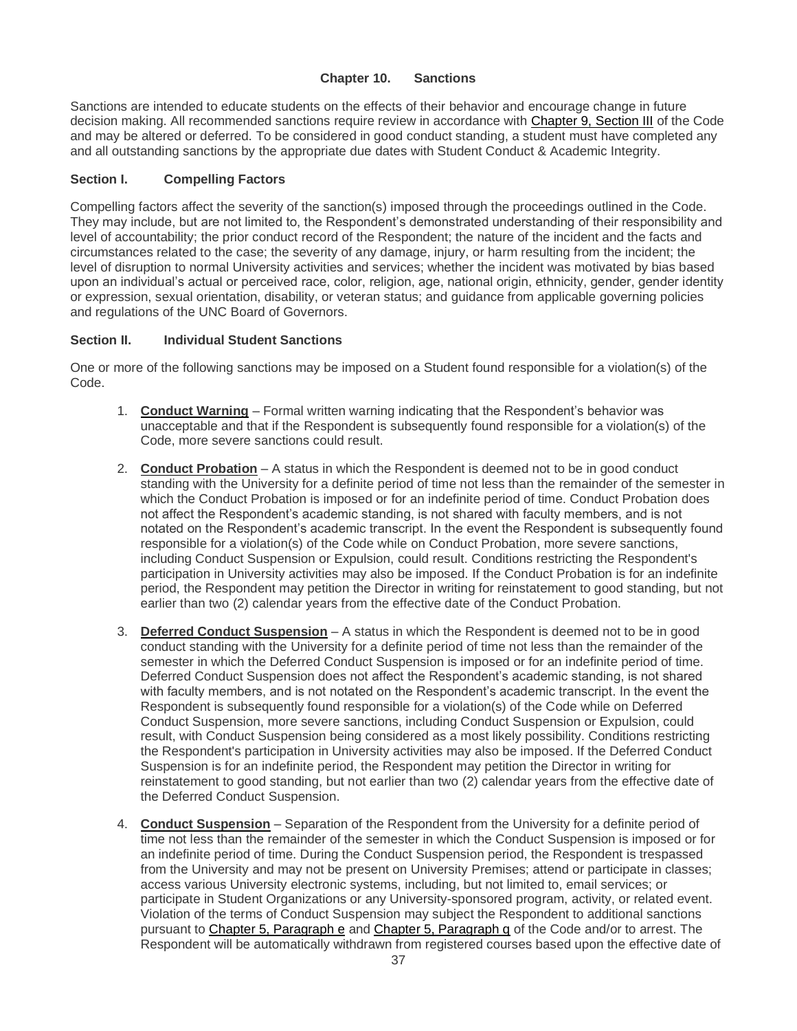## Chapter 10. Sanctions

Sanctions are intended to educate students on the effects of their behavior and encourage change in future decision making. All recommended sanctions require review in accordance with Chapter 9, Section III of the Code and may be altered or deferred. To be considered in good conduct standing, a student must have completed any and all outstanding sanctions by the appropriate due dates with Student Conduct & Academic Integrity.

### Section I. Compelling Factors

Compelling factors affect the severity of the sanction(s) imposed through the proceedings outlined in the Code. They may include, but are not limited to, the Respondent's demonstrated understanding of their responsibility and level of accountability; the prior conduct record of the Respondent; the nature of the incident and the facts and circumstances related to the case; the severity of any damage, injury, or harm resulting from the incident; the level of disruption to normal University activities and services; whether the incident was motivated by bias based upon an individual's actual or perceived race, color, religion, age, national origin, ethnicity, gender, gender identity or expression, sexual orientation, disability, or veteran status; and guidance from applicable governing policies and regulations of the UNC Board of Governors.

### Section II. Individual Student Sanctions

One or more of the following sanctions may be imposed on a Student found responsible for a violation(s) of the Code.

1. **Conduct Warning** – Formal written warning indicating that the Respondent's behavior was unacceptable and that if the Respondent is subsequently found responsible for a violation(s) of the Code, more severe sanctions could result.

2. **Conduct Probation** – A status in which the Respondent is deemed not to be in good conduct standing with the University for a definite period of time not less than the remainder of the semester in which the Conduct Probation is imposed or for an indefinite period of time. Conduct Probation does not affect the Respondent's academic standing, is not shared with faculty members, and is not notated on the Respondent's academic transcript. In the event the Respondent is subsequently found responsible for a violation(s) of the Code while on Conduct Probation, more severe sanctions, including Conduct Suspension or Expulsion, could result. Conditions restricting the Respondent's participation in University activities may also be imposed. If the Conduct Probation is for an indefinite period, the Respondent may petition the Director in writing for reinstatement to good standing, but not earlier than two (2) calendar years from the effective date of the Conduct Probation.

3. **Deferred Conduct Suspension** – A status in which the Respondent is deemed not to be in good conduct standing with the University for a definite period of time not less than the remainder of the semester in which the Deferred Conduct Suspension is imposed or for an indefinite period of time. Deferred Conduct Suspension does not affect the Respondent's academic standing, is not shared with faculty members, and is not notated on the Respondent's academic transcript. In the event the Respondent is subsequently found responsible for a violation(s) of the Code while on Deferred Conduct Suspension, more severe sanctions, including Conduct Suspension or Expulsion, could result, with Conduct Suspension being considered as a most likely possibility. Conditions restricting the Respondent's participation in University activities may also be imposed. If the Deferred Conduct Suspension is for an indefinite period, the Respondent may petition the Director in writing for reinstatement to good standing, but not earlier than two (2) calendar years from the effective date of the Deferred Conduct Suspension.

4. **Conduct Suspension** – Separation of the Respondent from the University for a definite period of time not less than the remainder of the semester in which the Conduct Suspension is imposed or for an indefinite period of time. During the Conduct Suspension period, the Respondent is trespassed from the University and may not be present on University Premises; attend or participate in classes; access various University electronic systems, including, but not limited to, email services; or participate in Student Organizations or any University-sponsored program, activity, or related event. Violation of the terms of Conduct Suspension may subject the Respondent to additional sanctions pursuant to Chapter 5, Paragraph e and Chapter 5, Paragraph q of the Code and/or to arrest. The Respondent will be automatically withdrawn from registered courses based upon the effective date of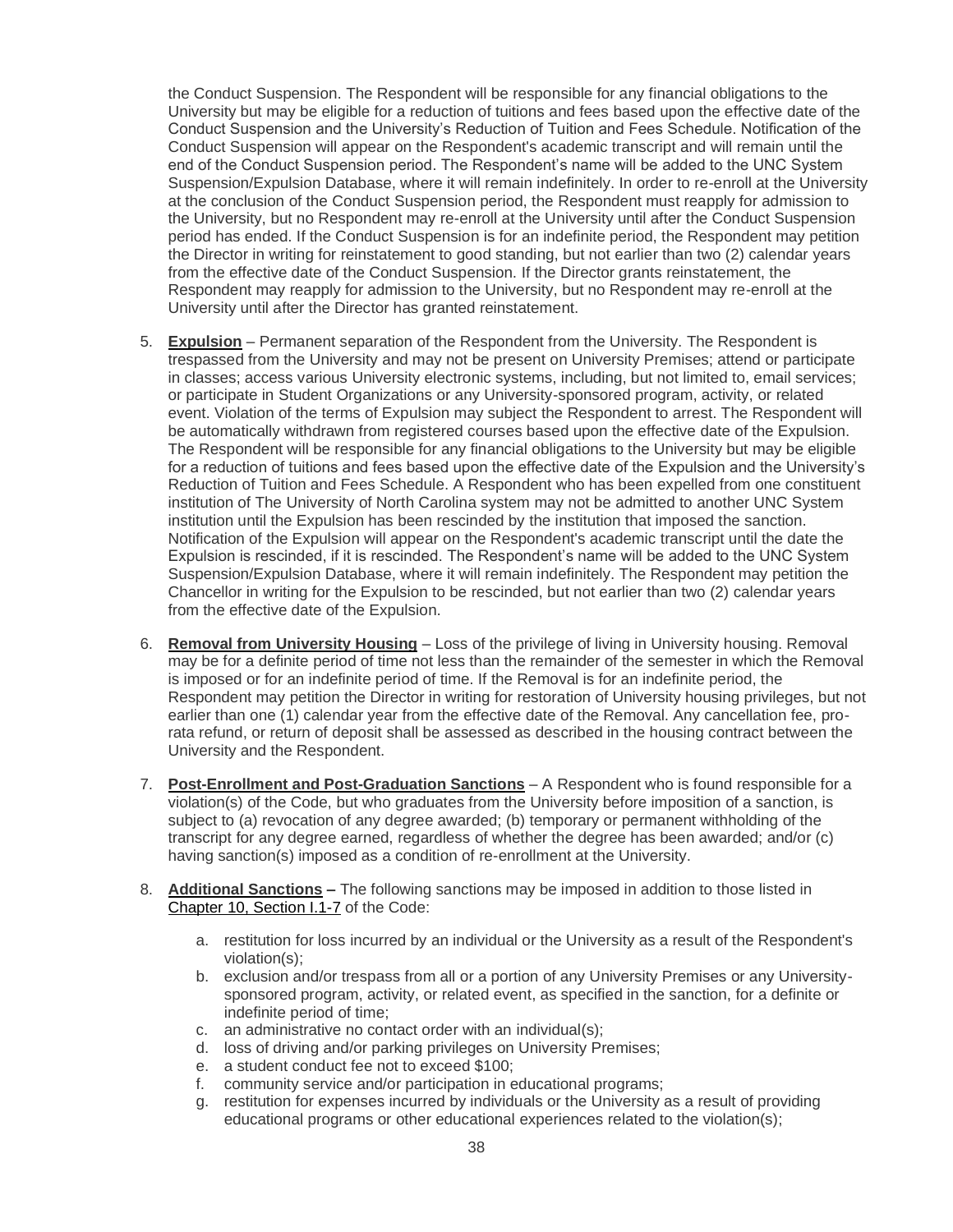the Conduct Suspension. The Respondent will be responsible for any financial obligations to the University but may be eligible for a reduction of tuitions and fees based upon the effective date of the Conduct Suspension and the University's Reduction of Tuition and Fees Schedule. Notification of the Conduct Suspension will appear on the Respondent's academic transcript and will remain until the end of the Conduct Suspension period. The Respondent's name will be added to the UNC System Suspension/Expulsion Database, where it will remain indefinitely. In order to re-enroll at the University at the conclusion of the Conduct Suspension period, the Respondent must reapply for admission to the University, but no Respondent may re-enroll at the University until after the Conduct Suspension period has ended. If the Conduct Suspension is for an indefinite period, the Respondent may petition the Director in writing for reinstatement to good standing, but not earlier than two (2) calendar years from the effective date of the Conduct Suspension. If the Director grants reinstatement, the Respondent may reapply for admission to the University, but no Respondent may re-enroll at the University until after the Director has granted reinstatement.

5. **Expulsion** – Permanent separation of the Respondent from the University. The Respondent is trespassed from the University and may not be present on University Premises; attend or participate in classes; access various University electronic systems, including, but not limited to, email services; or participate in Student Organizations or any University-sponsored program, activity, or related event. Violation of the terms of Expulsion may subject the Respondent to arrest. The Respondent will be automatically withdrawn from registered courses based upon the effective date of the Expulsion. The Respondent will be responsible for any financial obligations to the University but may be eligible for a reduction of tuitions and fees based upon the effective date of the Expulsion and the University's Reduction of Tuition and Fees Schedule. A Respondent who has been expelled from one constituent institution of The University of North Carolina system may not be admitted to another UNC System institution until the Expulsion has been rescinded by the institution that imposed the sanction. Notification of the Expulsion will appear on the Respondent's academic transcript until the date the Expulsion is rescinded, if it is rescinded. The Respondent's name will be added to the UNC System Suspension/Expulsion Database, where it will remain indefinitely. The Respondent may petition the Chancellor in writing for the Expulsion to be rescinded, but not earlier than two (2) calendar years from the effective date of the Expulsion.

6. **Removal from University Housing** – Loss of the privilege of living in University housing. Removal may be for a definite period of time not less than the remainder of the semester in which the Removal is imposed or for an indefinite period of time. If the Removal is for an indefinite period, the Respondent may petition the Director in writing for restoration of University housing privileges, but not earlier than one (1) calendar year from the effective date of the Removal. Any cancellation fee, pro-rata refund, or return of deposit shall be assessed as described in the housing contract between the University and the Respondent.

7. **Post-Enrollment and Post-Graduation Sanctions** – A Respondent who is found responsible for a violation(s) of the Code, but who graduates from the University before imposition of a sanction, is subject to (a) revocation of any degree awarded; (b) temporary or permanent withholding of the transcript for any degree earned, regardless of whether the degree has been awarded; and/or (c) having sanction(s) imposed as a condition of re-enrollment at the University.

8. **Additional Sanctions –** The following sanctions may be imposed in addition to those listed in Chapter 10, Section I.1-7 of the Code:

    a. restitution for loss incurred by an individual or the University as a result of the Respondent's violation(s);
    b. exclusion and/or trespass from all or a portion of any University Premises or any University-sponsored program, activity, or related event, as specified in the sanction, for a definite or indefinite period of time;
    c. an administrative no contact order with an individual(s);
    d. loss of driving and/or parking privileges on University Premises;
    e. a student conduct fee not to exceed $100;
    f. community service and/or participation in educational programs;
    g. restitution for expenses incurred by individuals or the University as a result of providing educational programs or other educational experiences related to the violation(s);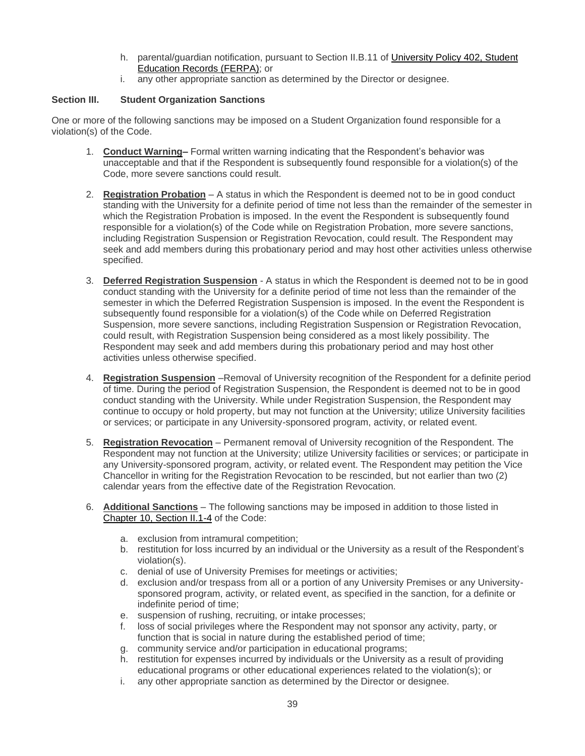h. parental/guardian notification, pursuant to Section II.B.11 of University Policy 402, Student Education Records (FERPA); or
i. any other appropriate sanction as determined by the Director or designee.

**Section III. Student Organization Sanctions**

One or more of the following sanctions may be imposed on a Student Organization found responsible for a violation(s) of the Code.

1. **Conduct Warning–** Formal written warning indicating that the Respondent's behavior was unacceptable and that if the Respondent is subsequently found responsible for a violation(s) of the Code, more severe sanctions could result.

2. **Registration Probation** – A status in which the Respondent is deemed not to be in good conduct standing with the University for a definite period of time not less than the remainder of the semester in which the Registration Probation is imposed. In the event the Respondent is subsequently found responsible for a violation(s) of the Code while on Registration Probation, more severe sanctions, including Registration Suspension or Registration Revocation, could result. The Respondent may seek and add members during this probationary period and may host other activities unless otherwise specified.

3. **Deferred Registration Suspension** - A status in which the Respondent is deemed not to be in good conduct standing with the University for a definite period of time not less than the remainder of the semester in which the Deferred Registration Suspension is imposed. In the event the Respondent is subsequently found responsible for a violation(s) of the Code while on Deferred Registration Suspension, more severe sanctions, including Registration Suspension or Registration Revocation, could result, with Registration Suspension being considered as a most likely possibility. The Respondent may seek and add members during this probationary period and may host other activities unless otherwise specified.

4. **Registration Suspension** –Removal of University recognition of the Respondent for a definite period of time. During the period of Registration Suspension, the Respondent is deemed not to be in good conduct standing with the University. While under Registration Suspension, the Respondent may continue to occupy or hold property, but may not function at the University; utilize University facilities or services; or participate in any University-sponsored program, activity, or related event.

5. **Registration Revocation** – Permanent removal of University recognition of the Respondent. The Respondent may not function at the University; utilize University facilities or services; or participate in any University-sponsored program, activity, or related event. The Respondent may petition the Vice Chancellor in writing for the Registration Revocation to be rescinded, but not earlier than two (2) calendar years from the effective date of the Registration Revocation.

6. **Additional Sanctions** – The following sanctions may be imposed in addition to those listed in Chapter 10, Section II.1-4 of the Code:

   a. exclusion from intramural competition;
   b. restitution for loss incurred by an individual or the University as a result of the Respondent's violation(s).
   c. denial of use of University Premises for meetings or activities;
   d. exclusion and/or trespass from all or a portion of any University Premises or any University-sponsored program, activity, or related event, as specified in the sanction, for a definite or indefinite period of time;
   e. suspension of rushing, recruiting, or intake processes;
   f. loss of social privileges where the Respondent may not sponsor any activity, party, or function that is social in nature during the established period of time;
   g. community service and/or participation in educational programs;
   h. restitution for expenses incurred by individuals or the University as a result of providing educational programs or other educational experiences related to the violation(s); or
   i. any other appropriate sanction as determined by the Director or designee.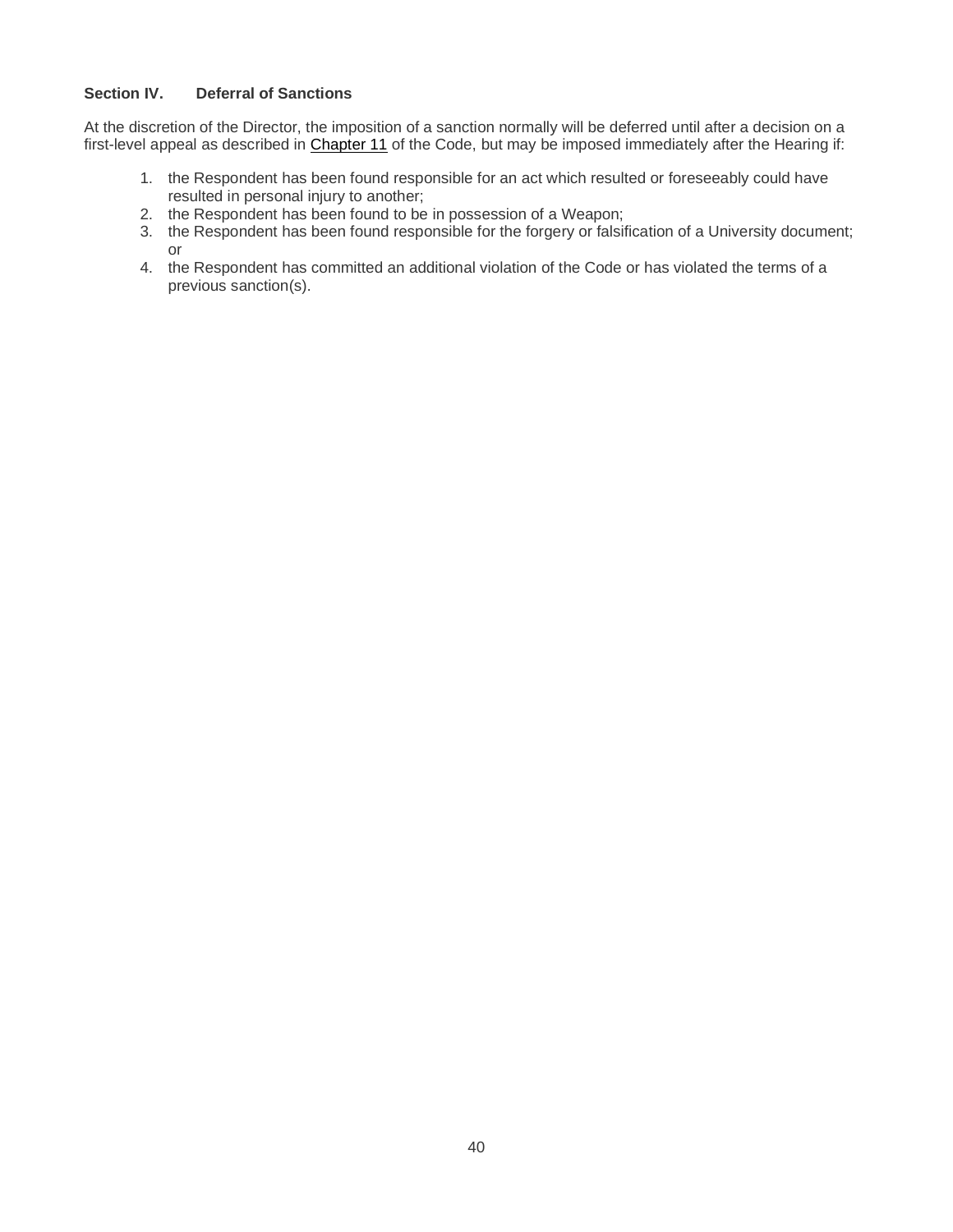### Section IV. Deferral of Sanctions

At the discretion of the Director, the imposition of a sanction normally will be deferred until after a decision on a first-level appeal as described in Chapter 11 of the Code, but may be imposed immediately after the Hearing if:

1. the Respondent has been found responsible for an act which resulted or foreseeably could have resulted in personal injury to another;
2. the Respondent has been found to be in possession of a Weapon;
3. the Respondent has been found responsible for the forgery or falsification of a University document; or
4. the Respondent has committed an additional violation of the Code or has violated the terms of a previous sanction(s).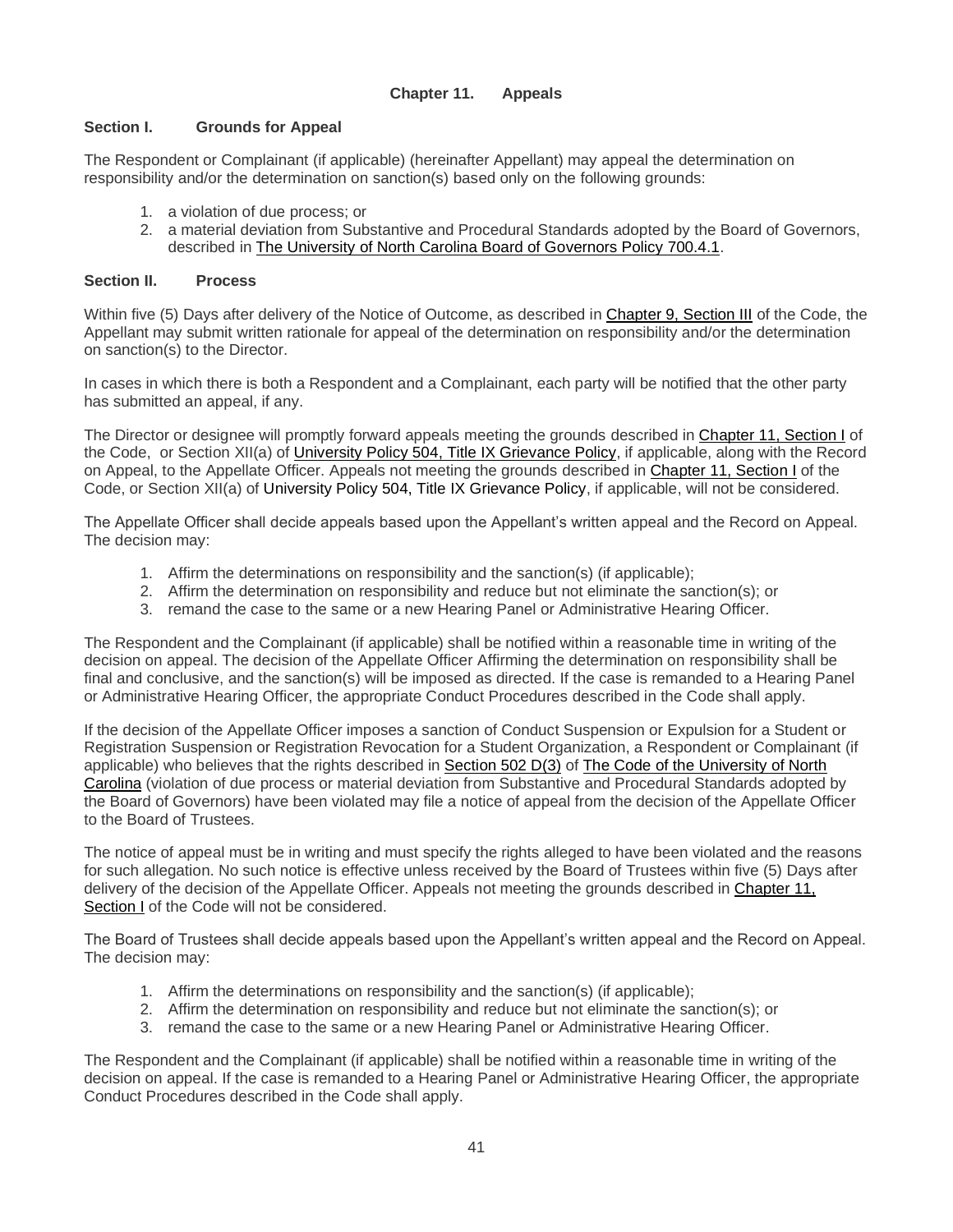## Chapter 11. Appeals

### Section I. Grounds for Appeal

The Respondent or Complainant (if applicable) (hereinafter Appellant) may appeal the determination on responsibility and/or the determination on sanction(s) based only on the following grounds:

1. a violation of due process; or
2. a material deviation from Substantive and Procedural Standards adopted by the Board of Governors, described in The University of North Carolina Board of Governors Policy 700.4.1.

### Section II. Process

Within five (5) Days after delivery of the Notice of Outcome, as described in Chapter 9, Section III of the Code, the Appellant may submit written rationale for appeal of the determination on responsibility and/or the determination on sanction(s) to the Director.

In cases in which there is both a Respondent and a Complainant, each party will be notified that the other party has submitted an appeal, if any.

The Director or designee will promptly forward appeals meeting the grounds described in Chapter 11, Section I of the Code, or Section XII(a) of University Policy 504, Title IX Grievance Policy, if applicable, along with the Record on Appeal, to the Appellate Officer. Appeals not meeting the grounds described in Chapter 11, Section I of the Code, or Section XII(a) of University Policy 504, Title IX Grievance Policy, if applicable, will not be considered.

The Appellate Officer shall decide appeals based upon the Appellant's written appeal and the Record on Appeal. The decision may:

1. Affirm the determinations on responsibility and the sanction(s) (if applicable);
2. Affirm the determination on responsibility and reduce but not eliminate the sanction(s); or
3. remand the case to the same or a new Hearing Panel or Administrative Hearing Officer.

The Respondent and the Complainant (if applicable) shall be notified within a reasonable time in writing of the decision on appeal. The decision of the Appellate Officer Affirming the determination on responsibility shall be final and conclusive, and the sanction(s) will be imposed as directed. If the case is remanded to a Hearing Panel or Administrative Hearing Officer, the appropriate Conduct Procedures described in the Code shall apply.

If the decision of the Appellate Officer imposes a sanction of Conduct Suspension or Expulsion for a Student or Registration Suspension or Registration Revocation for a Student Organization, a Respondent or Complainant (if applicable) who believes that the rights described in Section 502 D(3) of The Code of the University of North Carolina (violation of due process or material deviation from Substantive and Procedural Standards adopted by the Board of Governors) have been violated may file a notice of appeal from the decision of the Appellate Officer to the Board of Trustees.

The notice of appeal must be in writing and must specify the rights alleged to have been violated and the reasons for such allegation. No such notice is effective unless received by the Board of Trustees within five (5) Days after delivery of the decision of the Appellate Officer. Appeals not meeting the grounds described in Chapter 11, Section I of the Code will not be considered.

The Board of Trustees shall decide appeals based upon the Appellant's written appeal and the Record on Appeal. The decision may:

1. Affirm the determinations on responsibility and the sanction(s) (if applicable);
2. Affirm the determination on responsibility and reduce but not eliminate the sanction(s); or
3. remand the case to the same or a new Hearing Panel or Administrative Hearing Officer.

The Respondent and the Complainant (if applicable) shall be notified within a reasonable time in writing of the decision on appeal. If the case is remanded to a Hearing Panel or Administrative Hearing Officer, the appropriate Conduct Procedures described in the Code shall apply.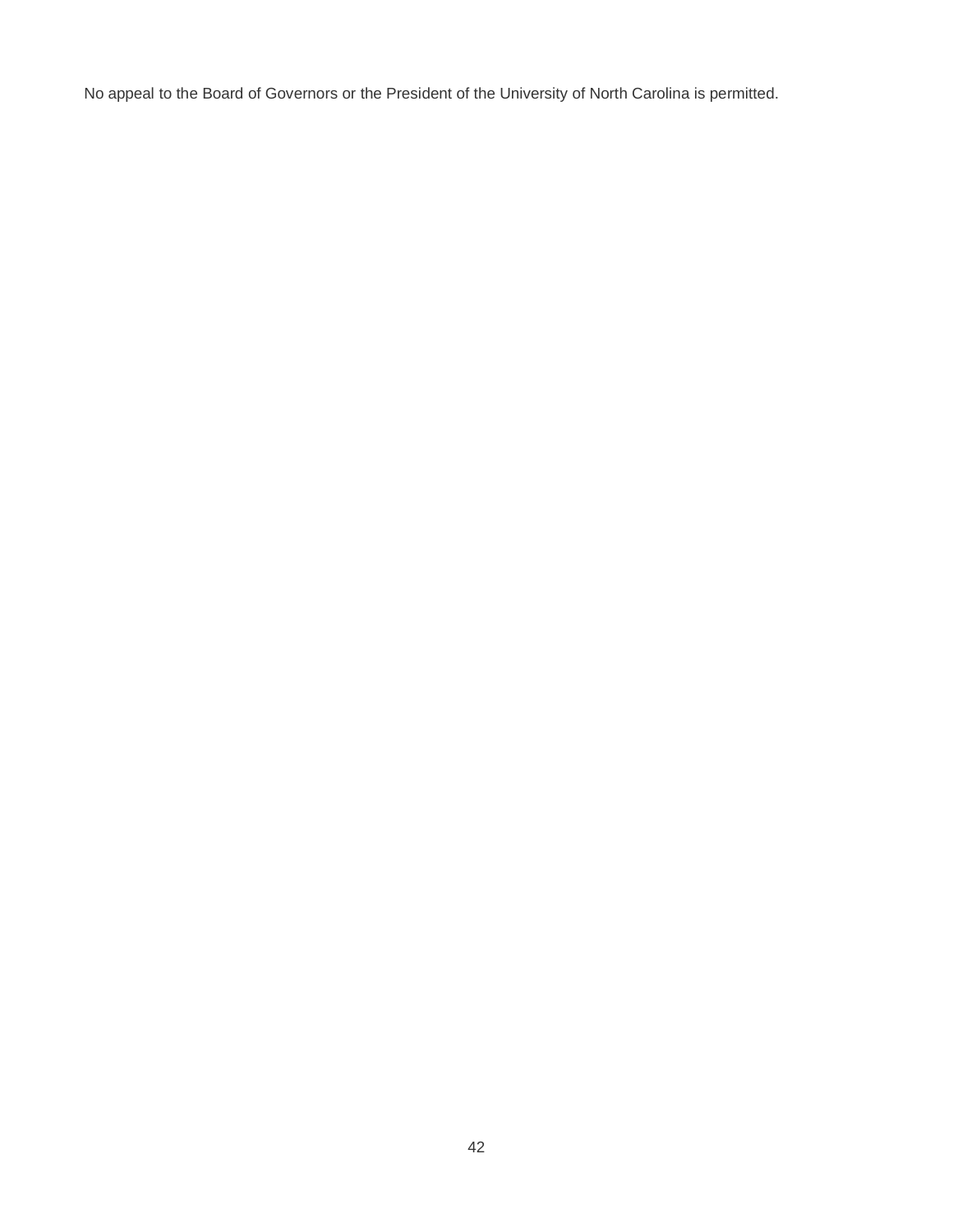No appeal to the Board of Governors or the President of the University of North Carolina is permitted.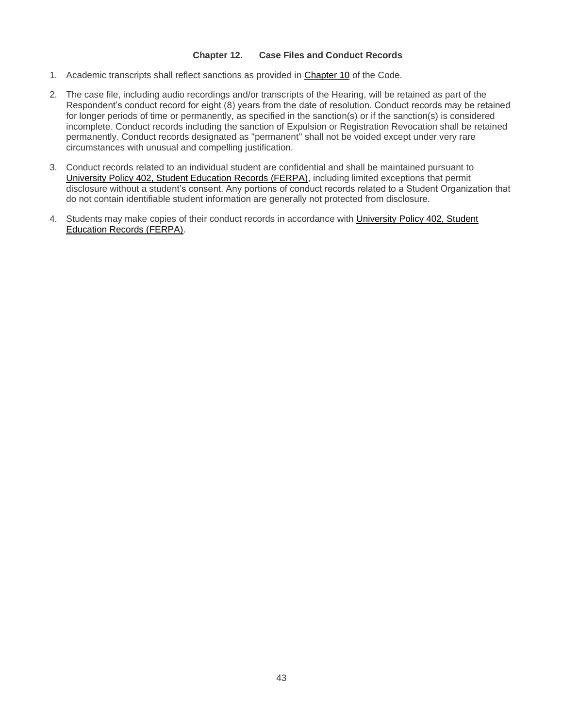## Chapter 12. Case Files and Conduct Records

1. Academic transcripts shall reflect sanctions as provided in Chapter 10 of the Code.

2. The case file, including audio recordings and/or transcripts of the Hearing, will be retained as part of the Respondent's conduct record for eight (8) years from the date of resolution. Conduct records may be retained for longer periods of time or permanently, as specified in the sanction(s) or if the sanction(s) is considered incomplete. Conduct records including the sanction of Expulsion or Registration Revocation shall be retained permanently. Conduct records designated as "permanent" shall not be voided except under very rare circumstances with unusual and compelling justification.

3. Conduct records related to an individual student are confidential and shall be maintained pursuant to University Policy 402, Student Education Records (FERPA), including limited exceptions that permit disclosure without a student's consent. Any portions of conduct records related to a Student Organization that do not contain identifiable student information are generally not protected from disclosure.

4. Students may make copies of their conduct records in accordance with University Policy 402, Student Education Records (FERPA).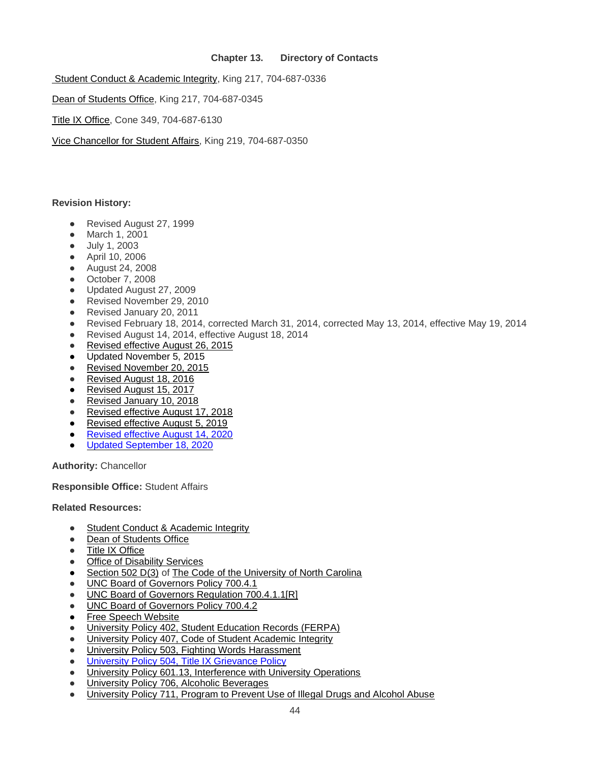## Chapter 13. Directory of Contacts

Student Conduct & Academic Integrity, King 217, 704-687-0336

Dean of Students Office, King 217, 704-687-0345

Title IX Office, Cone 349, 704-687-6130

Vice Chancellor for Student Affairs, King 219, 704-687-0350

**Revision History:**

- Revised August 27, 1999
- March 1, 2001
- July 1, 2003
- April 10, 2006
- August 24, 2008
- October 7, 2008
- Updated August 27, 2009
- Revised November 29, 2010
- Revised January 20, 2011
- Revised February 18, 2014, corrected March 31, 2014, corrected May 13, 2014, effective May 19, 2014
- Revised August 14, 2014, effective August 18, 2014
- Revised effective August 26, 2015
- Updated November 5, 2015
- Revised November 20, 2015
- Revised August 18, 2016
- Revised August 15, 2017
- Revised January 10, 2018
- Revised effective August 17, 2018
- Revised effective August 5, 2019
- Revised effective August 14, 2020
- Updated September 18, 2020

**Authority:** Chancellor

**Responsible Office:** Student Affairs

**Related Resources:**

- Student Conduct & Academic Integrity
- Dean of Students Office
- Title IX Office
- Office of Disability Services
- Section 502 D(3) of The Code of the University of North Carolina
- UNC Board of Governors Policy 700.4.1
- UNC Board of Governors Regulation 700.4.1.1[R]
- UNC Board of Governors Policy 700.4.2
- Free Speech Website
- University Policy 402, Student Education Records (FERPA)
- University Policy 407, Code of Student Academic Integrity
- University Policy 503, Fighting Words Harassment
- University Policy 504, Title IX Grievance Policy
- University Policy 601.13, Interference with University Operations
- University Policy 706, Alcoholic Beverages
- University Policy 711, Program to Prevent Use of Illegal Drugs and Alcohol Abuse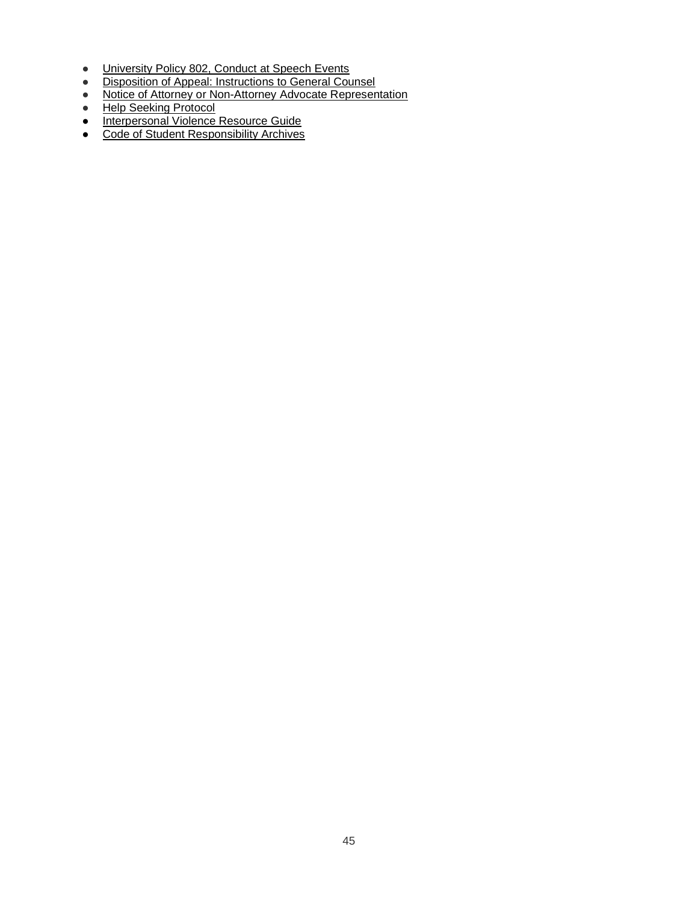- University Policy 802, Conduct at Speech Events
- Disposition of Appeal: Instructions to General Counsel
- Notice of Attorney or Non-Attorney Advocate Representation
- Help Seeking Protocol
- Interpersonal Violence Resource Guide
- Code of Student Responsibility Archives